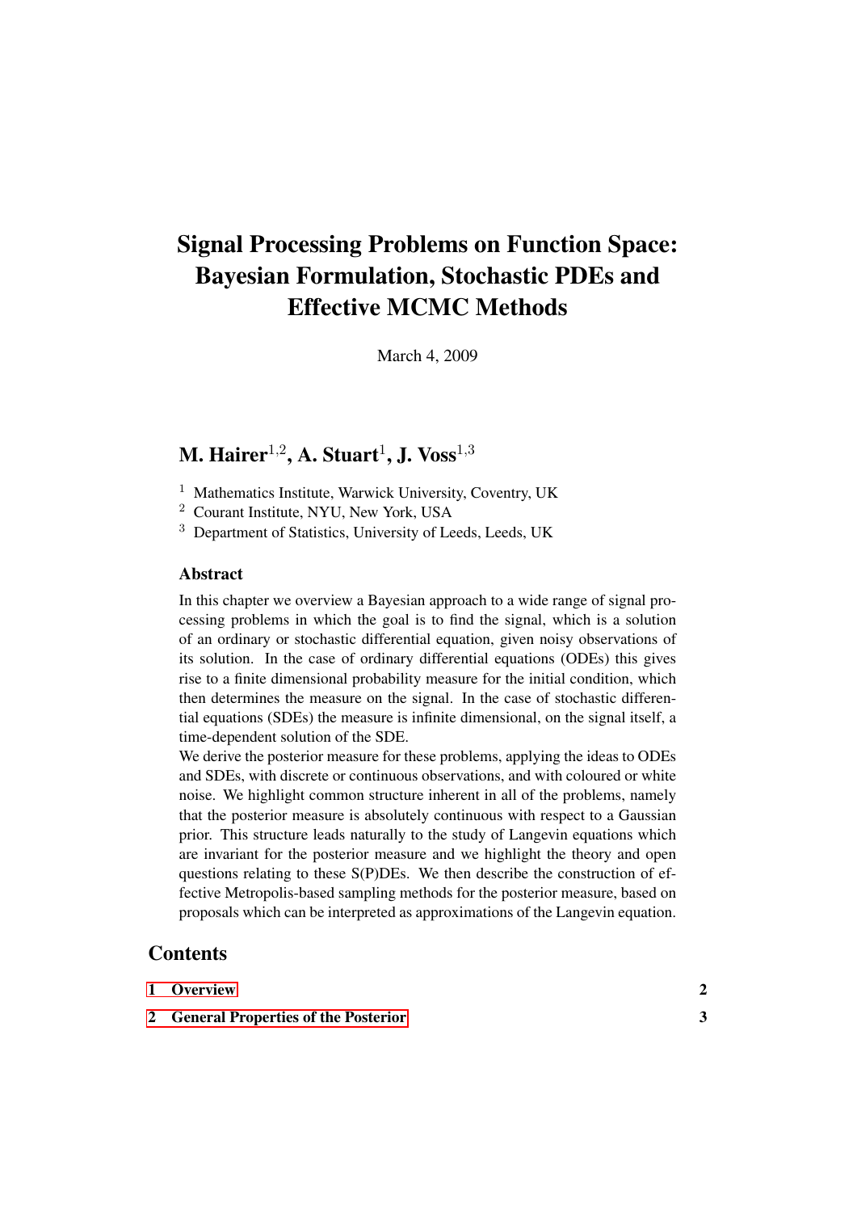# Signal Processing Problems on Function Space: Bayesian Formulation, Stochastic PDEs and Effective MCMC Methods

March 4, 2009

## M. Hairer[1,2], A. Stuart[1], J. Voss[1,3]

[1] Mathematics Institute, Warwick University, Coventry, UK
[2] Courant Institute, NYU, New York, USA
[3] Department of Statistics, University of Leeds, Leeds, UK

### Abstract

In this chapter we overview a Bayesian approach to a wide range of signal processing problems in which the goal is to find the signal, which is a solution of an ordinary or stochastic differential equation, given noisy observations of its solution. In the case of ordinary differential equations (ODEs) this gives rise to a finite dimensional probability measure for the initial condition, which then determines the measure on the signal. In the case of stochastic differential equations (SDEs) the measure is infinite dimensional, on the signal itself, a time-dependent solution of the SDE.

We derive the posterior measure for these problems, applying the ideas to ODEs and SDEs, with discrete or continuous observations, and with coloured or white noise. We highlight common structure inherent in all of the problems, namely that the posterior measure is absolutely continuous with respect to a Gaussian prior. This structure leads naturally to the study of Langevin equations which are invariant for the posterior measure and we highlight the theory and open questions relating to these S(P)DEs. We then describe the construction of effective Metropolis-based sampling methods for the posterior measure, based on proposals which can be interpreted as approximations of the Langevin equation.

## Contents

| | |
|---|---|
| **1 Overview** | **2** |
| **2 General Properties of the Posterior** | **3** |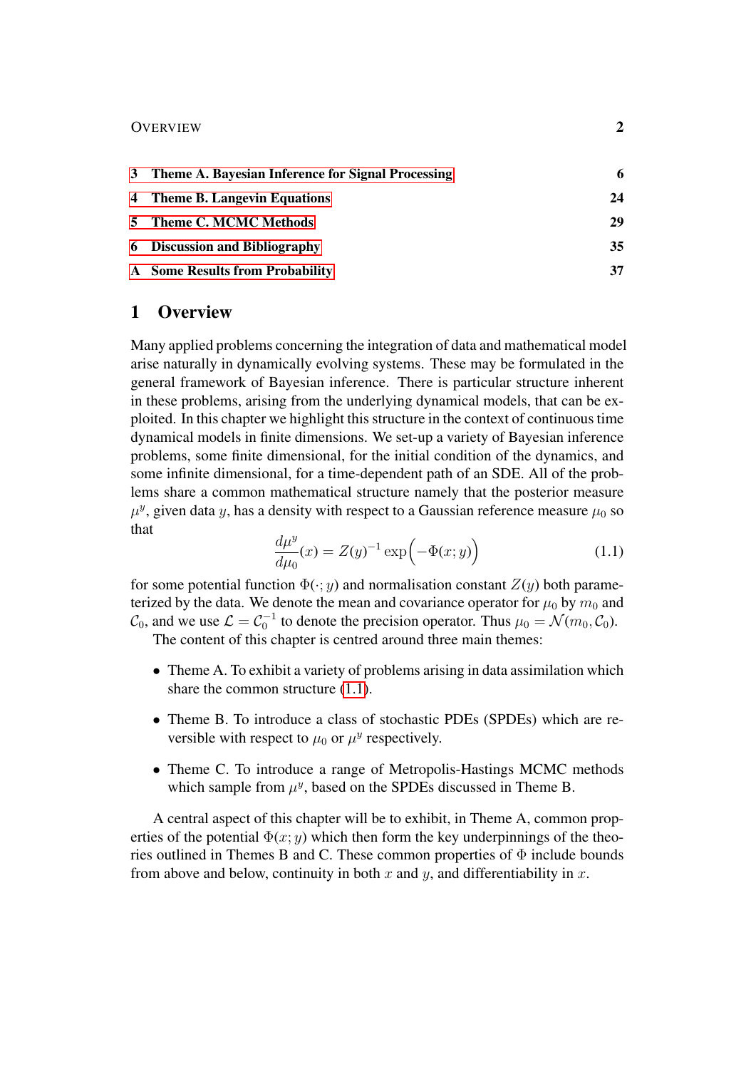| | | |
|---|---|---|
| 3 | Theme A. Bayesian Inference for Signal Processing | 6 |
| 4 | Theme B. Langevin Equations | 24 |
| 5 | Theme C. MCMC Methods | 29 |
| 6 | Discussion and Bibliography | 35 |
| A | Some Results from Probability | 37 |

# 1 Overview

Many applied problems concerning the integration of data and mathematical model arise naturally in dynamically evolving systems. These may be formulated in the general framework of Bayesian inference. There is particular structure inherent in these problems, arising from the underlying dynamical models, that can be exploited. In this chapter we highlight this structure in the context of continuous time dynamical models in finite dimensions. We set-up a variety of Bayesian inference problems, some finite dimensional, for the initial condition of the dynamics, and some infinite dimensional, for a time-dependent path of an SDE. All of the problems share a common mathematical structure namely that the posterior measure $\mu^y$, given data $y$, has a density with respect to a Gaussian reference measure $\mu_0$ so that

$$\frac{d\mu^y}{d\mu_0}(x) = Z(y)^{-1} \exp\Big(-\Phi(x;y)\Big) \tag{1.1}$$

for some potential function $\Phi(\cdot;y)$ and normalisation constant $Z(y)$ both parameterized by the data. We denote the mean and covariance operator for $\mu_0$ by $m_0$ and $\mathcal{C}_0$, and we use $\mathcal{L} = \mathcal{C}_0^{-1}$ to denote the precision operator. Thus $\mu_0 = \mathcal{N}(m_0, \mathcal{C}_0)$.

The content of this chapter is centred around three main themes:

- Theme A. To exhibit a variety of problems arising in data assimilation which share the common structure (1.1).
- Theme B. To introduce a class of stochastic PDEs (SPDEs) which are reversible with respect to $\mu_0$ or $\mu^y$ respectively.
- Theme C. To introduce a range of Metropolis-Hastings MCMC methods which sample from $\mu^y$, based on the SPDEs discussed in Theme B.

A central aspect of this chapter will be to exhibit, in Theme A, common properties of the potential $\Phi(x;y)$ which then form the key underpinnings of the theories outlined in Themes B and C. These common properties of $\Phi$ include bounds from above and below, continuity in both $x$ and $y$, and differentiability in $x$.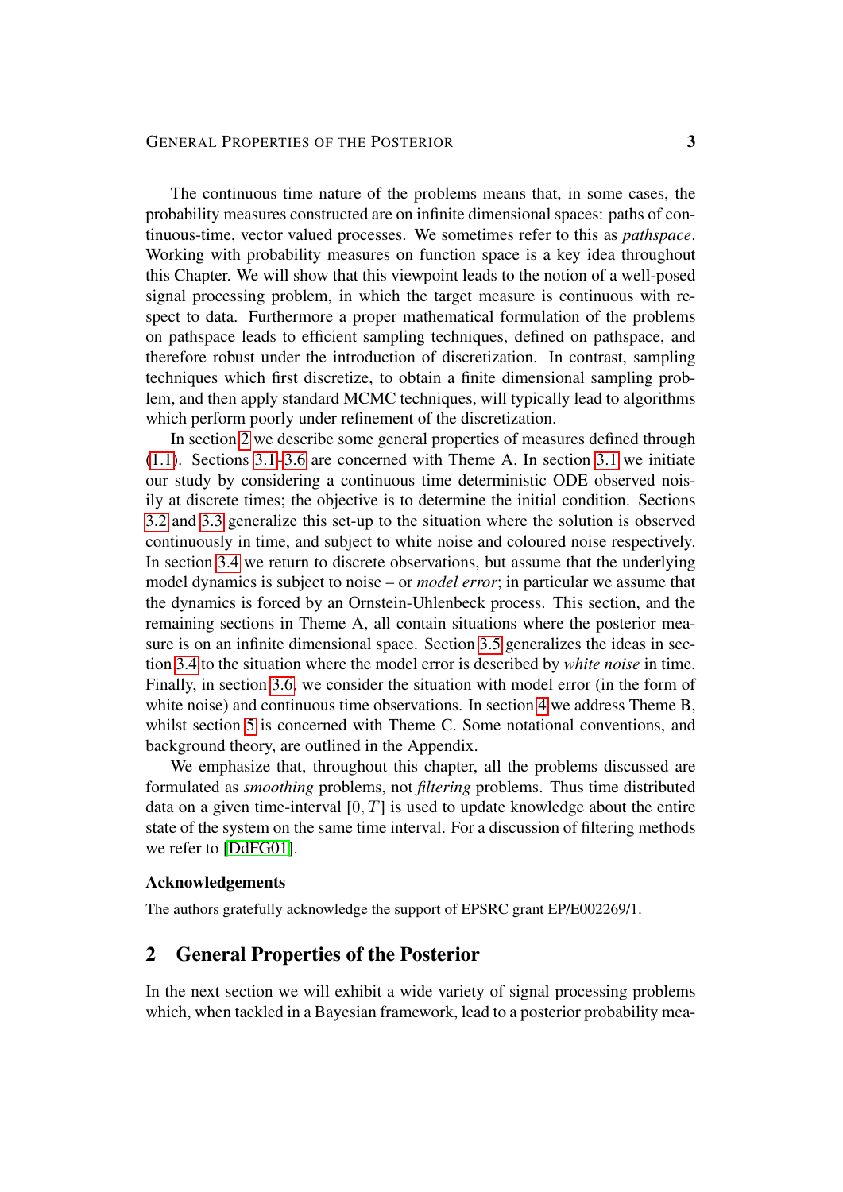The continuous time nature of the problems means that, in some cases, the probability measures constructed are on infinite dimensional spaces: paths of continuous-time, vector valued processes. We sometimes refer to this as *pathspace*. Working with probability measures on function space is a key idea throughout this Chapter. We will show that this viewpoint leads to the notion of a well-posed signal processing problem, in which the target measure is continuous with respect to data. Furthermore a proper mathematical formulation of the problems on pathspace leads to efficient sampling techniques, defined on pathspace, and therefore robust under the introduction of discretization. In contrast, sampling techniques which first discretize, to obtain a finite dimensional sampling problem, and then apply standard MCMC techniques, will typically lead to algorithms which perform poorly under refinement of the discretization.

In section 2 we describe some general properties of measures defined through (1.1). Sections 3.1–3.6 are concerned with Theme A. In section 3.1 we initiate our study by considering a continuous time deterministic ODE observed noisily at discrete times; the objective is to determine the initial condition. Sections 3.2 and 3.3 generalize this set-up to the situation where the solution is observed continuously in time, and subject to white noise and coloured noise respectively. In section 3.4 we return to discrete observations, but assume that the underlying model dynamics is subject to noise – or *model error*; in particular we assume that the dynamics is forced by an Ornstein-Uhlenbeck process. This section, and the remaining sections in Theme A, all contain situations where the posterior measure is on an infinite dimensional space. Section 3.5 generalizes the ideas in section 3.4 to the situation where the model error is described by *white noise* in time. Finally, in section 3.6, we consider the situation with model error (in the form of white noise) and continuous time observations. In section 4 we address Theme B, whilst section 5 is concerned with Theme C. Some notational conventions, and background theory, are outlined in the Appendix.

We emphasize that, throughout this chapter, all the problems discussed are formulated as *smoothing* problems, not *filtering* problems. Thus time distributed data on a given time-interval $[0, T]$ is used to update knowledge about the entire state of the system on the same time interval. For a discussion of filtering methods we refer to [DdFG01].

### Acknowledgements

The authors gratefully acknowledge the support of EPSRC grant EP/E002269/1.

## 2 General Properties of the Posterior

In the next section we will exhibit a wide variety of signal processing problems which, when tackled in a Bayesian framework, lead to a posterior probability mea-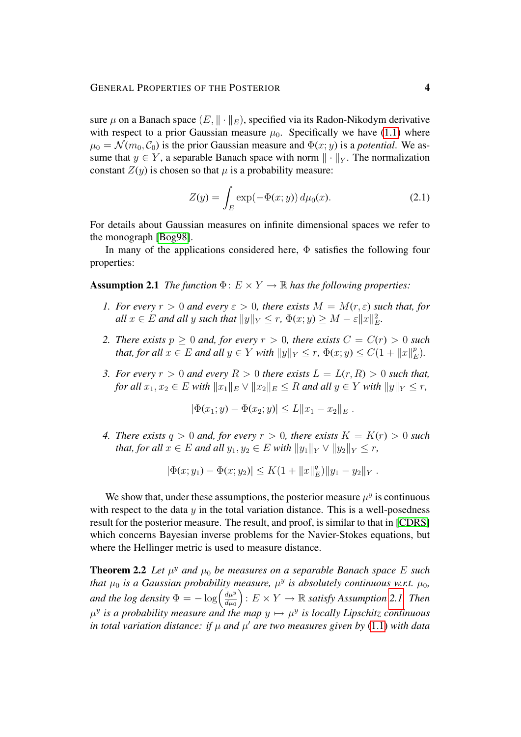sure $\mu$ on a Banach space $(E, \|\cdot\|_E)$, specified via its Radon-Nikodym derivative with respect to a prior Gaussian measure $\mu_0$. Specifically we have (1.1) where $\mu_0 = \mathcal{N}(m_0, \mathcal{C}_0)$ is the prior Gaussian measure and $\Phi(x; y)$ is a *potential*. We assume that $y \in Y$, a separable Banach space with norm $\|\cdot\|_Y$. The normalization constant $Z(y)$ is chosen so that $\mu$ is a probability measure:

$$Z(y) = \int_E \exp(-\Phi(x; y))\, d\mu_0(x). \tag{2.1}$$

For details about Gaussian measures on infinite dimensional spaces we refer to the monograph [Bog98].

In many of the applications considered here, $\Phi$ satisfies the following four properties:

**Assumption 2.1** *The function $\Phi\colon E \times Y \to \mathbb{R}$ has the following properties:*

1. *For every $r > 0$ and every $\varepsilon > 0$, there exists $M = M(r, \varepsilon)$ such that, for all $x \in E$ and all $y$ such that $\|y\|_Y \le r$, $\Phi(x; y) \ge M - \varepsilon\|x\|_E^2$.*

2. *There exists $p \ge 0$ and, for every $r > 0$, there exists $C = C(r) > 0$ such that, for all $x \in E$ and all $y \in Y$ with $\|y\|_Y \le r$, $\Phi(x; y) \le C(1 + \|x\|_E^p)$.*

3. *For every $r > 0$ and every $R > 0$ there exists $L = L(r, R) > 0$ such that, for all $x_1, x_2 \in E$ with $\|x_1\|_E \vee \|x_2\|_E \le R$ and all $y \in Y$ with $\|y\|_Y \le r$,*
$$|\Phi(x_1; y) - \Phi(x_2; y)| \le L\|x_1 - x_2\|_E\ .$$

4. *There exists $q > 0$ and, for every $r > 0$, there exists $K = K(r) > 0$ such that, for all $x \in E$ and all $y_1, y_2 \in E$ with $\|y_1\|_Y \vee \|y_2\|_Y \le r$,*
$$|\Phi(x; y_1) - \Phi(x; y_2)| \le K(1 + \|x\|_E^q)\|y_1 - y_2\|_Y\ .$$

We show that, under these assumptions, the posterior measure $\mu^y$ is continuous with respect to the data $y$ in the total variation distance. This is a well-posedness result for the posterior measure. The result, and proof, is similar to that in [CDRS] which concerns Bayesian inverse problems for the Navier-Stokes equations, but where the Hellinger metric is used to measure distance.

**Theorem 2.2** *Let $\mu^y$ and $\mu_0$ be measures on a separable Banach space $E$ such that $\mu_0$ is a Gaussian probability measure, $\mu^y$ is absolutely continuous w.r.t. $\mu_0$, and the log density $\Phi = -\log\left(\frac{d\mu^y}{d\mu_0}\right)\colon E \times Y \to \mathbb{R}$ satisfy Assumption 2.1. Then $\mu^y$ is a probability measure and the map $y \mapsto \mu^y$ is locally Lipschitz continuous in total variation distance: if $\mu$ and $\mu'$ are two measures given by (1.1) with data*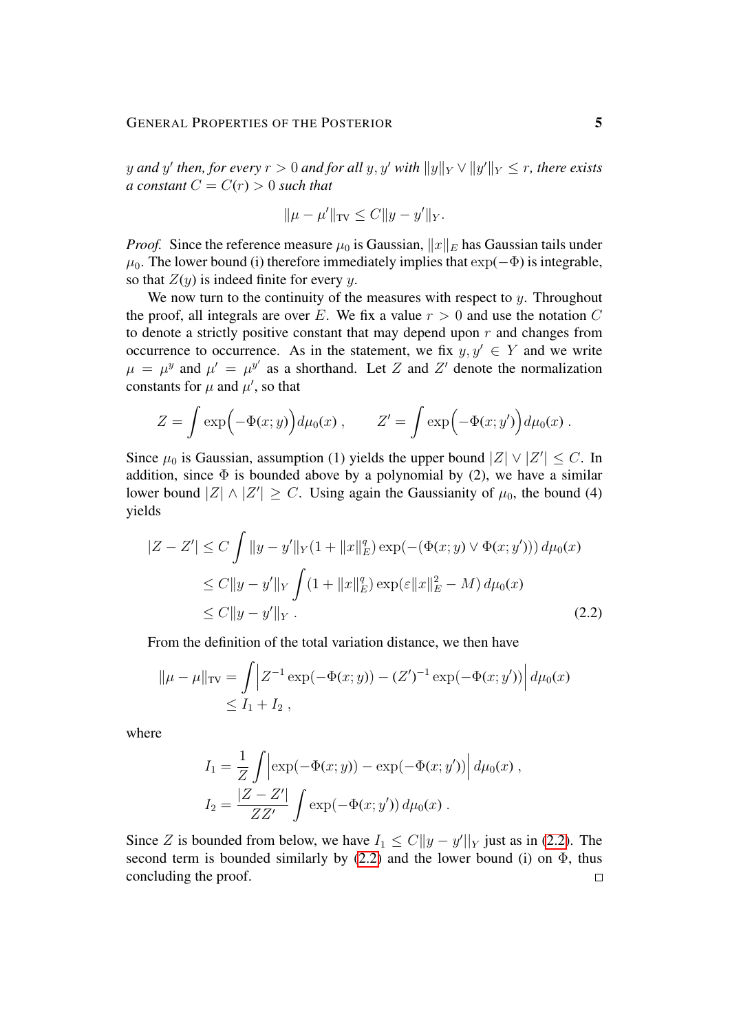*$y$ and $y'$ then, for every $r > 0$ and for all $y, y'$ with $\|y\|_Y \vee \|y'\|_Y \leq r$, there exists a constant $C = C(r) > 0$ such that*

$$\|\mu - \mu'\|_{\mathrm{TV}} \leq C\|y - y'\|_Y .$$

*Proof.* Since the reference measure $\mu_0$ is Gaussian, $\|x\|_E$ has Gaussian tails under $\mu_0$. The lower bound (i) therefore immediately implies that $\exp(-\Phi)$ is integrable, so that $Z(y)$ is indeed finite for every $y$.

We now turn to the continuity of the measures with respect to $y$. Throughout the proof, all integrals are over $E$. We fix a value $r > 0$ and use the notation $C$ to denote a strictly positive constant that may depend upon $r$ and changes from occurrence to occurrence. As in the statement, we fix $y, y' \in Y$ and we write $\mu = \mu^y$ and $\mu' = \mu^{y'}$ as a shorthand. Let $Z$ and $Z'$ denote the normalization constants for $\mu$ and $\mu'$, so that

$$Z = \int \exp\Big(-\Phi(x; y)\Big)\, d\mu_0(x) , \qquad Z' = \int \exp\Big(-\Phi(x; y')\Big)\, d\mu_0(x) .$$

Since $\mu_0$ is Gaussian, assumption (1) yields the upper bound $|Z| \vee |Z'| \leq C$. In addition, since $\Phi$ is bounded above by a polynomial by (2), we have a similar lower bound $|Z| \wedge |Z'| \geq C$. Using again the Gaussianity of $\mu_0$, the bound (4) yields

$$\begin{aligned} |Z - Z'| &\leq C \int \|y - y'\|_Y (1 + \|x\|_E^q) \exp(-(\Phi(x; y) \vee \Phi(x; y')))\, d\mu_0(x) \\ &\leq C\|y - y'\|_Y \int (1 + \|x\|_E^q) \exp(\varepsilon\|x\|_E^2 - M)\, d\mu_0(x) \\ &\leq C\|y - y'\|_Y . \end{aligned} \tag{2.2}$$

From the definition of the total variation distance, we then have

$$\begin{aligned} \|\mu - \mu\|_{\mathrm{TV}} &= \int \Big| Z^{-1} \exp(-\Phi(x; y)) - (Z')^{-1} \exp(-\Phi(x; y')) \Big|\, d\mu_0(x) \\ &\leq I_1 + I_2 , \end{aligned}$$

where

$$\begin{aligned} I_1 &= \frac{1}{Z} \int \Big| \exp(-\Phi(x; y)) - \exp(-\Phi(x; y')) \Big|\, d\mu_0(x) , \\ I_2 &= \frac{|Z - Z'|}{ZZ'} \int \exp(-\Phi(x; y'))\, d\mu_0(x) . \end{aligned}$$

Since $Z$ is bounded from below, we have $I_1 \leq C\|y - y'\|_Y$ just as in (2.2). The second term is bounded similarly by (2.2) and the lower bound (i) on $\Phi$, thus concluding the proof. □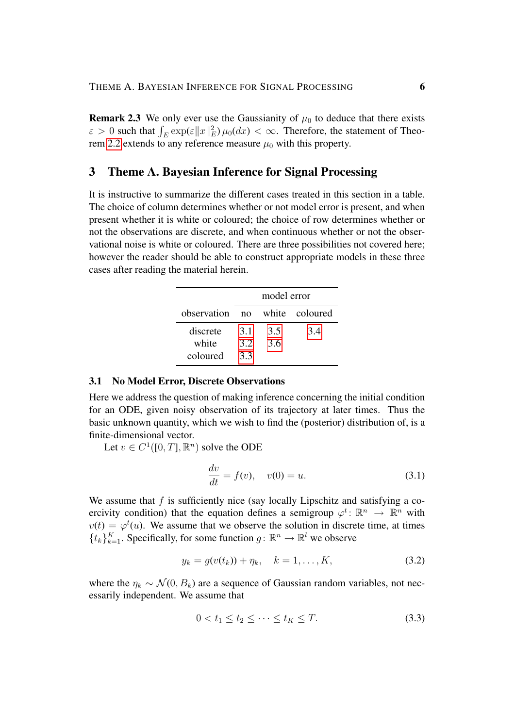**Remark 2.3** We only ever use the Gaussianity of $\mu_0$ to deduce that there exists $\varepsilon > 0$ such that $\int_E \exp(\varepsilon \|x\|_E^2)\, \mu_0(dx) < \infty$. Therefore, the statement of Theorem 2.2 extends to any reference measure $\mu_0$ with this property.

## 3 Theme A. Bayesian Inference for Signal Processing

It is instructive to summarize the different cases treated in this section in a table. The choice of column determines whether or not model error is present, and when present whether it is white or coloured; the choice of row determines whether or not the observations are discrete, and when continuous whether or not the observational noise is white or coloured. There are three possibilities not covered here; however the reader should be able to construct appropriate models in these three cases after reading the material herein.

| | model error | | |
|---|---|---|---|
| observation | no | white | coloured |
| discrete | 3.1 | 3.5 | 3.4 |
| white | 3.2 | 3.6 | |
| coloured | 3.3 | | |

### 3.1 No Model Error, Discrete Observations

Here we address the question of making inference concerning the initial condition for an ODE, given noisy observation of its trajectory at later times. Thus the basic unknown quantity, which we wish to find the (posterior) distribution of, is a finite-dimensional vector.

Let $v \in C^1([0,T], \mathbb{R}^n)$ solve the ODE

$$\frac{dv}{dt} = f(v), \quad v(0) = u. \tag{3.1}$$

We assume that $f$ is sufficiently nice (say locally Lipschitz and satisfying a coercivity condition) that the equation defines a semigroup $\varphi^t \colon \mathbb{R}^n \to \mathbb{R}^n$ with $v(t) = \varphi^t(u)$. We assume that we observe the solution in discrete time, at times $\{t_k\}_{k=1}^K$. Specifically, for some function $g \colon \mathbb{R}^n \to \mathbb{R}^l$ we observe

$$y_k = g(v(t_k)) + \eta_k, \quad k = 1, \ldots, K, \tag{3.2}$$

where the $\eta_k \sim \mathcal{N}(0, B_k)$ are a sequence of Gaussian random variables, not necessarily independent. We assume that

$$0 < t_1 \le t_2 \le \cdots \le t_K \le T. \tag{3.3}$$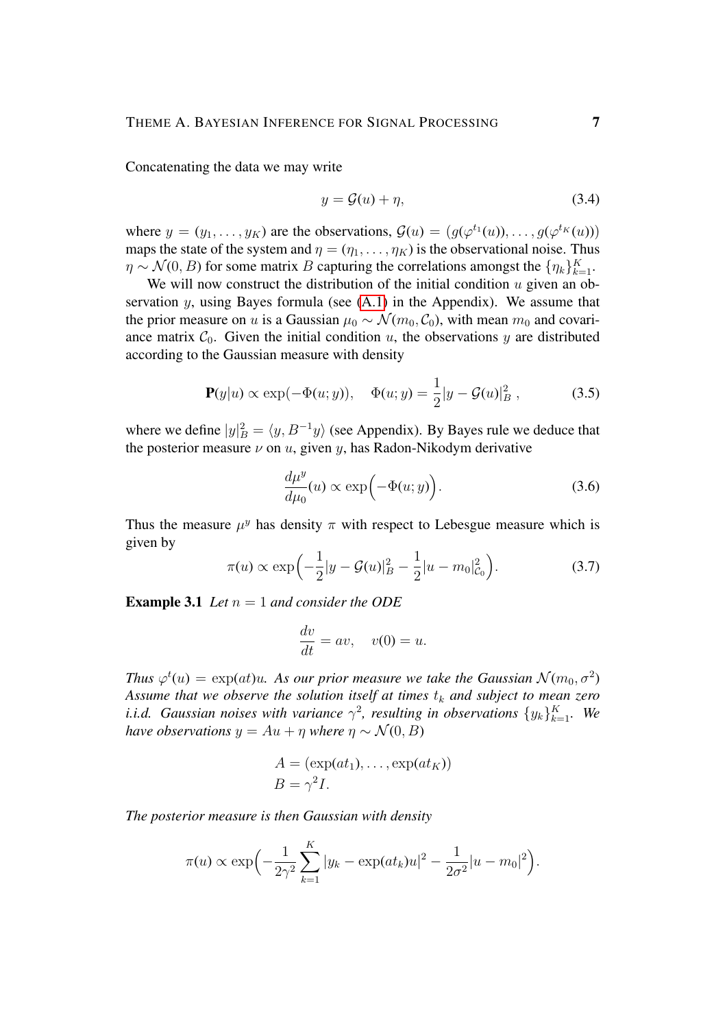Concatenating the data we may write

$$y = \mathcal{G}(u) + \eta, \tag{3.4}$$

where $y = (y_1, \dots, y_K)$ are the observations, $\mathcal{G}(u) = (g(\varphi^{t_1}(u)), \dots, g(\varphi^{t_K}(u)))$ maps the state of the system and $\eta = (\eta_1, \dots, \eta_K)$ is the observational noise. Thus $\eta \sim \mathcal{N}(0, B)$ for some matrix $B$ capturing the correlations amongst the $\{\eta_k\}_{k=1}^K$.

We will now construct the distribution of the initial condition $u$ given an observation $y$, using Bayes formula (see (A.1) in the Appendix). We assume that the prior measure on $u$ is a Gaussian $\mu_0 \sim \mathcal{N}(m_0, \mathcal{C}_0)$, with mean $m_0$ and covariance matrix $\mathcal{C}_0$. Given the initial condition $u$, the observations $y$ are distributed according to the Gaussian measure with density

$$\mathbf{P}(y|u) \propto \exp(-\Phi(u; y)), \quad \Phi(u; y) = \frac{1}{2}|y - \mathcal{G}(u)|_B^2 \,, \tag{3.5}$$

where we define $|y|_B^2 = \langle y, B^{-1}y \rangle$ (see Appendix). By Bayes rule we deduce that the posterior measure $\nu$ on $u$, given $y$, has Radon-Nikodym derivative

$$\frac{d\mu^y}{d\mu_0}(u) \propto \exp\Big(-\Phi(u; y)\Big). \tag{3.6}$$

Thus the measure $\mu^y$ has density $\pi$ with respect to Lebesgue measure which is given by

$$\pi(u) \propto \exp\Big(-\frac{1}{2}|y - \mathcal{G}(u)|_B^2 - \frac{1}{2}|u - m_0|_{\mathcal{C}_0}^2\Big). \tag{3.7}$$

**Example 3.1** *Let $n = 1$ and consider the ODE*

$$\frac{dv}{dt} = av, \quad v(0) = u.$$

*Thus $\varphi^t(u) = \exp(at)u$. As our prior measure we take the Gaussian $\mathcal{N}(m_0, \sigma^2)$ Assume that we observe the solution itself at times $t_k$ and subject to mean zero i.i.d. Gaussian noises with variance $\gamma^2$, resulting in observations $\{y_k\}_{k=1}^K$. We have observations $y = Au + \eta$ where $\eta \sim \mathcal{N}(0, B)$*

$$\begin{aligned} A &= (\exp(at_1), \dots, \exp(at_K)) \\ B &= \gamma^2 I. \end{aligned}$$

*The posterior measure is then Gaussian with density*

$$\pi(u) \propto \exp\Big(-\frac{1}{2\gamma^2}\sum_{k=1}^K |y_k - \exp(at_k)u|^2 - \frac{1}{2\sigma^2}|u - m_0|^2\Big).$$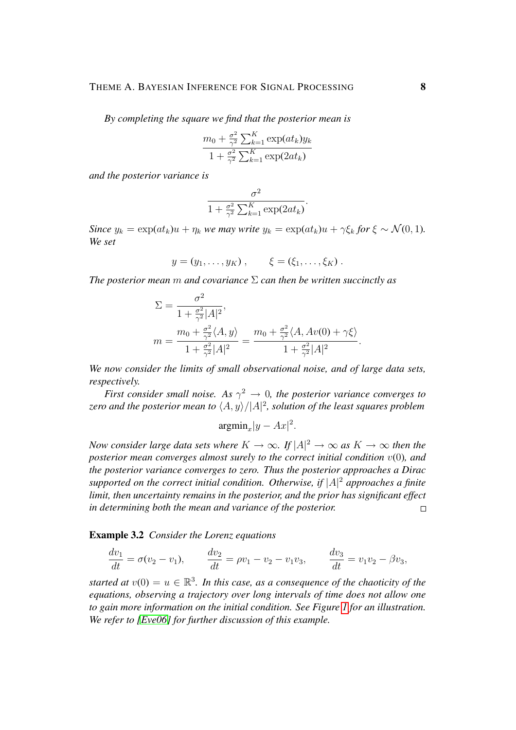*By completing the square we find that the posterior mean is*

$$\frac{m_0 + \frac{\sigma^2}{\gamma^2}\sum_{k=1}^{K}\exp(at_k)y_k}{1 + \frac{\sigma^2}{\gamma^2}\sum_{k=1}^{K}\exp(2at_k)}$$

*and the posterior variance is*

$$\frac{\sigma^2}{1 + \frac{\sigma^2}{\gamma^2}\sum_{k=1}^{K}\exp(2at_k)}.$$

*Since* $y_k = \exp(at_k)u + \eta_k$ *we may write* $y_k = \exp(at_k)u + \gamma\xi_k$ *for* $\xi \sim \mathcal{N}(0,1)$*. We set*

$$y = (y_1, \ldots, y_K), \qquad \xi = (\xi_1, \ldots, \xi_K).$$

*The posterior mean* $m$ *and covariance* $\Sigma$ *can then be written succinctly as*

$$\Sigma = \frac{\sigma^2}{1 + \frac{\sigma^2}{\gamma^2}|A|^2},$$
$$m = \frac{m_0 + \frac{\sigma^2}{\gamma^2}\langle A, y\rangle}{1 + \frac{\sigma^2}{\gamma^2}|A|^2} = \frac{m_0 + \frac{\sigma^2}{\gamma^2}\langle A, Av(0) + \gamma\xi\rangle}{1 + \frac{\sigma^2}{\gamma^2}|A|^2}.$$

*We now consider the limits of small observational noise, and of large data sets, respectively.*

*First consider small noise. As* $\gamma^2 \to 0$*, the posterior variance converges to zero and the posterior mean to* $\langle A, y\rangle/|A|^2$*, solution of the least squares problem*

$$\text{argmin}_x |y - Ax|^2.$$

*Now consider large data sets where* $K \to \infty$*. If* $|A|^2 \to \infty$ *as* $K \to \infty$ *then the posterior mean converges almost surely to the correct initial condition* $v(0)$*, and the posterior variance converges to zero. Thus the posterior approaches a Dirac supported on the correct initial condition. Otherwise, if* $|A|^2$ *approaches a finite limit, then uncertainty remains in the posterior, and the prior has significant effect in determining both the mean and variance of the posterior.* □

**Example 3.2** *Consider the Lorenz equations*

$$\frac{dv_1}{dt} = \sigma(v_2 - v_1), \qquad \frac{dv_2}{dt} = \rho v_1 - v_2 - v_1 v_3, \qquad \frac{dv_3}{dt} = v_1 v_2 - \beta v_3,$$

*started at* $v(0) = u \in \mathbb{R}^3$*. In this case, as a consequence of the chaoticity of the equations, observing a trajectory over long intervals of time does not allow one to gain more information on the initial condition. See Figure 1 for an illustration. We refer to [Eve06] for further discussion of this example.*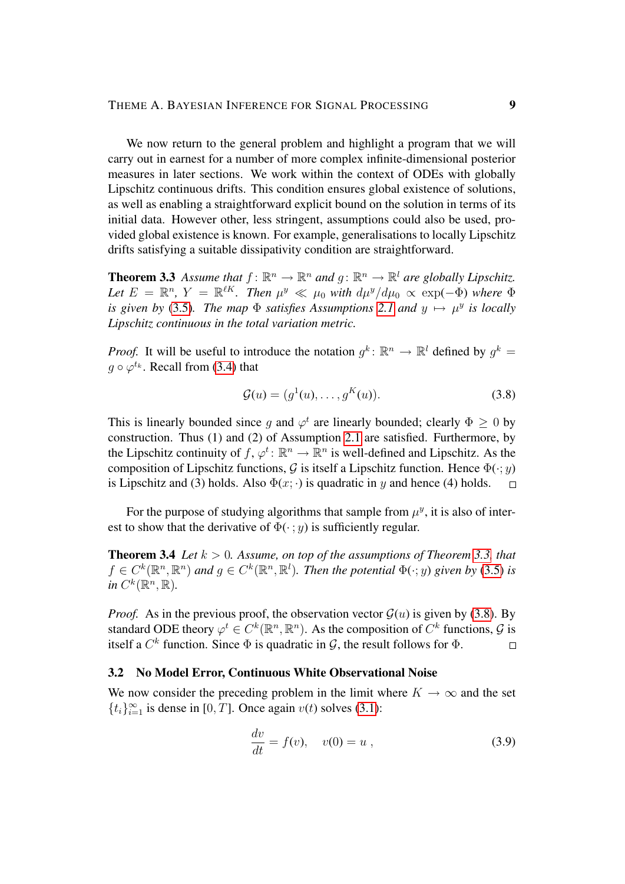We now return to the general problem and highlight a program that we will carry out in earnest for a number of more complex infinite-dimensional posterior measures in later sections. We work within the context of ODEs with globally Lipschitz continuous drifts. This condition ensures global existence of solutions, as well as enabling a straightforward explicit bound on the solution in terms of its initial data. However other, less stringent, assumptions could also be used, provided global existence is known. For example, generalisations to locally Lipschitz drifts satisfying a suitable dissipativity condition are straightforward.

**Theorem 3.3** *Assume that $f\colon \mathbb{R}^n \to \mathbb{R}^n$ and $g\colon \mathbb{R}^n \to \mathbb{R}^l$ are globally Lipschitz. Let $E = \mathbb{R}^n$, $Y = \mathbb{R}^{\ell K}$. Then $\mu^y \ll \mu_0$ with $d\mu^y/d\mu_0 \propto \exp(-\Phi)$ where $\Phi$ is given by (3.5). The map $\Phi$ satisfies Assumptions 2.1 and $y \mapsto \mu^y$ is locally Lipschitz continuous in the total variation metric.*

*Proof.* It will be useful to introduce the notation $g^k\colon \mathbb{R}^n \to \mathbb{R}^l$ defined by $g^k = g \circ \varphi^{t_k}$. Recall from (3.4) that

$$\mathcal{G}(u) = (g^1(u), \ldots, g^K(u)). \tag{3.8}$$

This is linearly bounded since $g$ and $\varphi^t$ are linearly bounded; clearly $\Phi \geq 0$ by construction. Thus (1) and (2) of Assumption 2.1 are satisfied. Furthermore, by the Lipschitz continuity of $f$, $\varphi^t\colon \mathbb{R}^n \to \mathbb{R}^n$ is well-defined and Lipschitz. As the composition of Lipschitz functions, $\mathcal{G}$ is itself a Lipschitz function. Hence $\Phi(\cdot; y)$ is Lipschitz and (3) holds. Also $\Phi(x; \cdot)$ is quadratic in $y$ and hence (4) holds. $\square$

For the purpose of studying algorithms that sample from $\mu^y$, it is also of interest to show that the derivative of $\Phi(\cdot\,; y)$ is sufficiently regular.

**Theorem 3.4** *Let $k > 0$. Assume, on top of the assumptions of Theorem 3.3, that $f \in C^k(\mathbb{R}^n, \mathbb{R}^n)$ and $g \in C^k(\mathbb{R}^n, \mathbb{R}^l)$. Then the potential $\Phi(\cdot; y)$ given by (3.5) is in $C^k(\mathbb{R}^n, \mathbb{R})$.*

*Proof.* As in the previous proof, the observation vector $\mathcal{G}(u)$ is given by (3.8). By standard ODE theory $\varphi^t \in C^k(\mathbb{R}^n, \mathbb{R}^n)$. As the composition of $C^k$ functions, $\mathcal{G}$ is itself a $C^k$ function. Since $\Phi$ is quadratic in $\mathcal{G}$, the result follows for $\Phi$. $\square$

### 3.2 No Model Error, Continuous White Observational Noise

We now consider the preceding problem in the limit where $K \to \infty$ and the set $\{t_i\}_{i=1}^{\infty}$ is dense in $[0, T]$. Once again $v(t)$ solves (3.1):

$$\frac{dv}{dt} = f(v), \quad v(0) = u\ , \tag{3.9}$$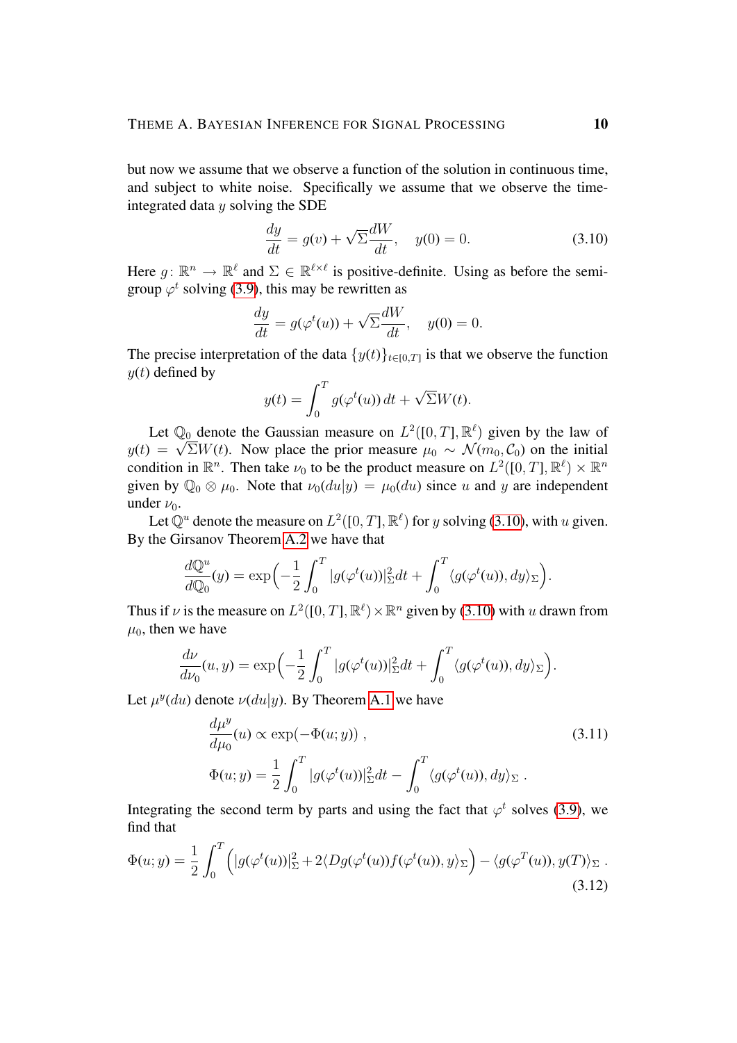but now we assume that we observe a function of the solution in continuous time, and subject to white noise. Specifically we assume that we observe the time-integrated data $y$ solving the SDE

$$\frac{dy}{dt} = g(v) + \sqrt{\Sigma}\frac{dW}{dt}, \quad y(0) = 0. \tag{3.10}$$

Here $g\colon \mathbb{R}^n \to \mathbb{R}^\ell$ and $\Sigma \in \mathbb{R}^{\ell\times\ell}$ is positive-definite. Using as before the semigroup $\varphi^t$ solving (3.9), this may be rewritten as

$$\frac{dy}{dt} = g(\varphi^t(u)) + \sqrt{\Sigma}\frac{dW}{dt}, \quad y(0) = 0.$$

The precise interpretation of the data $\{y(t)\}_{t\in[0,T]}$ is that we observe the function $y(t)$ defined by

$$y(t) = \int_0^T g(\varphi^t(u))\,dt + \sqrt{\Sigma}W(t).$$

Let $\mathbb{Q}_0$ denote the Gaussian measure on $L^2([0,T],\mathbb{R}^\ell)$ given by the law of $y(t) = \sqrt{\Sigma}W(t)$. Now place the prior measure $\mu_0 \sim \mathcal{N}(m_0, \mathcal{C}_0)$ on the initial condition in $\mathbb{R}^n$. Then take $\nu_0$ to be the product measure on $L^2([0,T],\mathbb{R}^\ell)\times\mathbb{R}^n$ given by $\mathbb{Q}_0 \otimes \mu_0$. Note that $\nu_0(du|y) = \mu_0(du)$ since $u$ and $y$ are independent under $\nu_0$.

Let $\mathbb{Q}^u$ denote the measure on $L^2([0,T],\mathbb{R}^\ell)$ for $y$ solving (3.10), with $u$ given. By the Girsanov Theorem A.2 we have that

$$\frac{d\mathbb{Q}^u}{d\mathbb{Q}_0}(y) = \exp\Big(-\frac{1}{2}\int_0^T |g(\varphi^t(u))|_\Sigma^2 dt + \int_0^T \langle g(\varphi^t(u)), dy\rangle_\Sigma\Big).$$

Thus if $\nu$ is the measure on $L^2([0,T],\mathbb{R}^\ell)\times\mathbb{R}^n$ given by (3.10) with $u$ drawn from $\mu_0$, then we have

$$\frac{d\nu}{d\nu_0}(u,y) = \exp\Big(-\frac{1}{2}\int_0^T |g(\varphi^t(u))|_\Sigma^2 dt + \int_0^T \langle g(\varphi^t(u)), dy\rangle_\Sigma\Big).$$

Let $\mu^y(du)$ denote $\nu(du|y)$. By Theorem A.1 we have

$$\frac{d\mu^y}{d\mu_0}(u) \propto \exp(-\Phi(u;y)), \tag{3.11}$$

$$\Phi(u;y) = \frac{1}{2}\int_0^T |g(\varphi^t(u))|_\Sigma^2 dt - \int_0^T \langle g(\varphi^t(u)), dy\rangle_\Sigma .$$

Integrating the second term by parts and using the fact that $\varphi^t$ solves (3.9), we find that

$$\Phi(u;y) = \frac{1}{2}\int_0^T \Big(|g(\varphi^t(u))|_\Sigma^2 + 2\langle Dg(\varphi^t(u))f(\varphi^t(u)), y\rangle_\Sigma\Big) - \langle g(\varphi^T(u)), y(T)\rangle_\Sigma . \tag{3.12}$$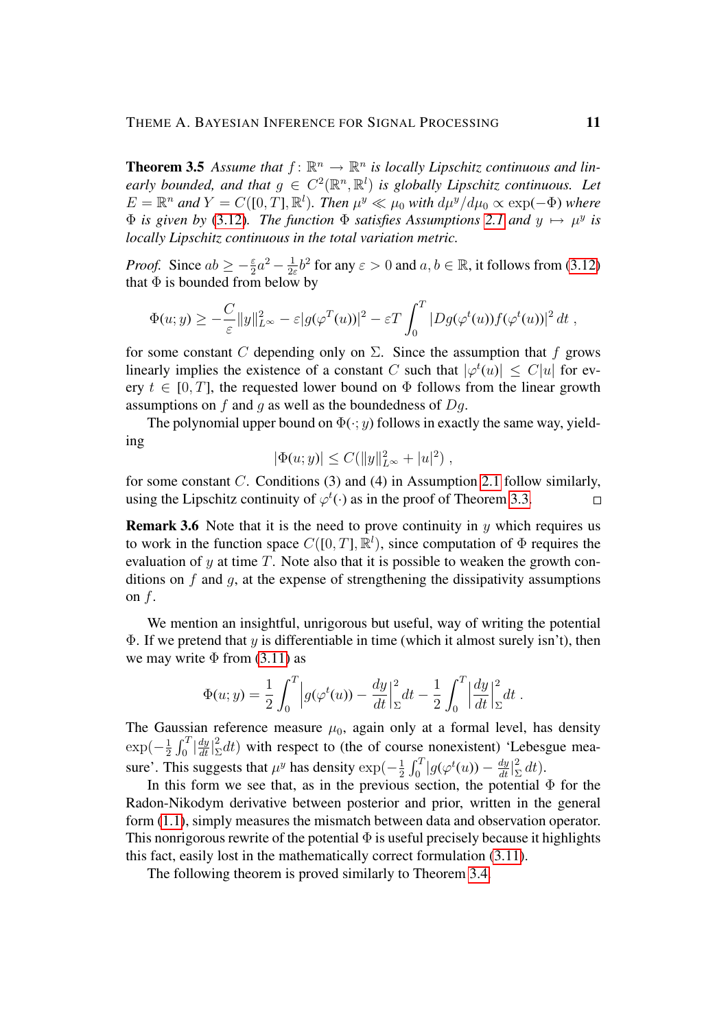**Theorem 3.5** *Assume that $f \colon \mathbb{R}^n \to \mathbb{R}^n$ is locally Lipschitz continuous and linearly bounded, and that $g \in C^2(\mathbb{R}^n, \mathbb{R}^l)$ is globally Lipschitz continuous. Let $E = \mathbb{R}^n$ and $Y = C([0,T], \mathbb{R}^l)$. Then $\mu^y \ll \mu_0$ with $d\mu^y/d\mu_0 \propto \exp(-\Phi)$ where $\Phi$ is given by (3.12). The function $\Phi$ satisfies Assumptions 2.1 and $y \mapsto \mu^y$ is locally Lipschitz continuous in the total variation metric.*

*Proof.* Since $ab \geq -\frac{\varepsilon}{2}a^2 - \frac{1}{2\varepsilon}b^2$ for any $\varepsilon > 0$ and $a, b \in \mathbb{R}$, it follows from (3.12) that $\Phi$ is bounded from below by

$$\Phi(u;y) \geq -\frac{C}{\varepsilon}\|y\|_{L^\infty}^2 - \varepsilon|g(\varphi^T(u))|^2 - \varepsilon T\int_0^T |Dg(\varphi^t(u))f(\varphi^t(u))|^2\,dt\;,$$

for some constant $C$ depending only on $\Sigma$. Since the assumption that $f$ grows linearly implies the existence of a constant $C$ such that $|\varphi^t(u)| \leq C|u|$ for every $t \in [0,T]$, the requested lower bound on $\Phi$ follows from the linear growth assumptions on $f$ and $g$ as well as the boundedness of $Dg$.

The polynomial upper bound on $\Phi(\cdot\,; y)$ follows in exactly the same way, yielding

$$|\Phi(u;y)| \leq C(\|y\|_{L^\infty}^2 + |u|^2)\;,$$

for some constant $C$. Conditions (3) and (4) in Assumption 2.1 follow similarly, using the Lipschitz continuity of $\varphi^t(\cdot)$ as in the proof of Theorem 3.3. □

**Remark 3.6** Note that it is the need to prove continuity in $y$ which requires us to work in the function space $C([0,T], \mathbb{R}^l)$, since computation of $\Phi$ requires the evaluation of $y$ at time $T$. Note also that it is possible to weaken the growth conditions on $f$ and $g$, at the expense of strengthening the dissipativity assumptions on $f$.

We mention an insightful, unrigorous but useful, way of writing the potential $\Phi$. If we pretend that $y$ is differentiable in time (which it almost surely isn't), then we may write $\Phi$ from (3.11) as

$$\Phi(u;y) = \frac{1}{2}\int_0^T \Big|g(\varphi^t(u)) - \frac{dy}{dt}\Big|_\Sigma^2 dt - \frac{1}{2}\int_0^T \Big|\frac{dy}{dt}\Big|_\Sigma^2 dt\;.$$

The Gaussian reference measure $\mu_0$, again only at a formal level, has density $\exp(-\frac{1}{2}\int_0^T|\frac{dy}{dt}|_\Sigma^2 dt)$ with respect to (the of course nonexistent) 'Lebesgue measure'. This suggests that $\mu^y$ has density $\exp(-\frac{1}{2}\int_0^T|g(\varphi^t(u)) - \frac{dy}{dt}|_\Sigma^2\,dt)$.

In this form we see that, as in the previous section, the potential $\Phi$ for the Radon-Nikodym derivative between posterior and prior, written in the general form (1.1), simply measures the mismatch between data and observation operator. This nonrigorous rewrite of the potential $\Phi$ is useful precisely because it highlights this fact, easily lost in the mathematically correct formulation (3.11).

The following theorem is proved similarly to Theorem 3.4.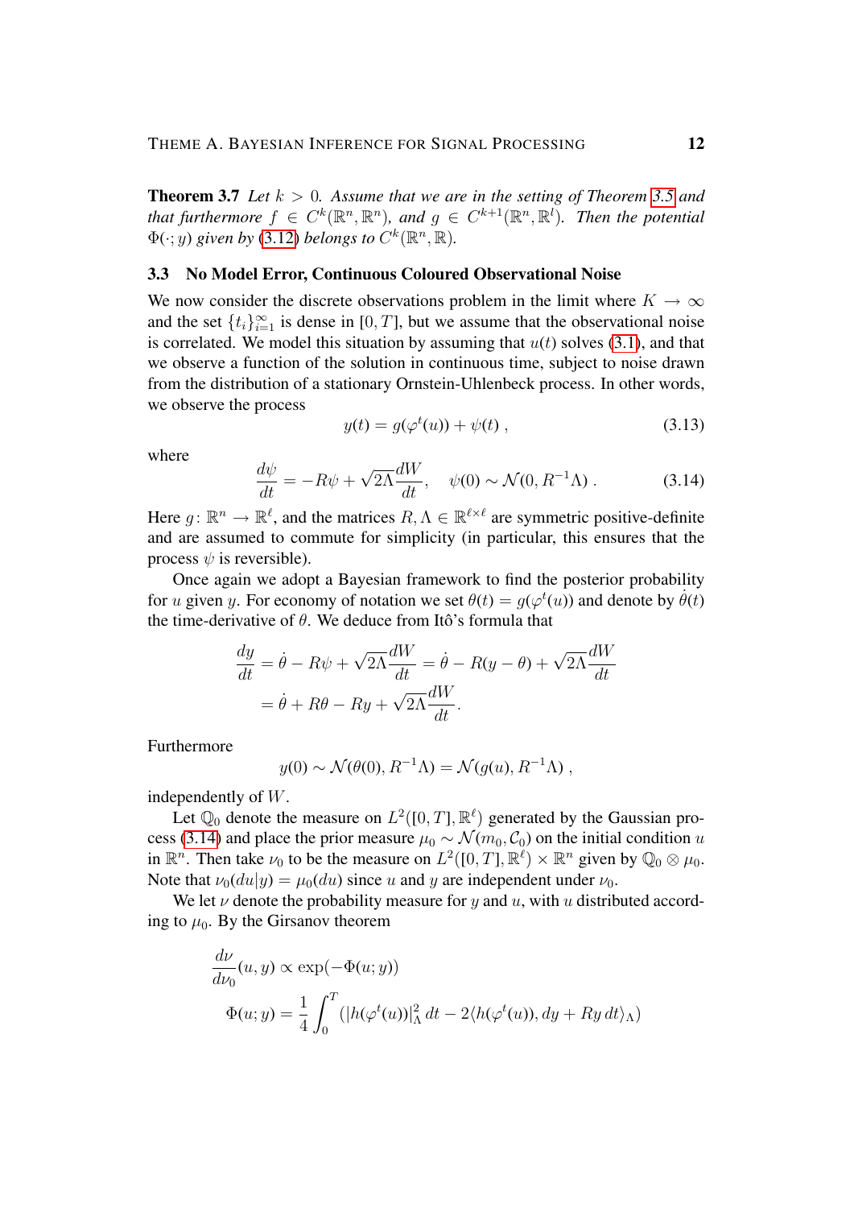**Theorem 3.7** *Let $k > 0$. Assume that we are in the setting of Theorem 3.5 and that furthermore $f \in C^k(\mathbb{R}^n, \mathbb{R}^n)$, and $g \in C^{k+1}(\mathbb{R}^n, \mathbb{R}^l)$. Then the potential $\Phi(\cdot; y)$ given by (3.12) belongs to $C^k(\mathbb{R}^n, \mathbb{R})$.*

### 3.3 No Model Error, Continuous Coloured Observational Noise

We now consider the discrete observations problem in the limit where $K \to \infty$ and the set $\{t_i\}_{i=1}^{\infty}$ is dense in $[0, T]$, but we assume that the observational noise is correlated. We model this situation by assuming that $u(t)$ solves (3.1), and that we observe a function of the solution in continuous time, subject to noise drawn from the distribution of a stationary Ornstein-Uhlenbeck process. In other words, we observe the process

$$y(t) = g(\varphi^t(u)) + \psi(t) \;, \tag{3.13}$$

where

$$\frac{d\psi}{dt} = -R\psi + \sqrt{2\Lambda}\frac{dW}{dt}, \quad \psi(0) \sim \mathcal{N}(0, R^{-1}\Lambda) \;. \tag{3.14}$$

Here $g \colon \mathbb{R}^n \to \mathbb{R}^\ell$, and the matrices $R, \Lambda \in \mathbb{R}^{\ell \times \ell}$ are symmetric positive-definite and are assumed to commute for simplicity (in particular, this ensures that the process $\psi$ is reversible).

Once again we adopt a Bayesian framework to find the posterior probability for $u$ given $y$. For economy of notation we set $\theta(t) = g(\varphi^t(u))$ and denote by $\dot{\theta}(t)$ the time-derivative of $\theta$. We deduce from Itô's formula that

$$\begin{aligned}
\frac{dy}{dt} &= \dot{\theta} - R\psi + \sqrt{2\Lambda}\frac{dW}{dt} = \dot{\theta} - R(y - \theta) + \sqrt{2\Lambda}\frac{dW}{dt} \\
&= \dot{\theta} + R\theta - Ry + \sqrt{2\Lambda}\frac{dW}{dt}.
\end{aligned}$$

Furthermore

$$y(0) \sim \mathcal{N}(\theta(0), R^{-1}\Lambda) = \mathcal{N}(g(u), R^{-1}\Lambda) \;,$$

independently of $W$.

Let $\mathbb{Q}_0$ denote the measure on $L^2([0,T], \mathbb{R}^\ell)$ generated by the Gaussian process (3.14) and place the prior measure $\mu_0 \sim \mathcal{N}(m_0, \mathcal{C}_0)$ on the initial condition $u$ in $\mathbb{R}^n$. Then take $\nu_0$ to be the measure on $L^2([0,T], \mathbb{R}^\ell) \times \mathbb{R}^n$ given by $\mathbb{Q}_0 \otimes \mu_0$. Note that $\nu_0(du|y) = \mu_0(du)$ since $u$ and $y$ are independent under $\nu_0$.

We let $\nu$ denote the probability measure for $y$ and $u$, with $u$ distributed according to $\mu_0$. By the Girsanov theorem

$$\begin{aligned}
&\frac{d\nu}{d\nu_0}(u, y) \propto \exp(-\Phi(u; y)) \\
&\Phi(u; y) = \frac{1}{4}\int_0^T \left(|h(\varphi^t(u))|_\Lambda^2 \, dt - 2\langle h(\varphi^t(u)), dy + Ry \, dt\rangle_\Lambda\right)
\end{aligned}$$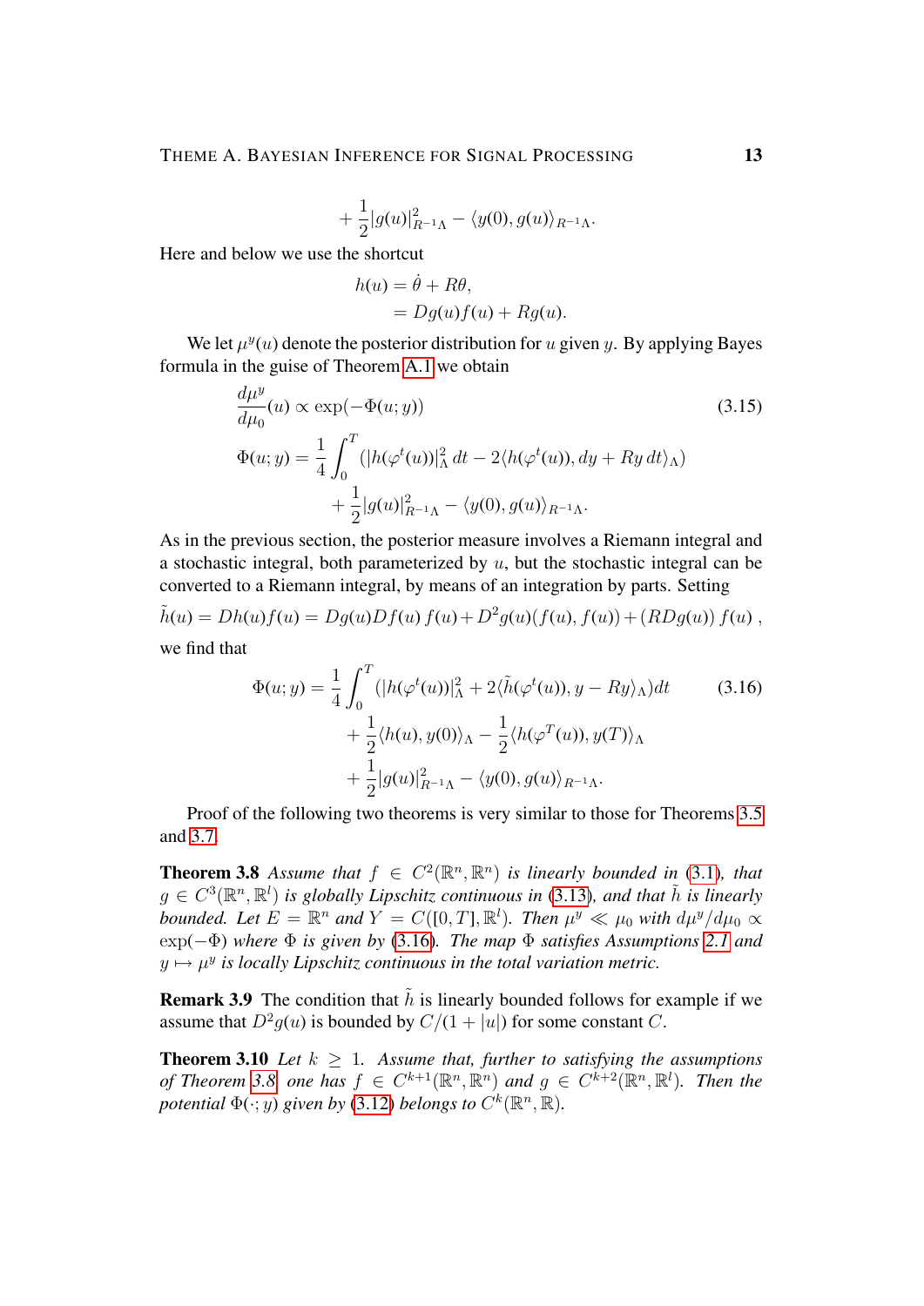$$+\frac{1}{2}|g(u)|^2_{R^{-1}\Lambda} - \langle y(0), g(u)\rangle_{R^{-1}\Lambda}.$$

Here and below we use the shortcut

$$\begin{aligned} h(u) &= \dot{\theta} + R\theta, \\ &= Dg(u)f(u) + Rg(u). \end{aligned}$$

We let $\mu^y(u)$ denote the posterior distribution for $u$ given $y$. By applying Bayes formula in the guise of Theorem A.1 we obtain

$$\begin{aligned} \frac{d\mu^y}{d\mu_0}(u) &\propto \exp(-\Phi(u;y)) \qquad (3.15) \\ \Phi(u;y) &= \frac{1}{4}\int_0^T \left(|h(\varphi^t(u))|^2_\Lambda\, dt - 2\langle h(\varphi^t(u)), dy + Ry\, dt\rangle_\Lambda\right) \\ &\quad + \frac{1}{2}|g(u)|^2_{R^{-1}\Lambda} - \langle y(0), g(u)\rangle_{R^{-1}\Lambda}. \end{aligned}$$

As in the previous section, the posterior measure involves a Riemann integral and a stochastic integral, both parameterized by $u$, but the stochastic integral can be converted to a Riemann integral, by means of an integration by parts. Setting

$$\tilde{h}(u) = Dh(u)f(u) = Dg(u)Df(u)\,f(u) + D^2g(u)(f(u), f(u)) + (RDg(u))\,f(u)\,,$$

we find that

$$\begin{aligned} \Phi(u;y) &= \frac{1}{4}\int_0^T \left(|h(\varphi^t(u))|^2_\Lambda + 2\langle \tilde{h}(\varphi^t(u)), y - Ry\rangle_\Lambda\right)dt \qquad (3.16) \\ &\quad + \frac{1}{2}\langle h(u), y(0)\rangle_\Lambda - \frac{1}{2}\langle h(\varphi^T(u)), y(T)\rangle_\Lambda \\ &\quad + \frac{1}{2}|g(u)|^2_{R^{-1}\Lambda} - \langle y(0), g(u)\rangle_{R^{-1}\Lambda}. \end{aligned}$$

Proof of the following two theorems is very similar to those for Theorems 3.5 and 3.7.

**Theorem 3.8** *Assume that $f \in C^2(\mathbb{R}^n, \mathbb{R}^n)$ is linearly bounded in (3.1), that $g \in C^3(\mathbb{R}^n, \mathbb{R}^l)$ is globally Lipschitz continuous in (3.13), and that $\tilde{h}$ is linearly bounded. Let $E = \mathbb{R}^n$ and $Y = C([0,T], \mathbb{R}^l)$. Then $\mu^y \ll \mu_0$ with $d\mu^y/d\mu_0 \propto \exp(-\Phi)$ where $\Phi$ is given by (3.16). The map $\Phi$ satisfies Assumptions 2.1 and $y \mapsto \mu^y$ is locally Lipschitz continuous in the total variation metric.*

**Remark 3.9** The condition that $\tilde{h}$ is linearly bounded follows for example if we assume that $D^2g(u)$ is bounded by $C/(1+|u|)$ for some constant $C$.

**Theorem 3.10** *Let $k \geq 1$. Assume that, further to satisfying the assumptions of Theorem 3.8 one has $f \in C^{k+1}(\mathbb{R}^n, \mathbb{R}^n)$ and $g \in C^{k+2}(\mathbb{R}^n, \mathbb{R}^l)$. Then the potential $\Phi(\cdot\,; y)$ given by (3.12) belongs to $C^k(\mathbb{R}^n, \mathbb{R})$.*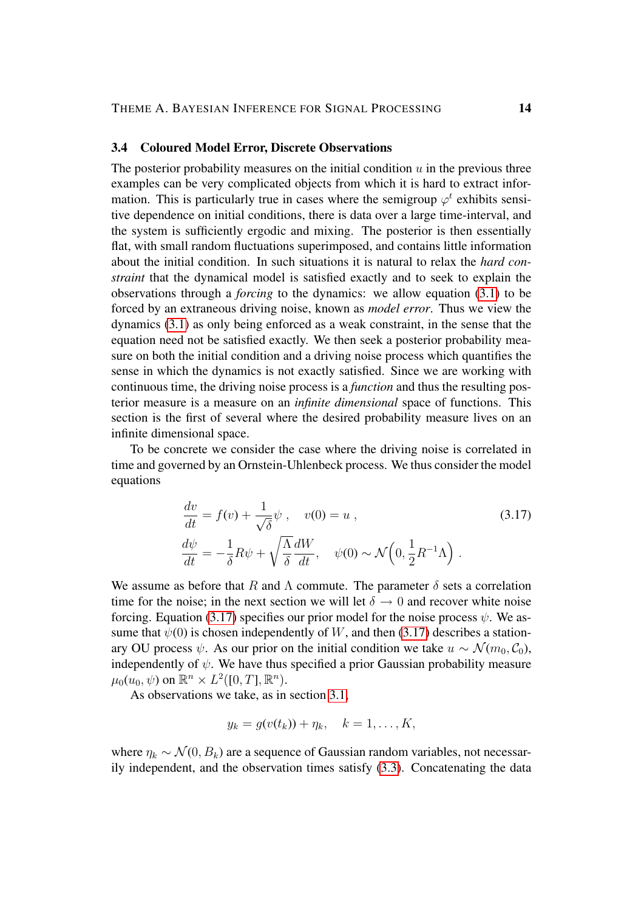### 3.4 Coloured Model Error, Discrete Observations

The posterior probability measures on the initial condition $u$ in the previous three examples can be very complicated objects from which it is hard to extract information. This is particularly true in cases where the semigroup $\varphi^t$ exhibits sensitive dependence on initial conditions, there is data over a large time-interval, and the system is sufficiently ergodic and mixing. The posterior is then essentially flat, with small random fluctuations superimposed, and contains little information about the initial condition. In such situations it is natural to relax the *hard constraint* that the dynamical model is satisfied exactly and to seek to explain the observations through a *forcing* to the dynamics: we allow equation (3.1) to be forced by an extraneous driving noise, known as *model error*. Thus we view the dynamics (3.1) as only being enforced as a weak constraint, in the sense that the equation need not be satisfied exactly. We then seek a posterior probability measure on both the initial condition and a driving noise process which quantifies the sense in which the dynamics is not exactly satisfied. Since we are working with continuous time, the driving noise process is a *function* and thus the resulting posterior measure is a measure on an *infinite dimensional* space of functions. This section is the first of several where the desired probability measure lives on an infinite dimensional space.

To be concrete we consider the case where the driving noise is correlated in time and governed by an Ornstein-Uhlenbeck process. We thus consider the model equations

$$
\begin{aligned}
\frac{dv}{dt} &= f(v) + \frac{1}{\sqrt{\delta}}\psi\,, \quad v(0) = u\,, \\
\frac{d\psi}{dt} &= -\frac{1}{\delta}R\psi + \sqrt{\frac{\Lambda}{\delta}}\frac{dW}{dt}, \quad \psi(0) \sim \mathcal{N}\Big(0, \frac{1}{2}R^{-1}\Lambda\Big)\,.
\end{aligned}
\tag{3.17}
$$

We assume as before that $R$ and $\Lambda$ commute. The parameter $\delta$ sets a correlation time for the noise; in the next section we will let $\delta \to 0$ and recover white noise forcing. Equation (3.17) specifies our prior model for the noise process $\psi$. We assume that $\psi(0)$ is chosen independently of $W$, and then (3.17) describes a stationary OU process $\psi$. As our prior on the initial condition we take $u \sim \mathcal{N}(m_0, \mathcal{C}_0)$, independently of $\psi$. We have thus specified a prior Gaussian probability measure $\mu_0(u_0, \psi)$ on $\mathbb{R}^n \times L^2([0,T], \mathbb{R}^n)$.

As observations we take, as in section 3.1,

$$
y_k = g(v(t_k)) + \eta_k, \quad k = 1, \dots, K,
$$

where $\eta_k \sim \mathcal{N}(0, B_k)$ are a sequence of Gaussian random variables, not necessarily independent, and the observation times satisfy (3.3). Concatenating the data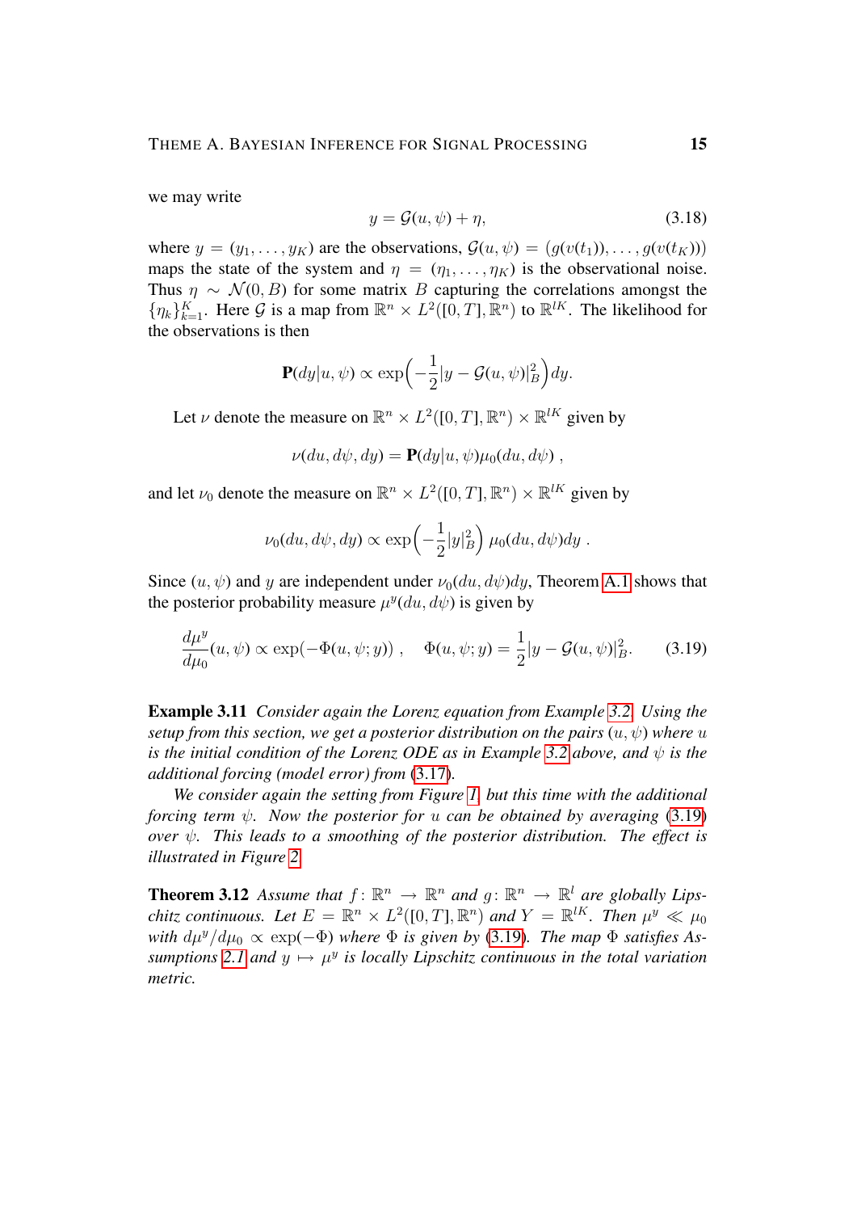we may write

$$y = \mathcal{G}(u, \psi) + \eta, \tag{3.18}$$

where $y = (y_1, \ldots, y_K)$ are the observations, $\mathcal{G}(u, \psi) = (g(v(t_1)), \ldots, g(v(t_K)))$ maps the state of the system and $\eta = (\eta_1, \ldots, \eta_K)$ is the observational noise. Thus $\eta \sim \mathcal{N}(0, B)$ for some matrix $B$ capturing the correlations amongst the $\{\eta_k\}_{k=1}^K$. Here $\mathcal{G}$ is a map from $\mathbb{R}^n \times L^2([0,T], \mathbb{R}^n)$ to $\mathbb{R}^{lK}$. The likelihood for the observations is then

$$\mathbf{P}(dy|u, \psi) \propto \exp\Big(-\frac{1}{2}|y - \mathcal{G}(u, \psi)|_B^2\Big)\, dy.$$

Let $\nu$ denote the measure on $\mathbb{R}^n \times L^2([0,T], \mathbb{R}^n) \times \mathbb{R}^{lK}$ given by

$$\nu(du, d\psi, dy) = \mathbf{P}(dy|u, \psi)\mu_0(du, d\psi)\ ,$$

and let $\nu_0$ denote the measure on $\mathbb{R}^n \times L^2([0,T], \mathbb{R}^n) \times \mathbb{R}^{lK}$ given by

$$\nu_0(du, d\psi, dy) \propto \exp\Big(-\frac{1}{2}|y|_B^2\Big)\ \mu_0(du, d\psi)dy\ .$$

Since $(u, \psi)$ and $y$ are independent under $\nu_0(du, d\psi)dy$, Theorem A.1 shows that the posterior probability measure $\mu^y(du, d\psi)$ is given by

$$\frac{d\mu^y}{d\mu_0}(u, \psi) \propto \exp(-\Phi(u, \psi; y))\ , \quad \Phi(u, \psi; y) = \frac{1}{2}|y - \mathcal{G}(u, \psi)|_B^2. \tag{3.19}$$

**Example 3.11** *Consider again the Lorenz equation from Example 3.2. Using the setup from this section, we get a posterior distribution on the pairs $(u, \psi)$ where $u$ is the initial condition of the Lorenz ODE as in Example 3.2 above, and $\psi$ is the additional forcing (model error) from (3.17).*

*We consider again the setting from Figure 1, but this time with the additional forcing term $\psi$. Now the posterior for $u$ can be obtained by averaging (3.19) over $\psi$. This leads to a smoothing of the posterior distribution. The effect is illustrated in Figure 2.*

**Theorem 3.12** *Assume that $f\colon \mathbb{R}^n \to \mathbb{R}^n$ and $g\colon \mathbb{R}^n \to \mathbb{R}^l$ are globally Lipschitz continuous. Let $E = \mathbb{R}^n \times L^2([0,T], \mathbb{R}^n)$ and $Y = \mathbb{R}^{lK}$. Then $\mu^y \ll \mu_0$ with $d\mu^y/d\mu_0 \propto \exp(-\Phi)$ where $\Phi$ is given by (3.19). The map $\Phi$ satisfies Assumptions 2.1 and $y \mapsto \mu^y$ is locally Lipschitz continuous in the total variation metric.*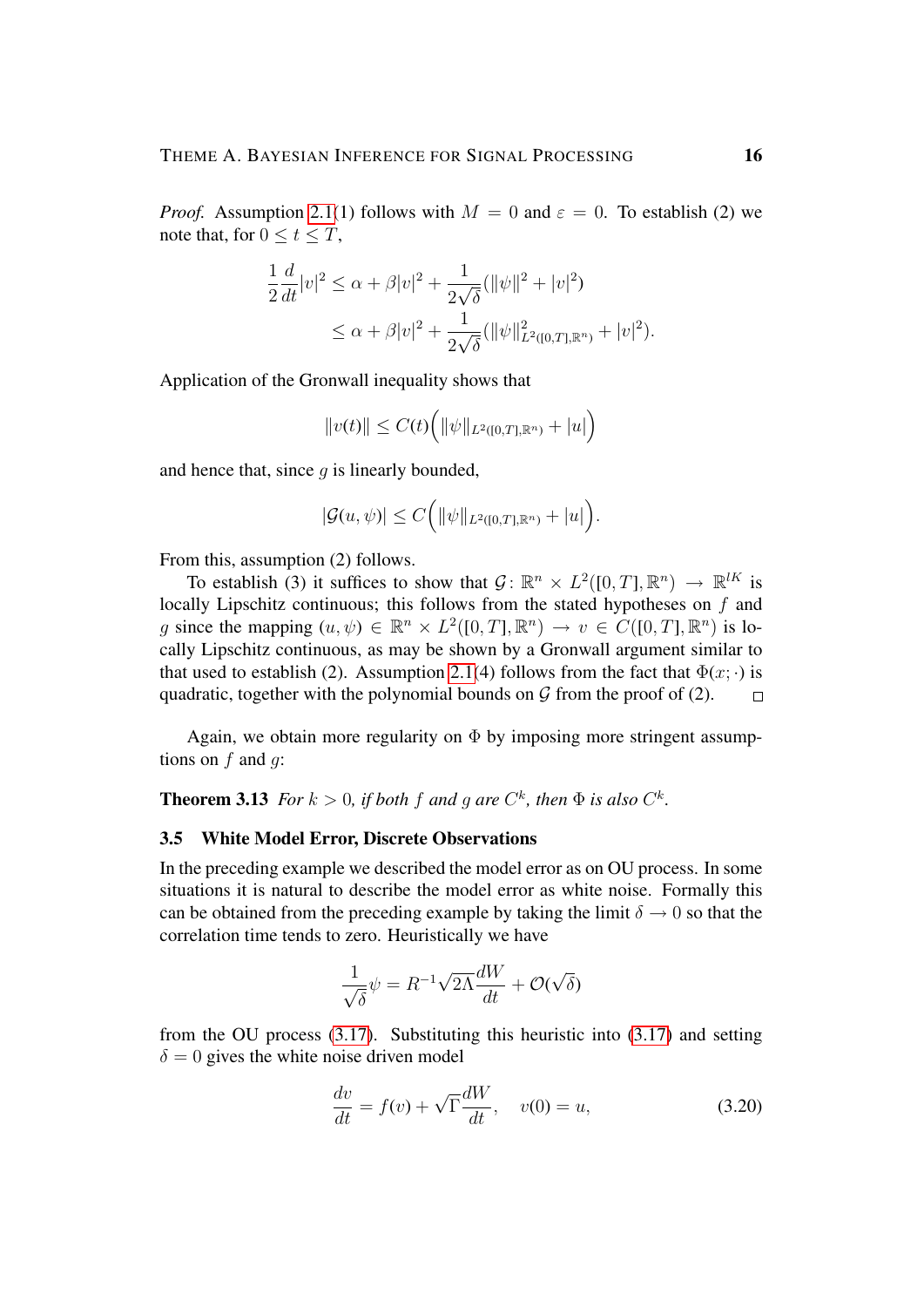*Proof.* Assumption 2.1(1) follows with $M = 0$ and $\varepsilon = 0$. To establish (2) we note that, for $0 \le t \le T$,

$$
\begin{aligned}
\frac{1}{2}\frac{d}{dt}|v|^2 &\le \alpha + \beta|v|^2 + \frac{1}{2\sqrt{\delta}}(\|\psi\|^2 + |v|^2) \\
&\le \alpha + \beta|v|^2 + \frac{1}{2\sqrt{\delta}}(\|\psi\|^2_{L^2([0,T],\mathbb{R}^n)} + |v|^2).
\end{aligned}
$$

Application of the Gronwall inequality shows that

$$
\|v(t)\| \le C(t)\Big(\|\psi\|_{L^2([0,T],\mathbb{R}^n)} + |u|\Big)
$$

and hence that, since $g$ is linearly bounded,

$$
|\mathcal{G}(u,\psi)| \le C\Big(\|\psi\|_{L^2([0,T],\mathbb{R}^n)} + |u|\Big).
$$

From this, assumption (2) follows.

To establish (3) it suffices to show that $\mathcal{G}\colon \mathbb{R}^n \times L^2([0,T],\mathbb{R}^n) \to \mathbb{R}^{lK}$ is locally Lipschitz continuous; this follows from the stated hypotheses on $f$ and $g$ since the mapping $(u,\psi) \in \mathbb{R}^n \times L^2([0,T],\mathbb{R}^n) \to v \in C([0,T],\mathbb{R}^n)$ is locally Lipschitz continuous, as may be shown by a Gronwall argument similar to that used to establish (2). Assumption 2.1(4) follows from the fact that $\Phi(x;\cdot)$ is quadratic, together with the polynomial bounds on $\mathcal{G}$ from the proof of (2). $\square$

Again, we obtain more regularity on $\Phi$ by imposing more stringent assumptions on $f$ and $g$:

**Theorem 3.13** *For $k > 0$, if both $f$ and $g$ are $C^k$, then $\Phi$ is also $C^k$.*

### 3.5 White Model Error, Discrete Observations

In the preceding example we described the model error as on OU process. In some situations it is natural to describe the model error as white noise. Formally this can be obtained from the preceding example by taking the limit $\delta \to 0$ so that the correlation time tends to zero. Heuristically we have

$$
\frac{1}{\sqrt{\delta}}\psi = R^{-1}\sqrt{2\Lambda}\frac{dW}{dt} + \mathcal{O}(\sqrt{\delta})
$$

from the OU process (3.17). Substituting this heuristic into (3.17) and setting $\delta = 0$ gives the white noise driven model

$$
\frac{dv}{dt} = f(v) + \sqrt{\Gamma}\frac{dW}{dt}, \quad v(0) = u, \tag{3.20}
$$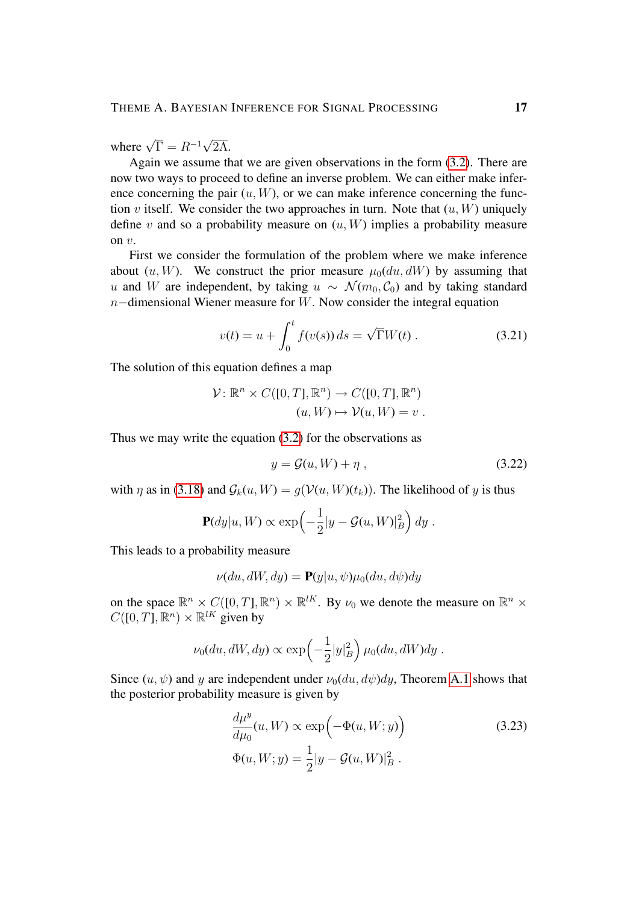where $\sqrt{\Gamma} = R^{-1}\sqrt{2\Lambda}$.

Again we assume that we are given observations in the form (3.2). There are now two ways to proceed to define an inverse problem. We can either make inference concerning the pair $(u, W)$, or we can make inference concerning the function $v$ itself. We consider the two approaches in turn. Note that $(u, W)$ uniquely define $v$ and so a probability measure on $(u, W)$ implies a probability measure on $v$.

First we consider the formulation of the problem where we make inference about $(u, W)$. We construct the prior measure $\mu_0(du, dW)$ by assuming that $u$ and $W$ are independent, by taking $u \sim \mathcal{N}(m_0, \mathcal{C}_0)$ and by taking standard $n-$dimensional Wiener measure for $W$. Now consider the integral equation

$$v(t) = u + \int_0^t f(v(s))\, ds = \sqrt{\Gamma} W(t) \; . \tag{3.21}$$

The solution of this equation defines a map

$$\begin{aligned} \mathcal{V} \colon \mathbb{R}^n \times C([0,T], \mathbb{R}^n) &\to C([0,T], \mathbb{R}^n) \\ (u, W) &\mapsto \mathcal{V}(u, W) = v \; . \end{aligned}$$

Thus we may write the equation (3.2) for the observations as

$$y = \mathcal{G}(u, W) + \eta \; , \tag{3.22}$$

with $\eta$ as in (3.18) and $\mathcal{G}_k(u, W) = g(\mathcal{V}(u, W)(t_k))$. The likelihood of $y$ is thus

$$\mathbf{P}(dy | u, W) \propto \exp\Big(-\frac{1}{2} |y - \mathcal{G}(u, W)|_B^2\Big)\, dy \; .$$

This leads to a probability measure

$$\nu(du, dW, dy) = \mathbf{P}(y | u, \psi) \mu_0(du, d\psi) dy$$

on the space $\mathbb{R}^n \times C([0,T], \mathbb{R}^n) \times \mathbb{R}^{lK}$. By $\nu_0$ we denote the measure on $\mathbb{R}^n \times C([0,T], \mathbb{R}^n) \times \mathbb{R}^{lK}$ given by

$$\nu_0(du, dW, dy) \propto \exp\Big(-\frac{1}{2}|y|_B^2\Big)\, \mu_0(du, dW) dy \; .$$

Since $(u, \psi)$ and $y$ are independent under $\nu_0(du, d\psi)dy$, Theorem A.1 shows that the posterior probability measure is given by

$$\begin{aligned} \frac{d\mu^y}{d\mu_0}(u, W) &\propto \exp\Big(-\Phi(u, W; y)\Big) \\ \Phi(u, W; y) &= \frac{1}{2}|y - \mathcal{G}(u, W)|_B^2 \; . \end{aligned} \tag{3.23}$$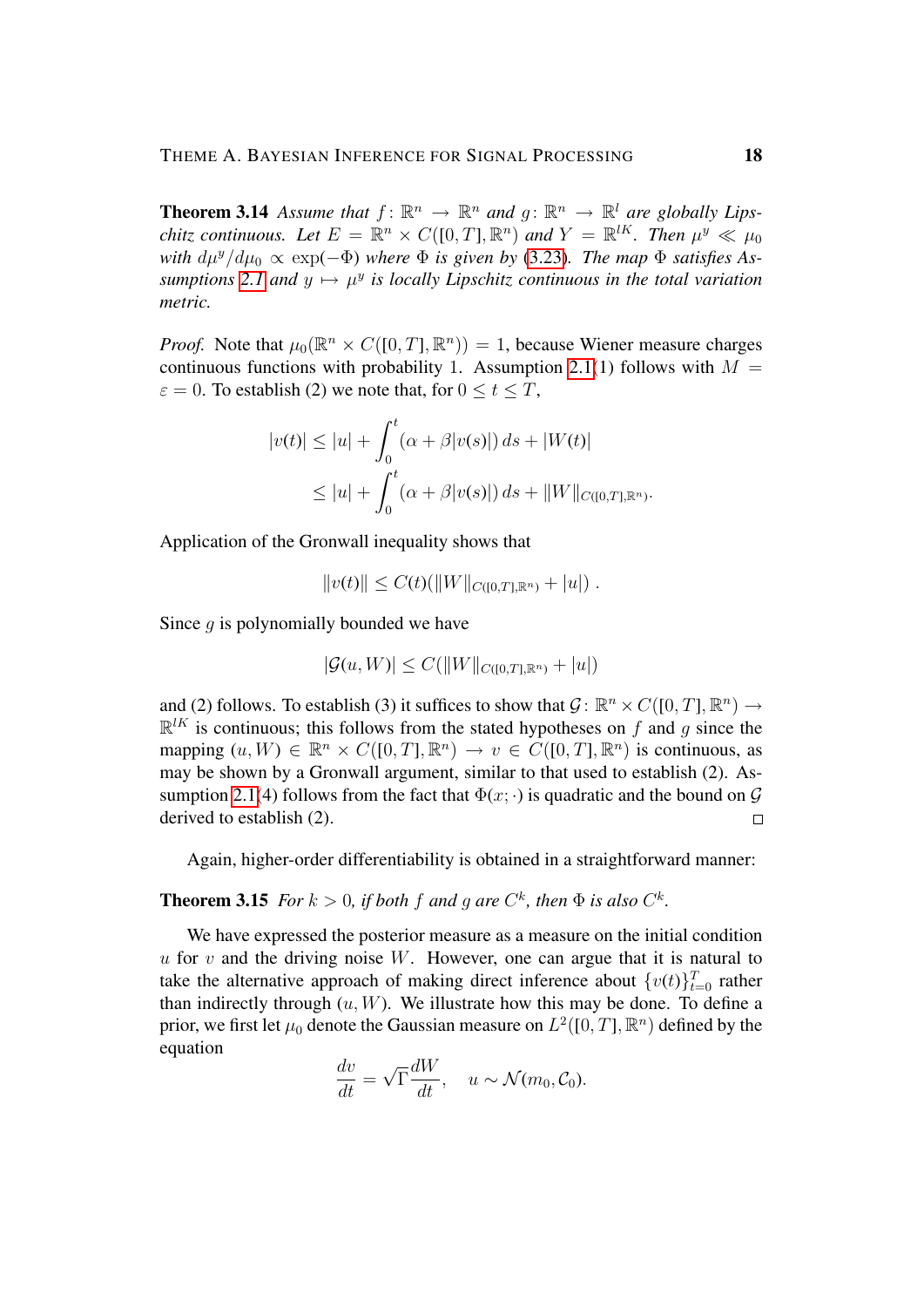**Theorem 3.14** *Assume that $f\colon \mathbb{R}^n \to \mathbb{R}^n$ and $g\colon \mathbb{R}^n \to \mathbb{R}^l$ are globally Lipschitz continuous. Let $E = \mathbb{R}^n \times C([0,T],\mathbb{R}^n)$ and $Y = \mathbb{R}^{lK}$. Then $\mu^y \ll \mu_0$ with $d\mu^y/d\mu_0 \propto \exp(-\Phi)$ where $\Phi$ is given by (3.23). The map $\Phi$ satisfies Assumptions 2.1 and $y \mapsto \mu^y$ is locally Lipschitz continuous in the total variation metric.*

*Proof.* Note that $\mu_0(\mathbb{R}^n \times C([0,T],\mathbb{R}^n)) = 1$, because Wiener measure charges continuous functions with probability 1. Assumption 2.1(1) follows with $M = \varepsilon = 0$. To establish (2) we note that, for $0 \le t \le T$,

$$
\begin{aligned}
|v(t)| &\le |u| + \int_0^t (\alpha + \beta |v(s)|)\, ds + |W(t)| \\
&\le |u| + \int_0^t (\alpha + \beta |v(s)|)\, ds + \|W\|_{C([0,T],\mathbb{R}^n)}.
\end{aligned}
$$

Application of the Gronwall inequality shows that

$$
\|v(t)\| \le C(t)(\|W\|_{C([0,T],\mathbb{R}^n)} + |u|)\ .
$$

Since $g$ is polynomially bounded we have

$$
|\mathcal{G}(u,W)| \le C(\|W\|_{C([0,T],\mathbb{R}^n)} + |u|)
$$

and (2) follows. To establish (3) it suffices to show that $\mathcal{G}\colon \mathbb{R}^n \times C([0,T],\mathbb{R}^n) \to \mathbb{R}^{lK}$ is continuous; this follows from the stated hypotheses on $f$ and $g$ since the mapping $(u,W) \in \mathbb{R}^n \times C([0,T],\mathbb{R}^n) \to v \in C([0,T],\mathbb{R}^n)$ is continuous, as may be shown by a Gronwall argument, similar to that used to establish (2). Assumption 2.1(4) follows from the fact that $\Phi(x;\cdot)$ is quadratic and the bound on $\mathcal{G}$ derived to establish (2). $\square$

Again, higher-order differentiability is obtained in a straightforward manner:

**Theorem 3.15** *For $k > 0$, if both $f$ and $g$ are $C^k$, then $\Phi$ is also $C^k$.*

We have expressed the posterior measure as a measure on the initial condition $u$ for $v$ and the driving noise $W$. However, one can argue that it is natural to take the alternative approach of making direct inference about $\{v(t)\}_{t=0}^T$ rather than indirectly through $(u,W)$. We illustrate how this may be done. To define a prior, we first let $\mu_0$ denote the Gaussian measure on $L^2([0,T],\mathbb{R}^n)$ defined by the equation

$$
\frac{dv}{dt} = \sqrt{\Gamma}\frac{dW}{dt}, \quad u \sim \mathcal{N}(m_0, \mathcal{C}_0).
$$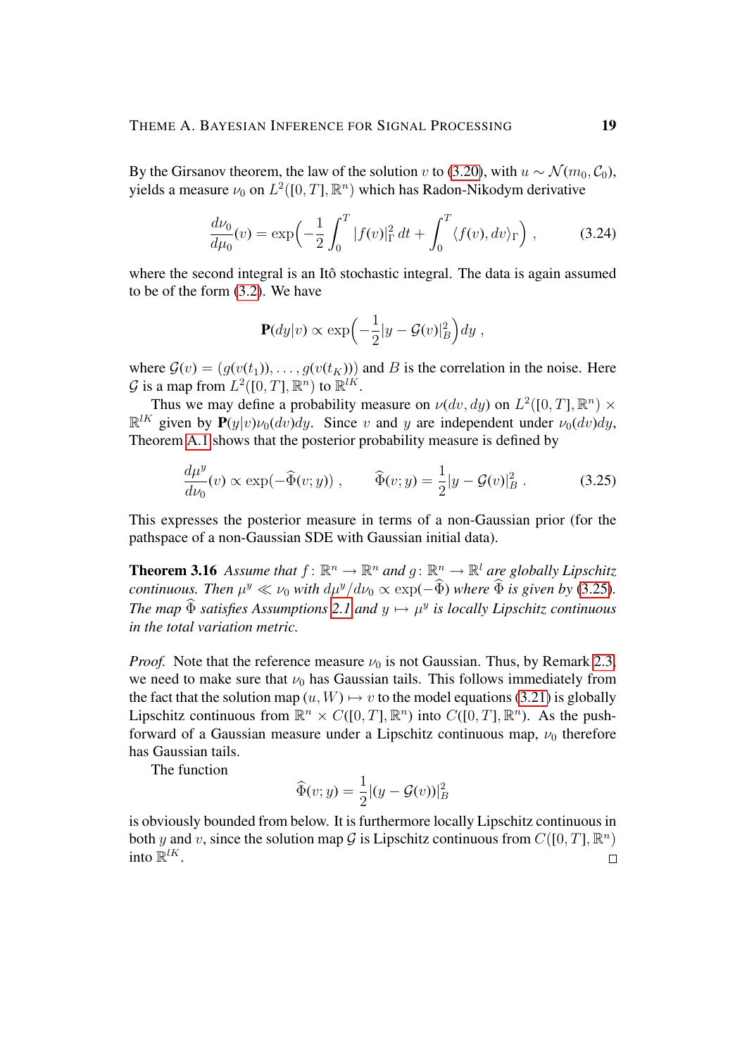By the Girsanov theorem, the law of the solution $v$ to (3.20), with $u \sim \mathcal{N}(m_0, \mathcal{C}_0)$, yields a measure $\nu_0$ on $L^2([0,T], \mathbb{R}^n)$ which has Radon-Nikodym derivative

$$\frac{d\nu_0}{d\mu_0}(v) = \exp\Big(-\frac{1}{2}\int_0^T |f(v)|_\Gamma^2 \, dt + \int_0^T \langle f(v), dv\rangle_\Gamma\Big) , \tag{3.24}$$

where the second integral is an Itô stochastic integral. The data is again assumed to be of the form (3.2). We have

$$\mathbf{P}(dy|v) \propto \exp\Big(-\frac{1}{2}|y - \mathcal{G}(v)|_B^2\Big) dy ,$$

where $\mathcal{G}(v) = (g(v(t_1)), \dots, g(v(t_K)))$ and $B$ is the correlation in the noise. Here $\mathcal{G}$ is a map from $L^2([0,T], \mathbb{R}^n)$ to $\mathbb{R}^{lK}$.

Thus we may define a probability measure on $\nu(dv, dy)$ on $L^2([0,T], \mathbb{R}^n) \times \mathbb{R}^{lK}$ given by $\mathbf{P}(y|v)\nu_0(dv)dy$. Since $v$ and $y$ are independent under $\nu_0(dv)dy$, Theorem A.1 shows that the posterior probability measure is defined by

$$\frac{d\mu^y}{d\nu_0}(v) \propto \exp(-\widehat{\Phi}(v;y)) , \qquad \widehat{\Phi}(v;y) = \frac{1}{2}|y - \mathcal{G}(v)|_B^2 . \tag{3.25}$$

This expresses the posterior measure in terms of a non-Gaussian prior (for the pathspace of a non-Gaussian SDE with Gaussian initial data).

**Theorem 3.16** *Assume that $f\colon \mathbb{R}^n \to \mathbb{R}^n$ and $g\colon \mathbb{R}^n \to \mathbb{R}^l$ are globally Lipschitz continuous. Then $\mu^y \ll \nu_0$ with $d\mu^y/d\nu_0 \propto \exp(-\widehat{\Phi})$ where $\widehat{\Phi}$ is given by (3.25). The map $\widehat{\Phi}$ satisfies Assumptions 2.1 and $y \mapsto \mu^y$ is locally Lipschitz continuous in the total variation metric.*

*Proof.* Note that the reference measure $\nu_0$ is not Gaussian. Thus, by Remark 2.3, we need to make sure that $\nu_0$ has Gaussian tails. This follows immediately from the fact that the solution map $(u, W) \mapsto v$ to the model equations (3.21) is globally Lipschitz continuous from $\mathbb{R}^n \times C([0,T], \mathbb{R}^n)$ into $C([0,T], \mathbb{R}^n)$. As the push-forward of a Gaussian measure under a Lipschitz continuous map, $\nu_0$ therefore has Gaussian tails.

The function

$$\widehat{\Phi}(v;y) = \frac{1}{2}|(y - \mathcal{G}(v))|_B^2$$

is obviously bounded from below. It is furthermore locally Lipschitz continuous in both $y$ and $v$, since the solution map $\mathcal{G}$ is Lipschitz continuous from $C([0,T], \mathbb{R}^n)$ into $\mathbb{R}^{lK}$. □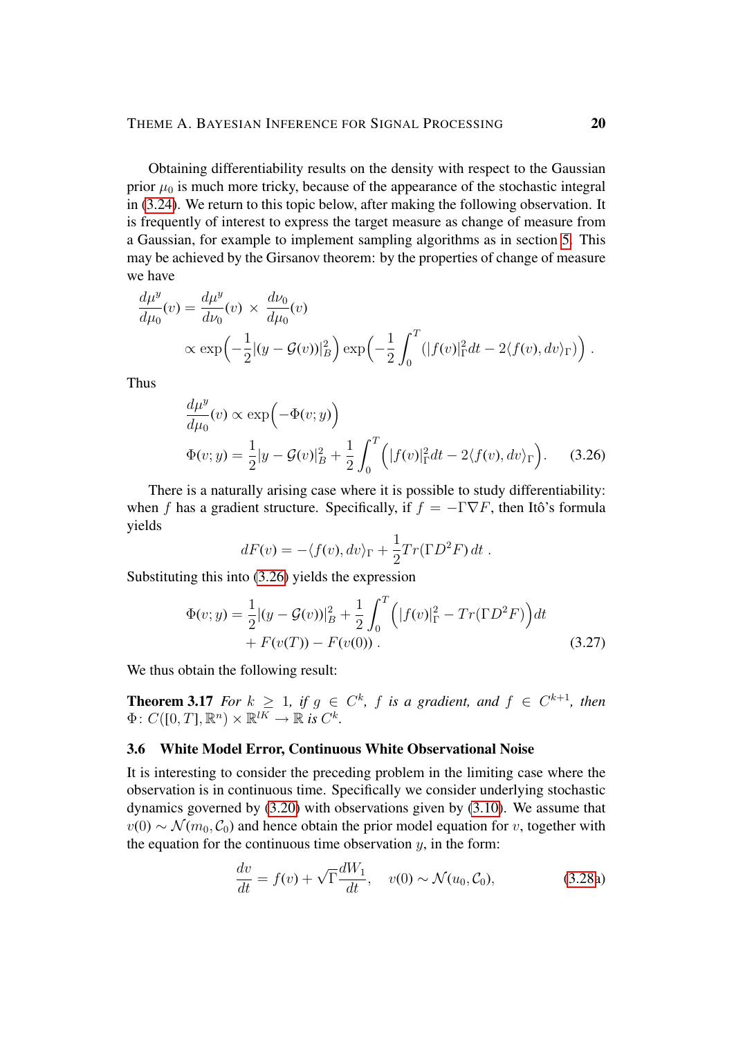Obtaining differentiability results on the density with respect to the Gaussian prior $\mu_0$ is much more tricky, because of the appearance of the stochastic integral in (3.24). We return to this topic below, after making the following observation. It is frequently of interest to express the target measure as change of measure from a Gaussian, for example to implement sampling algorithms as in section 5. This may be achieved by the Girsanov theorem: by the properties of change of measure we have

$$
\begin{aligned}
\frac{d\mu^y}{d\mu_0}(v) &= \frac{d\mu^y}{d\nu_0}(v) \times \frac{d\nu_0}{d\mu_0}(v) \\
&\propto \exp\Big(-\frac{1}{2}|(y - \mathcal{G}(v))|_B^2\Big) \exp\Big(-\frac{1}{2}\int_0^T (|f(v)|_\Gamma^2 dt - 2\langle f(v), dv\rangle_\Gamma)\Big) .
\end{aligned}
$$

Thus

$$
\begin{aligned}
&\frac{d\mu^y}{d\mu_0}(v) \propto \exp\Big(-\Phi(v; y)\Big) \\
&\Phi(v; y) = \frac{1}{2}|y - \mathcal{G}(v)|_B^2 + \frac{1}{2}\int_0^T \Big(|f(v)|_\Gamma^2 dt - 2\langle f(v), dv\rangle_\Gamma\Big). \qquad (3.26)
\end{aligned}
$$

There is a naturally arising case where it is possible to study differentiability: when $f$ has a gradient structure. Specifically, if $f = -\Gamma\nabla F$, then Itô's formula yields

$$
dF(v) = -\langle f(v), dv\rangle_\Gamma + \frac{1}{2}Tr(\Gamma D^2 F)\, dt .
$$

Substituting this into (3.26) yields the expression

$$
\begin{aligned}
\Phi(v; y) &= \frac{1}{2}|(y - \mathcal{G}(v))|_B^2 + \frac{1}{2}\int_0^T \Big(|f(v)|_\Gamma^2 - Tr(\Gamma D^2 F)\Big)dt \\
&\quad + F(v(T)) - F(v(0)) . \qquad (3.27)
\end{aligned}
$$

We thus obtain the following result:

**Theorem 3.17** *For $k \geq 1$, if $g \in C^k$, $f$ is a gradient, and $f \in C^{k+1}$, then $\Phi \colon C([0, T], \mathbb{R}^n) \times \mathbb{R}^{lK} \to \mathbb{R}$ is $C^k$.*

### 3.6 White Model Error, Continuous White Observational Noise

It is interesting to consider the preceding problem in the limiting case where the observation is in continuous time. Specifically we consider underlying stochastic dynamics governed by (3.20) with observations given by (3.10). We assume that $v(0) \sim \mathcal{N}(m_0, \mathcal{C}_0)$ and hence obtain the prior model equation for $v$, together with the equation for the continuous time observation $y$, in the form:

$$
\frac{dv}{dt} = f(v) + \sqrt{\Gamma}\frac{dW_1}{dt}, \quad v(0) \sim \mathcal{N}(u_0, \mathcal{C}_0), \qquad (3.28a)
$$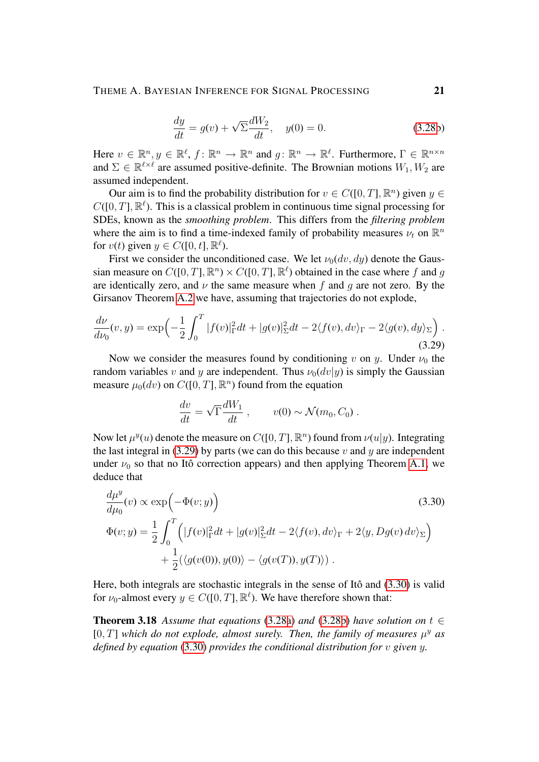$$\frac{dy}{dt} = g(v) + \sqrt{\Sigma}\frac{dW_2}{dt}, \quad y(0) = 0. \tag{3.28b}$$

Here $v \in \mathbb{R}^n, y \in \mathbb{R}^\ell$, $f: \mathbb{R}^n \to \mathbb{R}^n$ and $g: \mathbb{R}^n \to \mathbb{R}^\ell$. Furthermore, $\Gamma \in \mathbb{R}^{n\times n}$ and $\Sigma \in \mathbb{R}^{\ell\times\ell}$ are assumed positive-definite. The Brownian motions $W_1, W_2$ are assumed independent.

Our aim is to find the probability distribution for $v \in C([0,T],\mathbb{R}^n)$ given $y \in C([0,T],\mathbb{R}^\ell)$. This is a classical problem in continuous time signal processing for SDEs, known as the *smoothing problem*. This differs from the *filtering problem* where the aim is to find a time-indexed family of probability measures $\nu_t$ on $\mathbb{R}^n$ for $v(t)$ given $y \in C([0,t],\mathbb{R}^\ell)$.

First we consider the unconditioned case. We let $\nu_0(dv,dy)$ denote the Gaussian measure on $C([0,T],\mathbb{R}^n)\times C([0,T],\mathbb{R}^\ell)$ obtained in the case where $f$ and $g$ are identically zero, and $\nu$ the same measure when $f$ and $g$ are not zero. By the Girsanov Theorem A.2 we have, assuming that trajectories do not explode,

$$\frac{d\nu}{d\nu_0}(v,y) = \exp\Big(-\frac{1}{2}\int_0^T |f(v)|_\Gamma^2 dt + |g(v)|_\Sigma^2 dt - 2\langle f(v), dv\rangle_\Gamma - 2\langle g(v), dy\rangle_\Sigma\Big)\,. \tag{3.29}$$

Now we consider the measures found by conditioning $v$ on $y$. Under $\nu_0$ the random variables $v$ and $y$ are independent. Thus $\nu_0(dv|y)$ is simply the Gaussian measure $\mu_0(dv)$ on $C([0,T],\mathbb{R}^n)$ found from the equation

$$\frac{dv}{dt} = \sqrt{\Gamma}\frac{dW_1}{dt}\,, \qquad v(0) \sim \mathcal{N}(m_0, C_0)\,.$$

Now let $\mu^y(u)$ denote the measure on $C([0,T],\mathbb{R}^n)$ found from $\nu(u|y)$. Integrating the last integral in (3.29) by parts (we can do this because $v$ and $y$ are independent under $\nu_0$ so that no Itô correction appears) and then applying Theorem A.1, we deduce that

$$\begin{aligned}
&\frac{d\mu^y}{d\mu_0}(v) \propto \exp\Big(-\Phi(v;y)\Big) \qquad\qquad (3.30)\\
&\Phi(v;y) = \frac{1}{2}\int_0^T \Big(|f(v)|_\Gamma^2 dt + |g(v)|_\Sigma^2 dt - 2\langle f(v), dv\rangle_\Gamma + 2\langle y, Dg(v)\,dv\rangle_\Sigma\Big)\\
&\qquad\qquad + \frac{1}{2}\big(\langle g(v(0)), y(0)\rangle - \langle g(v(T)), y(T)\rangle\big)\,.
\end{aligned}$$

Here, both integrals are stochastic integrals in the sense of Itô and (3.30) is valid for $\nu_0$-almost every $y \in C([0,T],\mathbb{R}^\ell)$. We have therefore shown that:

**Theorem 3.18** *Assume that equations (3.28a) and (3.28b) have solution on $t \in [0,T]$ which do not explode, almost surely. Then, the family of measures $\mu^y$ as defined by equation (3.30) provides the conditional distribution for $v$ given $y$.*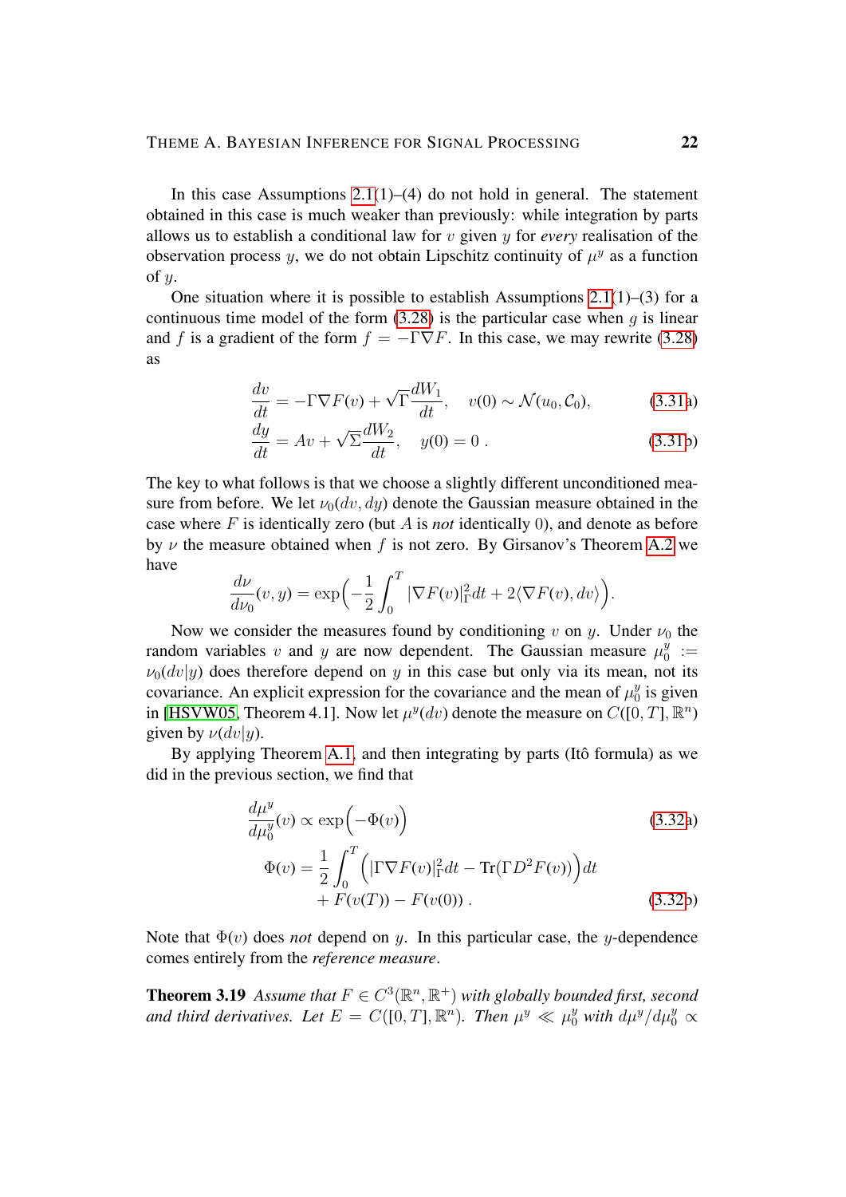In this case Assumptions 2.1(1)–(4) do not hold in general. The statement obtained in this case is much weaker than previously: while integration by parts allows us to establish a conditional law for $v$ given $y$ for *every* realisation of the observation process $y$, we do not obtain Lipschitz continuity of $\mu^y$ as a function of $y$.

One situation where it is possible to establish Assumptions 2.1(1)–(3) for a continuous time model of the form (3.28) is the particular case when $g$ is linear and $f$ is a gradient of the form $f = -\Gamma\nabla F$. In this case, we may rewrite (3.28) as

$$\frac{dv}{dt} = -\Gamma\nabla F(v) + \sqrt{\Gamma}\frac{dW_1}{dt}, \quad v(0) \sim \mathcal{N}(u_0, \mathcal{C}_0), \tag{3.31a}$$

$$\frac{dy}{dt} = Av + \sqrt{\Sigma}\frac{dW_2}{dt}, \quad y(0) = 0\;. \tag{3.31b}$$

The key to what follows is that we choose a slightly different unconditioned measure from before. We let $\nu_0(dv, dy)$ denote the Gaussian measure obtained in the case where $F$ is identically zero (but $A$ is *not* identically 0), and denote as before by $\nu$ the measure obtained when $f$ is not zero. By Girsanov's Theorem A.2 we have

$$\frac{d\nu}{d\nu_0}(v, y) = \exp\Big(-\frac{1}{2}\int_0^T |\nabla F(v)|_\Gamma^2 dt + 2\langle\nabla F(v), dv\rangle\Big).$$

Now we consider the measures found by conditioning $v$ on $y$. Under $\nu_0$ the random variables $v$ and $y$ are now dependent. The Gaussian measure $\mu_0^y := \nu_0(dv|y)$ does therefore depend on $y$ in this case but only via its mean, not its covariance. An explicit expression for the covariance and the mean of $\mu_0^y$ is given in [HSVW05, Theorem 4.1]. Now let $\mu^y(dv)$ denote the measure on $C([0,T], \mathbb{R}^n)$ given by $\nu(dv|y)$.

By applying Theorem A.1, and then integrating by parts (Itô formula) as we did in the previous section, we find that

$$\frac{d\mu^y}{d\mu_0^y}(v) \propto \exp\Big(-\Phi(v)\Big) \tag{3.32a}$$

$$\begin{aligned}\Phi(v) = \frac{1}{2}\int_0^T \Big(|\Gamma\nabla F(v)|_\Gamma^2 dt - \mathrm{Tr}(\Gamma D^2 F(v))\Big)dt \\ + F(v(T)) - F(v(0))\;.\end{aligned} \tag{3.32b}$$

Note that $\Phi(v)$ does *not* depend on $y$. In this particular case, the $y$-dependence comes entirely from the *reference measure*.

**Theorem 3.19** *Assume that $F \in C^3(\mathbb{R}^n, \mathbb{R}^+)$ with globally bounded first, second and third derivatives. Let $E = C([0,T], \mathbb{R}^n)$. Then $\mu^y \ll \mu_0^y$ with $d\mu^y/d\mu_0^y \propto$*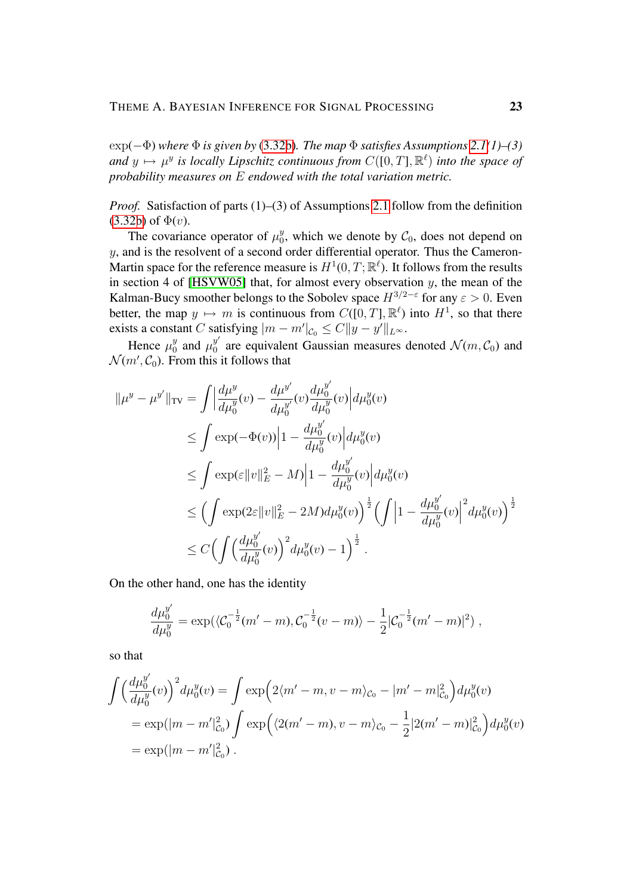$\exp(-\Phi)$ *where* $\Phi$ *is given by* (3.32b). *The map* $\Phi$ *satisfies Assumptions* 2.1*(1)–(3) and* $y \mapsto \mu^y$ *is locally Lipschitz continuous from* $C([0,T],\mathbb{R}^\ell)$ *into the space of probability measures on* $E$ *endowed with the total variation metric.*

*Proof.* Satisfaction of parts (1)–(3) of Assumptions 2.1 follow from the definition (3.32b) of $\Phi(v)$.

The covariance operator of $\mu_0^y$, which we denote by $\mathcal{C}_0$, does not depend on $y$, and is the resolvent of a second order differential operator. Thus the Cameron-Martin space for the reference measure is $H^1(0,T;\mathbb{R}^\ell)$. It follows from the results in section 4 of [HSVW05] that, for almost every observation $y$, the mean of the Kalman-Bucy smoother belongs to the Sobolev space $H^{3/2-\varepsilon}$ for any $\varepsilon > 0$. Even better, the map $y \mapsto m$ is continuous from $C([0,T],\mathbb{R}^\ell)$ into $H^1$, so that there exists a constant $C$ satisfying $|m - m'|_{\mathcal{C}_0} \le C\|y - y'\|_{L^\infty}$.

Hence $\mu_0^y$ and $\mu_0^{y'}$ are equivalent Gaussian measures denoted $\mathcal{N}(m,\mathcal{C}_0)$ and $\mathcal{N}(m',\mathcal{C}_0)$. From this it follows that

$$
\begin{aligned}
\|\mu^y - \mu^{y'}\|_{\mathrm{TV}} &= \int \Big| \frac{d\mu^y}{d\mu_0^y}(v) - \frac{d\mu^{y'}}{d\mu_0^{y'}}(v)\frac{d\mu_0^{y'}}{d\mu_0^y}(v)\Big| d\mu_0^y(v) \\
&\le \int \exp(-\Phi(v))\Big|1 - \frac{d\mu_0^{y'}}{d\mu_0^y}(v)\Big| d\mu_0^y(v) \\
&\le \int \exp(\varepsilon\|v\|_E^2 - M)\Big|1 - \frac{d\mu_0^{y'}}{d\mu_0^y}(v)\Big| d\mu_0^y(v) \\
&\le \Big(\int \exp(2\varepsilon\|v\|_E^2 - 2M) d\mu_0^y(v)\Big)^{\frac{1}{2}} \Big(\int \Big|1 - \frac{d\mu_0^{y'}}{d\mu_0^y}(v)\Big|^2 d\mu_0^y(v)\Big)^{\frac{1}{2}} \\
&\le C\Big(\int \Big(\frac{d\mu_0^{y'}}{d\mu_0^y}(v)\Big)^2 d\mu_0^y(v) - 1\Big)^{\frac{1}{2}} .
\end{aligned}
$$

On the other hand, one has the identity

$$
\frac{d\mu_0^{y'}}{d\mu_0^y} = \exp(\langle \mathcal{C}_0^{-\frac{1}{2}}(m'-m), \mathcal{C}_0^{-\frac{1}{2}}(v-m)\rangle - \frac{1}{2}|\mathcal{C}_0^{-\frac{1}{2}}(m'-m)|^2) ,
$$

so that

$$
\begin{aligned}
\int \Big(\frac{d\mu_0^{y'}}{d\mu_0^y}(v)\Big)^2 d\mu_0^y(v) &= \int \exp\Big(2\langle m'-m, v-m\rangle_{\mathcal{C}_0} - |m'-m|_{\mathcal{C}_0}^2\Big) d\mu_0^y(v) \\
&= \exp(|m-m'|_{\mathcal{C}_0}^2) \int \exp\Big(\langle 2(m'-m), v-m\rangle_{\mathcal{C}_0} - \frac{1}{2}|2(m'-m)|_{\mathcal{C}_0}^2\Big) d\mu_0^y(v) \\
&= \exp(|m-m'|_{\mathcal{C}_0}^2) .
\end{aligned}
$$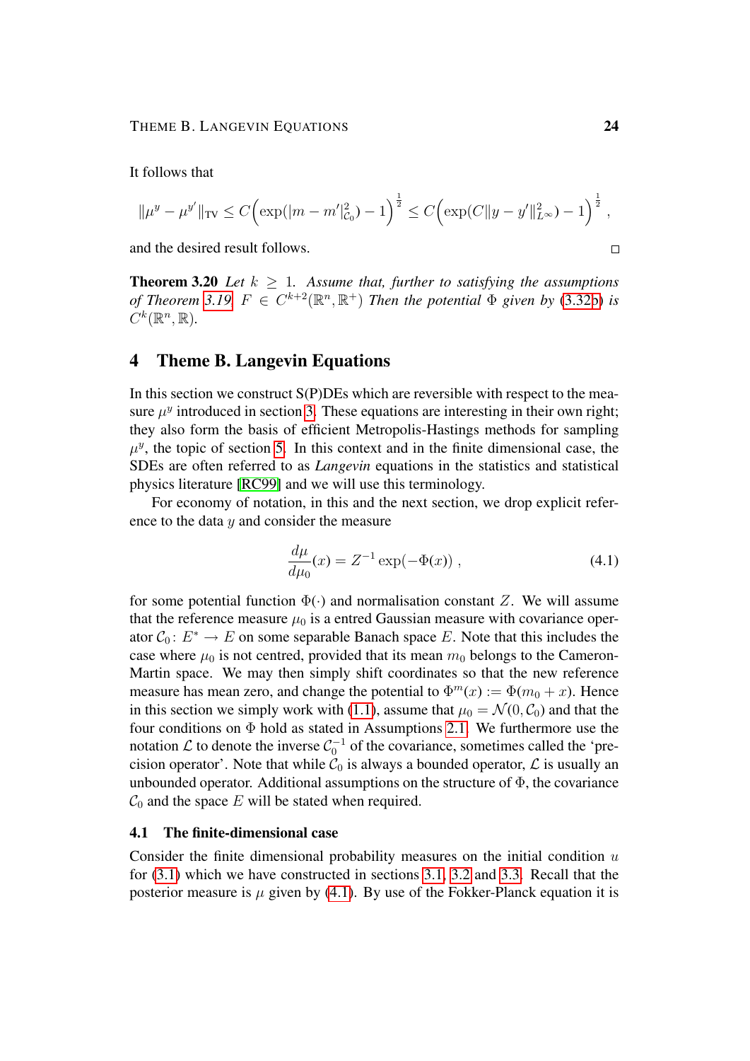It follows that

$$\|\mu^y - \mu^{y'}\|_{\rm TV} \le C\Big(\exp(|m - m'|^2_{\mathcal{C}_0}) - 1\Big)^{\frac{1}{2}} \le C\Big(\exp(C\|y - y'\|^2_{L^\infty}) - 1\Big)^{\frac{1}{2}} ,$$

and the desired result follows. □

**Theorem 3.20** *Let $k \ge 1$. Assume that, further to satisfying the assumptions of Theorem 3.19, $F \in C^{k+2}(\mathbb{R}^n, \mathbb{R}^+)$ Then the potential $\Phi$ given by (3.32b) is $C^k(\mathbb{R}^n, \mathbb{R})$.*

## 4 Theme B. Langevin Equations

In this section we construct S(P)DEs which are reversible with respect to the measure $\mu^y$ introduced in section 3. These equations are interesting in their own right; they also form the basis of efficient Metropolis-Hastings methods for sampling $\mu^y$, the topic of section 5. In this context and in the finite dimensional case, the SDEs are often referred to as *Langevin* equations in the statistics and statistical physics literature [RC99] and we will use this terminology.

For economy of notation, in this and the next section, we drop explicit reference to the data $y$ and consider the measure

$$\frac{d\mu}{d\mu_0}(x) = Z^{-1} \exp(-\Phi(x)) , \tag{4.1}$$

for some potential function $\Phi(\cdot)$ and normalisation constant $Z$. We will assume that the reference measure $\mu_0$ is a entred Gaussian measure with covariance operator $\mathcal{C}_0 \colon E^* \to E$ on some separable Banach space $E$. Note that this includes the case where $\mu_0$ is not centred, provided that its mean $m_0$ belongs to the Cameron-Martin space. We may then simply shift coordinates so that the new reference measure has mean zero, and change the potential to $\Phi^m(x) := \Phi(m_0 + x)$. Hence in this section we simply work with (1.1), assume that $\mu_0 = \mathcal{N}(0, \mathcal{C}_0)$ and that the four conditions on $\Phi$ hold as stated in Assumptions 2.1. We furthermore use the notation $\mathcal{L}$ to denote the inverse $\mathcal{C}_0^{-1}$ of the covariance, sometimes called the 'precision operator'. Note that while $\mathcal{C}_0$ is always a bounded operator, $\mathcal{L}$ is usually an unbounded operator. Additional assumptions on the structure of $\Phi$, the covariance $\mathcal{C}_0$ and the space $E$ will be stated when required.

### 4.1 The finite-dimensional case

Consider the finite dimensional probability measures on the initial condition $u$ for (3.1) which we have constructed in sections 3.1, 3.2 and 3.3. Recall that the posterior measure is $\mu$ given by (4.1). By use of the Fokker-Planck equation it is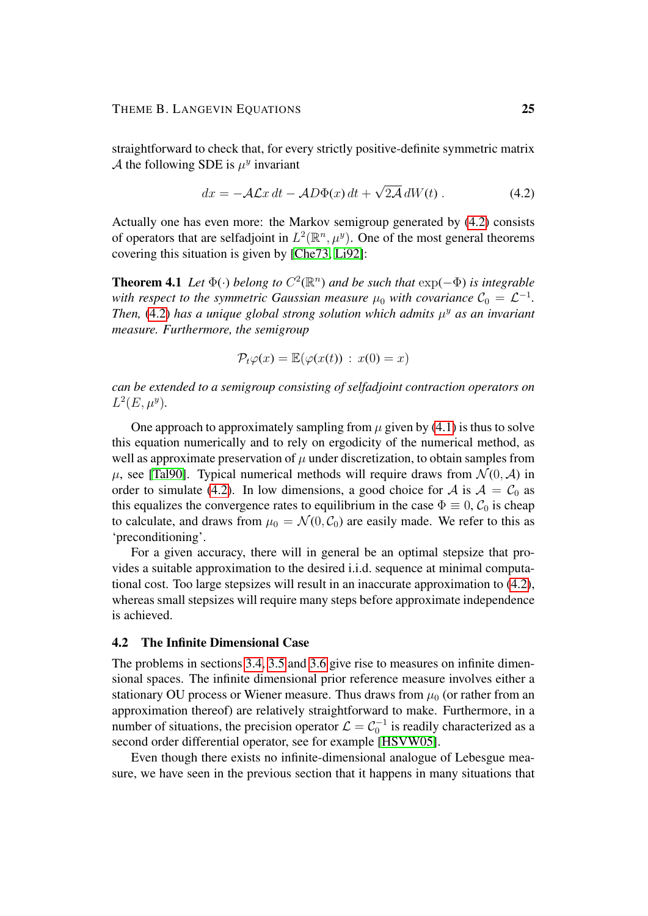straightforward to check that, for every strictly positive-definite symmetric matrix $\mathcal{A}$ the following SDE is $\mu^y$ invariant

$$dx = -\mathcal{A}\mathcal{L}x\,dt - \mathcal{A}D\Phi(x)\,dt + \sqrt{2\mathcal{A}}\,dW(t)\,. \tag{4.2}$$

Actually one has even more: the Markov semigroup generated by (4.2) consists of operators that are selfadjoint in $L^2(\mathbb{R}^n, \mu^y)$. One of the most general theorems covering this situation is given by [Che73, Li92]:

**Theorem 4.1** *Let $\Phi(\cdot)$ belong to $C^2(\mathbb{R}^n)$ and be such that $\exp(-\Phi)$ is integrable with respect to the symmetric Gaussian measure $\mu_0$ with covariance $\mathcal{C}_0 = \mathcal{L}^{-1}$. Then, (4.2) has a unique global strong solution which admits $\mu^y$ as an invariant measure. Furthermore, the semigroup*

$$\mathcal{P}_t\varphi(x) = \mathbb{E}(\varphi(x(t)) \,:\, x(0) = x)$$

*can be extended to a semigroup consisting of selfadjoint contraction operators on $L^2(E, \mu^y)$.*

One approach to approximately sampling from $\mu$ given by (4.1) is thus to solve this equation numerically and to rely on ergodicity of the numerical method, as well as approximate preservation of $\mu$ under discretization, to obtain samples from $\mu$, see [Tal90]. Typical numerical methods will require draws from $\mathcal{N}(0, \mathcal{A})$ in order to simulate (4.2). In low dimensions, a good choice for $\mathcal{A}$ is $\mathcal{A} = \mathcal{C}_0$ as this equalizes the convergence rates to equilibrium in the case $\Phi \equiv 0$, $\mathcal{C}_0$ is cheap to calculate, and draws from $\mu_0 = \mathcal{N}(0, \mathcal{C}_0)$ are easily made. We refer to this as 'preconditioning'.

For a given accuracy, there will in general be an optimal stepsize that provides a suitable approximation to the desired i.i.d. sequence at minimal computational cost. Too large stepsizes will result in an inaccurate approximation to (4.2), whereas small stepsizes will require many steps before approximate independence is achieved.

### 4.2 The Infinite Dimensional Case

The problems in sections 3.4, 3.5 and 3.6 give rise to measures on infinite dimensional spaces. The infinite dimensional prior reference measure involves either a stationary OU process or Wiener measure. Thus draws from $\mu_0$ (or rather from an approximation thereof) are relatively straightforward to make. Furthermore, in a number of situations, the precision operator $\mathcal{L} = \mathcal{C}_0^{-1}$ is readily characterized as a second order differential operator, see for example [HSVW05].

Even though there exists no infinite-dimensional analogue of Lebesgue measure, we have seen in the previous section that it happens in many situations that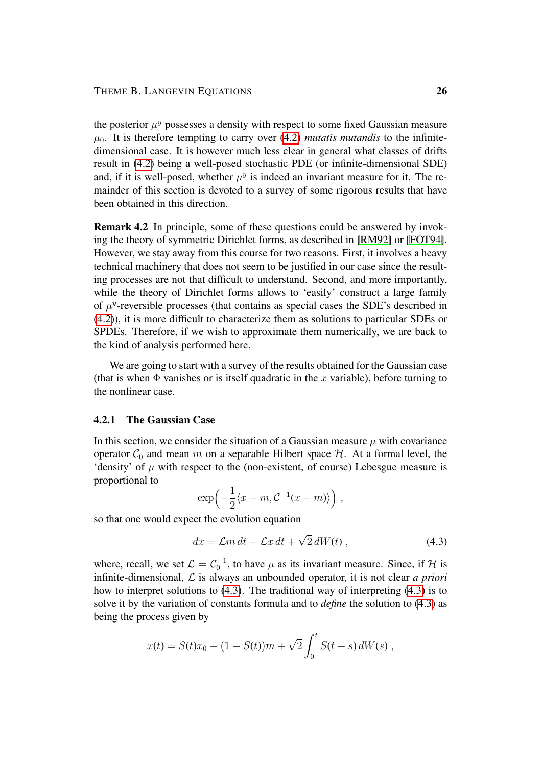the posterior $\mu^y$ possesses a density with respect to some fixed Gaussian measure $\mu_0$. It is therefore tempting to carry over (4.2) *mutatis mutandis* to the infinite-dimensional case. It is however much less clear in general what classes of drifts result in (4.2) being a well-posed stochastic PDE (or infinite-dimensional SDE) and, if it is well-posed, whether $\mu^y$ is indeed an invariant measure for it. The remainder of this section is devoted to a survey of some rigorous results that have been obtained in this direction.

**Remark 4.2** In principle, some of these questions could be answered by invoking the theory of symmetric Dirichlet forms, as described in [RM92] or [FOT94]. However, we stay away from this course for two reasons. First, it involves a heavy technical machinery that does not seem to be justified in our case since the resulting processes are not that difficult to understand. Second, and more importantly, while the theory of Dirichlet forms allows to 'easily' construct a large family of $\mu^y$-reversible processes (that contains as special cases the SDE's described in (4.2)), it is more difficult to characterize them as solutions to particular SDEs or SPDEs. Therefore, if we wish to approximate them numerically, we are back to the kind of analysis performed here.

We are going to start with a survey of the results obtained for the Gaussian case (that is when $\Phi$ vanishes or is itself quadratic in the $x$ variable), before turning to the nonlinear case.

### 4.2.1 The Gaussian Case

In this section, we consider the situation of a Gaussian measure $\mu$ with covariance operator $\mathcal{C}_0$ and mean $m$ on a separable Hilbert space $\mathcal{H}$. At a formal level, the 'density' of $\mu$ with respect to the (non-existent, of course) Lebesgue measure is proportional to

$$\exp\Big(-\frac{1}{2}\langle x-m, \mathcal{C}^{-1}(x-m)\rangle\Big) ,$$

so that one would expect the evolution equation

$$dx = \mathcal{L}m\,dt - \mathcal{L}x\,dt + \sqrt{2}\,dW(t) , \tag{4.3}$$

where, recall, we set $\mathcal{L} = \mathcal{C}_0^{-1}$, to have $\mu$ as its invariant measure. Since, if $\mathcal{H}$ is infinite-dimensional, $\mathcal{L}$ is always an unbounded operator, it is not clear *a priori* how to interpret solutions to (4.3). The traditional way of interpreting (4.3) is to solve it by the variation of constants formula and to *define* the solution to (4.3) as being the process given by

$$x(t) = S(t)x_0 + (1-S(t))m + \sqrt{2}\int_0^t S(t-s)\,dW(s) ,$$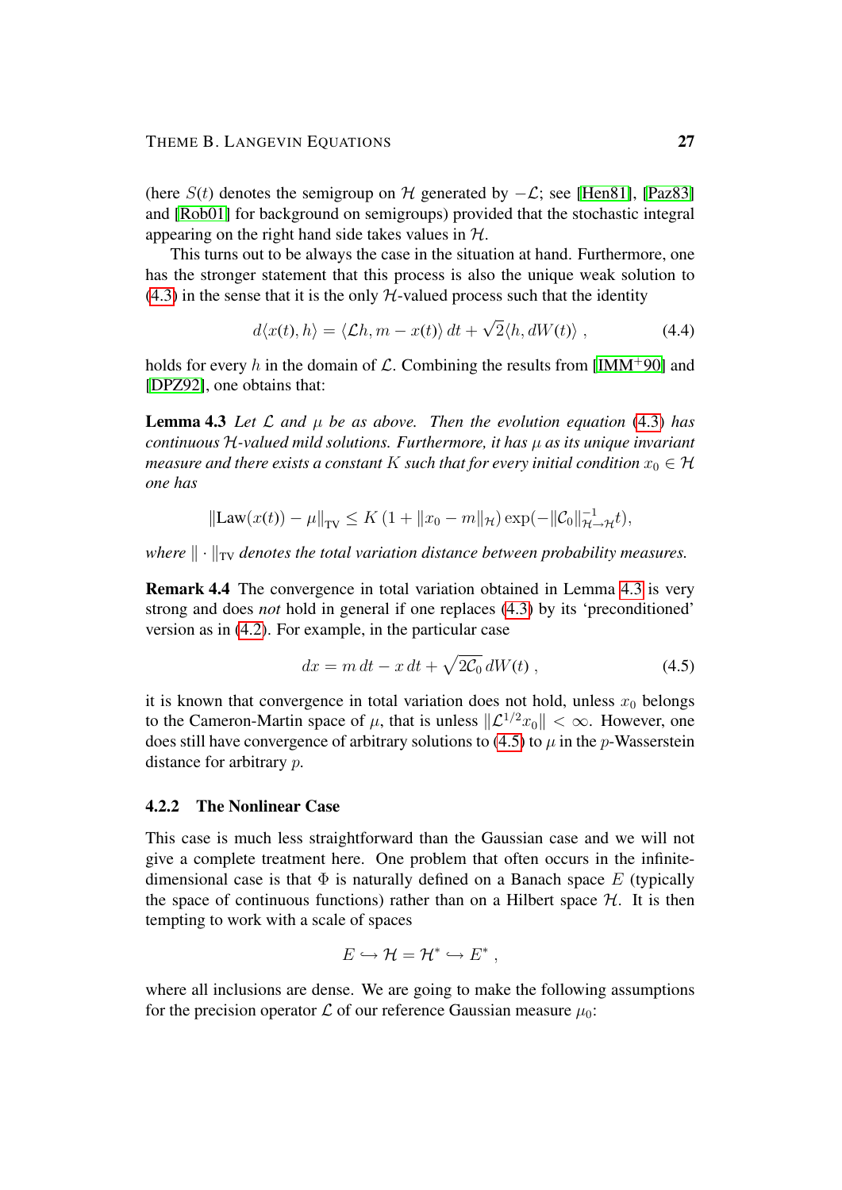(here $S(t)$ denotes the semigroup on $\mathcal{H}$ generated by $-\mathcal{L}$; see [Hen81], [Paz83] and [Rob01] for background on semigroups) provided that the stochastic integral appearing on the right hand side takes values in $\mathcal{H}$.

This turns out to be always the case in the situation at hand. Furthermore, one has the stronger statement that this process is also the unique weak solution to (4.3) in the sense that it is the only $\mathcal{H}$-valued process such that the identity

$$d\langle x(t), h\rangle = \langle \mathcal{L}h, m - x(t)\rangle\, dt + \sqrt{2}\langle h, dW(t)\rangle\ , \tag{4.4}$$

holds for every $h$ in the domain of $\mathcal{L}$. Combining the results from [IMM+90] and [DPZ92], one obtains that:

**Lemma 4.3** *Let $\mathcal{L}$ and $\mu$ be as above. Then the evolution equation (4.3) has continuous $\mathcal{H}$-valued mild solutions. Furthermore, it has $\mu$ as its unique invariant measure and there exists a constant $K$ such that for every initial condition $x_0 \in \mathcal{H}$ one has*

$$\|\mathrm{Law}(x(t)) - \mu\|_{\mathrm{TV}} \leq K\,(1 + \|x_0 - m\|_{\mathcal{H}}) \exp(-\|\mathcal{C}_0\|^{-1}_{\mathcal{H}\to\mathcal{H}} t),$$

*where $\|\cdot\|_{\mathrm{TV}}$ denotes the total variation distance between probability measures.*

**Remark 4.4** The convergence in total variation obtained in Lemma 4.3 is very strong and does *not* hold in general if one replaces (4.3) by its 'preconditioned' version as in (4.2). For example, in the particular case

$$dx = m\, dt - x\, dt + \sqrt{2\mathcal{C}_0}\, dW(t)\ , \tag{4.5}$$

it is known that convergence in total variation does not hold, unless $x_0$ belongs to the Cameron-Martin space of $\mu$, that is unless $\|\mathcal{L}^{1/2} x_0\| < \infty$. However, one does still have convergence of arbitrary solutions to (4.5) to $\mu$ in the $p$-Wasserstein distance for arbitrary $p$.

### 4.2.2 The Nonlinear Case

This case is much less straightforward than the Gaussian case and we will not give a complete treatment here. One problem that often occurs in the infinite-dimensional case is that $\Phi$ is naturally defined on a Banach space $E$ (typically the space of continuous functions) rather than on a Hilbert space $\mathcal{H}$. It is then tempting to work with a scale of spaces

$$E \hookrightarrow \mathcal{H} = \mathcal{H}^* \hookrightarrow E^*\ ,$$

where all inclusions are dense. We are going to make the following assumptions for the precision operator $\mathcal{L}$ of our reference Gaussian measure $\mu_0$: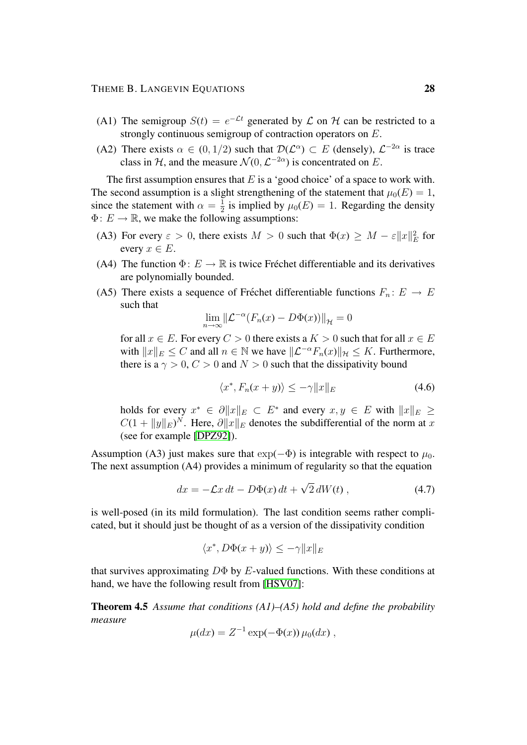(A1) The semigroup $S(t) = e^{-\mathcal{L}t}$ generated by $\mathcal{L}$ on $\mathcal{H}$ can be restricted to a strongly continuous semigroup of contraction operators on $E$.

(A2) There exists $\alpha \in (0, 1/2)$ such that $\mathcal{D}(\mathcal{L}^\alpha) \subset E$ (densely), $\mathcal{L}^{-2\alpha}$ is trace class in $\mathcal{H}$, and the measure $\mathcal{N}(0, \mathcal{L}^{-2\alpha})$ is concentrated on $E$.

The first assumption ensures that $E$ is a 'good choice' of a space to work with. The second assumption is a slight strengthening of the statement that $\mu_0(E) = 1$, since the statement with $\alpha = \frac{1}{2}$ is implied by $\mu_0(E) = 1$. Regarding the density $\Phi \colon E \to \mathbb{R}$, we make the following assumptions:

(A3) For every $\varepsilon > 0$, there exists $M > 0$ such that $\Phi(x) \geq M - \varepsilon \|x\|_E^2$ for every $x \in E$.

(A4) The function $\Phi \colon E \to \mathbb{R}$ is twice Fréchet differentiable and its derivatives are polynomially bounded.

(A5) There exists a sequence of Fréchet differentiable functions $F_n \colon E \to E$ such that

$$\lim_{n\to\infty} \|\mathcal{L}^{-\alpha}(F_n(x) - D\Phi(x))\|_{\mathcal{H}} = 0$$

for all $x \in E$. For every $C > 0$ there exists a $K > 0$ such that for all $x \in E$ with $\|x\|_E \leq C$ and all $n \in \mathbb{N}$ we have $\|\mathcal{L}^{-\alpha} F_n(x)\|_{\mathcal{H}} \leq K$. Furthermore, there is a $\gamma > 0$, $C > 0$ and $N > 0$ such that the dissipativity bound

$$\langle x^*, F_n(x + y)\rangle \leq -\gamma \|x\|_E \tag{4.6}$$

holds for every $x^* \in \partial\|x\|_E \subset E^*$ and every $x, y \in E$ with $\|x\|_E \geq C(1 + \|y\|_E)^N$. Here, $\partial\|x\|_E$ denotes the subdifferential of the norm at $x$ (see for example [DPZ92]).

Assumption (A3) just makes sure that $\exp(-\Phi)$ is integrable with respect to $\mu_0$. The next assumption (A4) provides a minimum of regularity so that the equation

$$dx = -\mathcal{L}x\, dt - D\Phi(x)\, dt + \sqrt{2}\, dW(t)\;, \tag{4.7}$$

is well-posed (in its mild formulation). The last condition seems rather complicated, but it should just be thought of as a version of the dissipativity condition

$$\langle x^*, D\Phi(x + y)\rangle \leq -\gamma \|x\|_E$$

that survives approximating $D\Phi$ by $E$-valued functions. With these conditions at hand, we have the following result from [HSV07]:

**Theorem 4.5** *Assume that conditions (A1)–(A5) hold and define the probability measure*

$$\mu(dx) = Z^{-1} \exp(-\Phi(x))\, \mu_0(dx)\;,$$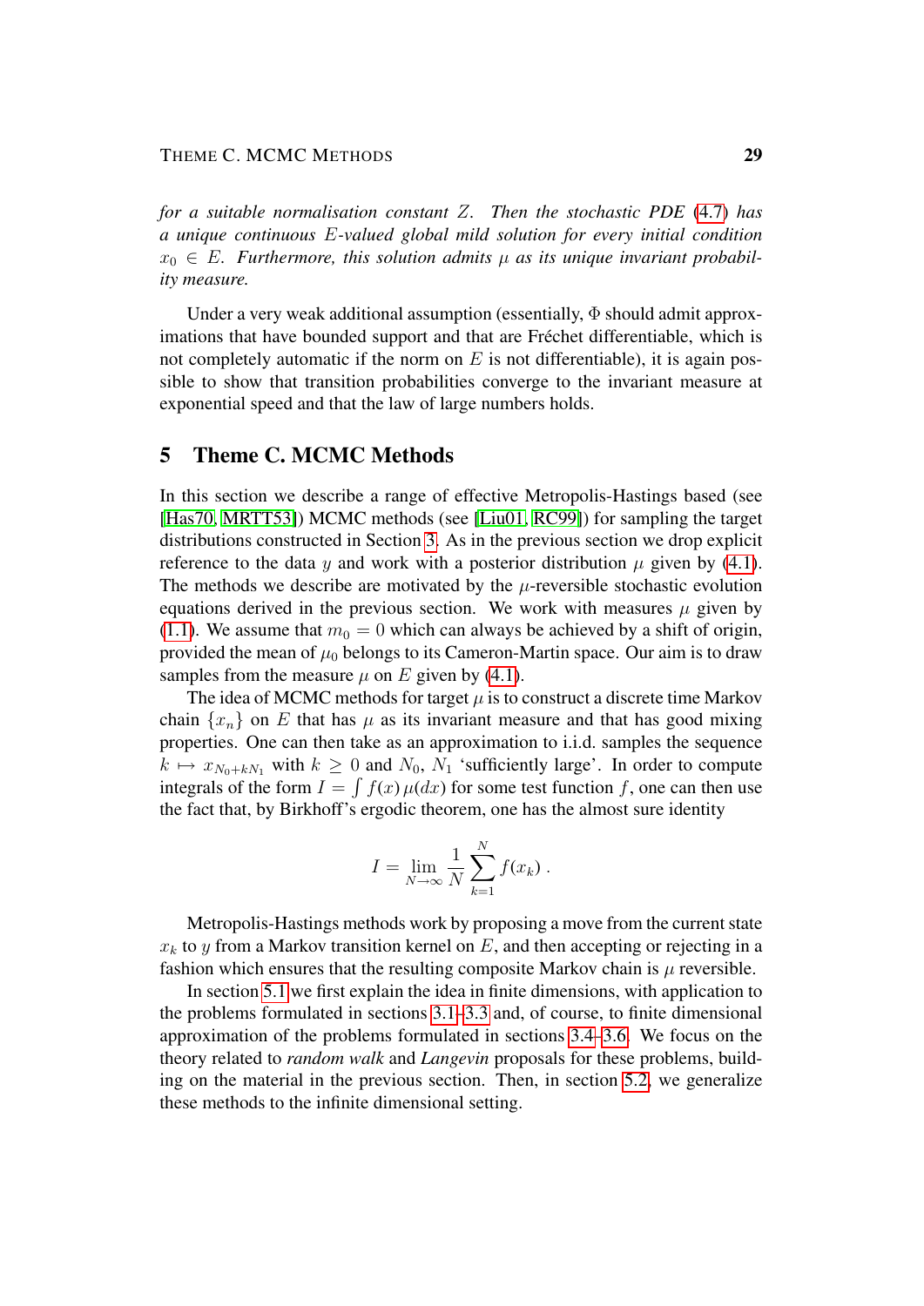*for a suitable normalisation constant $Z$. Then the stochastic PDE (4.7) has a unique continuous $E$-valued global mild solution for every initial condition $x_0 \in E$. Furthermore, this solution admits $\mu$ as its unique invariant probability measure.*

Under a very weak additional assumption (essentially, $\Phi$ should admit approximations that have bounded support and that are Fréchet differentiable, which is not completely automatic if the norm on $E$ is not differentiable), it is again possible to show that transition probabilities converge to the invariant measure at exponential speed and that the law of large numbers holds.

## 5 Theme C. MCMC Methods

In this section we describe a range of effective Metropolis-Hastings based (see [Has70, MRTT53]) MCMC methods (see [Liu01, RC99]) for sampling the target distributions constructed in Section 3. As in the previous section we drop explicit reference to the data $y$ and work with a posterior distribution $\mu$ given by (4.1). The methods we describe are motivated by the $\mu$-reversible stochastic evolution equations derived in the previous section. We work with measures $\mu$ given by (1.1). We assume that $m_0 = 0$ which can always be achieved by a shift of origin, provided the mean of $\mu_0$ belongs to its Cameron-Martin space. Our aim is to draw samples from the measure $\mu$ on $E$ given by (4.1).

The idea of MCMC methods for target $\mu$ is to construct a discrete time Markov chain $\{x_n\}$ on $E$ that has $\mu$ as its invariant measure and that has good mixing properties. One can then take as an approximation to i.i.d. samples the sequence $k \mapsto x_{N_0+kN_1}$ with $k \geq 0$ and $N_0$, $N_1$ 'sufficiently large'. In order to compute integrals of the form $I = \int f(x)\,\mu(dx)$ for some test function $f$, one can then use the fact that, by Birkhoff's ergodic theorem, one has the almost sure identity

$$I = \lim_{N\to\infty} \frac{1}{N} \sum_{k=1}^{N} f(x_k)\;.$$

Metropolis-Hastings methods work by proposing a move from the current state $x_k$ to $y$ from a Markov transition kernel on $E$, and then accepting or rejecting in a fashion which ensures that the resulting composite Markov chain is $\mu$ reversible.

In section 5.1 we first explain the idea in finite dimensions, with application to the problems formulated in sections 3.1–3.3 and, of course, to finite dimensional approximation of the problems formulated in sections 3.4–3.6. We focus on the theory related to *random walk* and *Langevin* proposals for these problems, building on the material in the previous section. Then, in section 5.2, we generalize these methods to the infinite dimensional setting.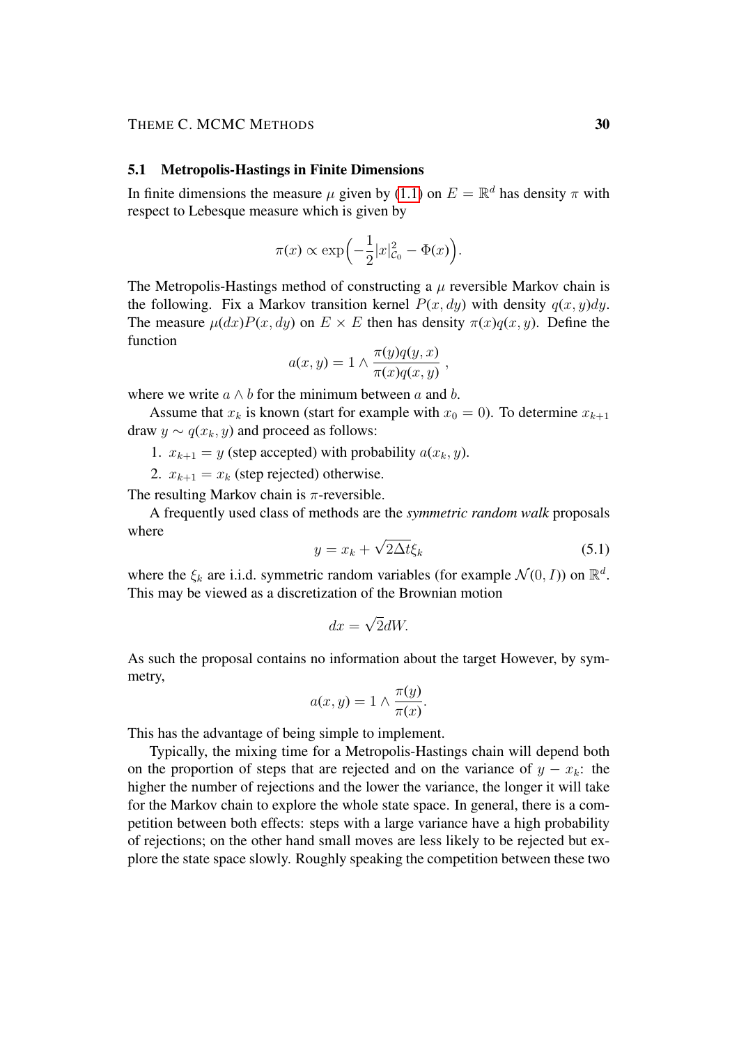### 5.1 Metropolis-Hastings in Finite Dimensions

In finite dimensions the measure $\mu$ given by (1.1) on $E = \mathbb{R}^d$ has density $\pi$ with respect to Lebesque measure which is given by

$$\pi(x) \propto \exp\Big(-\frac{1}{2}|x|^2_{\mathcal{C}_0} - \Phi(x)\Big).$$

The Metropolis-Hastings method of constructing a $\mu$ reversible Markov chain is the following. Fix a Markov transition kernel $P(x, dy)$ with density $q(x, y)dy$. The measure $\mu(dx)P(x, dy)$ on $E \times E$ then has density $\pi(x)q(x, y)$. Define the function

$$a(x, y) = 1 \wedge \frac{\pi(y)q(y, x)}{\pi(x)q(x, y)} ,$$

where we write $a \wedge b$ for the minimum between $a$ and $b$.

Assume that $x_k$ is known (start for example with $x_0 = 0$). To determine $x_{k+1}$ draw $y \sim q(x_k, y)$ and proceed as follows:

1. $x_{k+1} = y$ (step accepted) with probability $a(x_k, y)$.
2. $x_{k+1} = x_k$ (step rejected) otherwise.

The resulting Markov chain is $\pi$-reversible.

A frequently used class of methods are the *symmetric random walk* proposals where

$$y = x_k + \sqrt{2\Delta t}\xi_k \tag{5.1}$$

where the $\xi_k$ are i.i.d. symmetric random variables (for example $\mathcal{N}(0, I)$) on $\mathbb{R}^d$. This may be viewed as a discretization of the Brownian motion

$$dx = \sqrt{2}dW.$$

As such the proposal contains no information about the target However, by symmetry,

$$a(x, y) = 1 \wedge \frac{\pi(y)}{\pi(x)}.$$

This has the advantage of being simple to implement.

Typically, the mixing time for a Metropolis-Hastings chain will depend both on the proportion of steps that are rejected and on the variance of $y - x_k$: the higher the number of rejections and the lower the variance, the longer it will take for the Markov chain to explore the whole state space. In general, there is a competition between both effects: steps with a large variance have a high probability of rejections; on the other hand small moves are less likely to be rejected but explore the state space slowly. Roughly speaking the competition between these two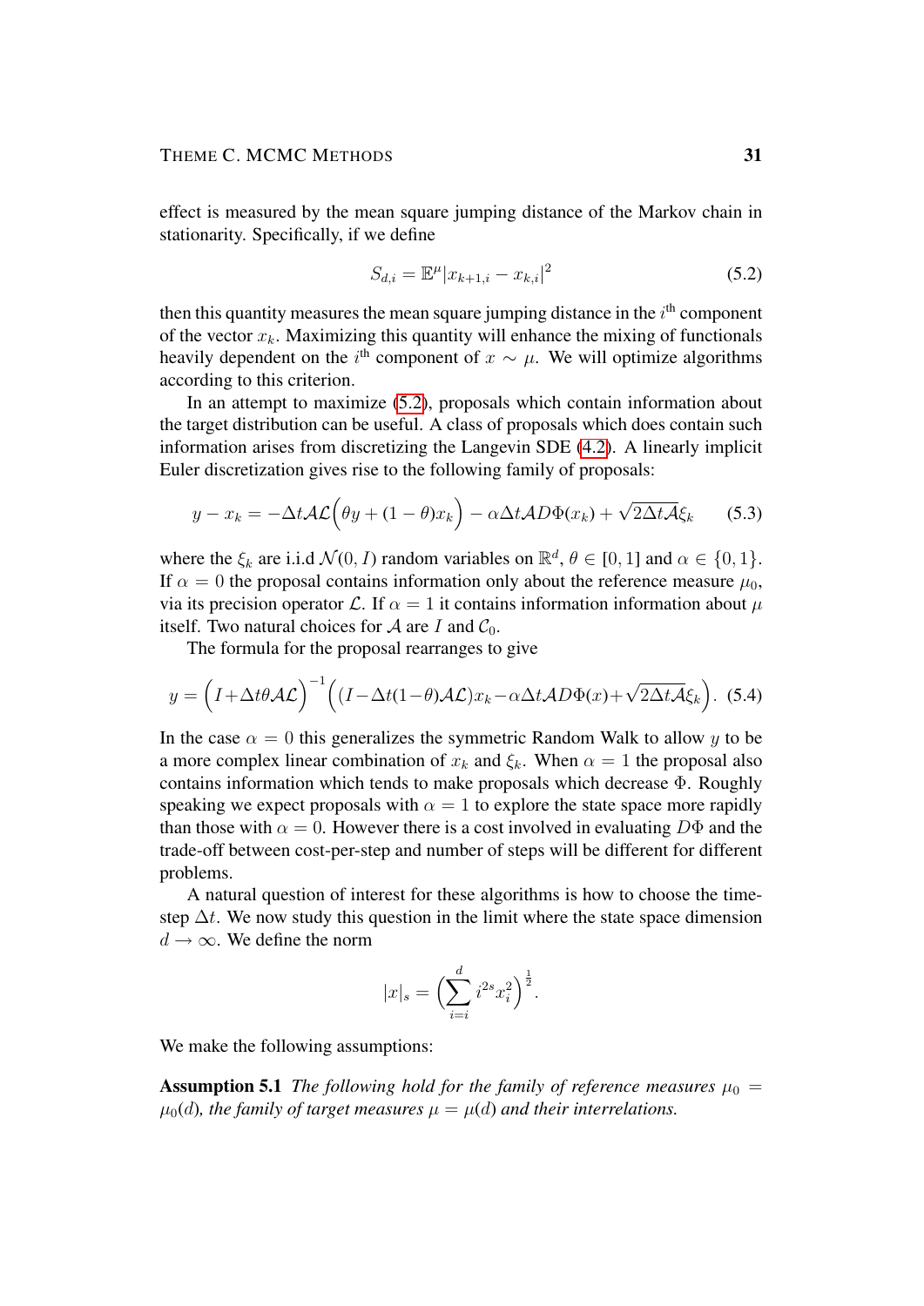effect is measured by the mean square jumping distance of the Markov chain in stationarity. Specifically, if we define

$$S_{d,i} = \mathbb{E}^{\mu}|x_{k+1,i} - x_{k,i}|^2 \tag{5.2}$$

then this quantity measures the mean square jumping distance in the $i^{\text{th}}$ component of the vector $x_k$. Maximizing this quantity will enhance the mixing of functionals heavily dependent on the $i^{\text{th}}$ component of $x \sim \mu$. We will optimize algorithms according to this criterion.

In an attempt to maximize (5.2), proposals which contain information about the target distribution can be useful. A class of proposals which does contain such information arises from discretizing the Langevin SDE (4.2). A linearly implicit Euler discretization gives rise to the following family of proposals:

$$y - x_k = -\Delta t \mathcal{A}\mathcal{L}\Big(\theta y + (1-\theta)x_k\Big) - \alpha \Delta t \mathcal{A} D\Phi(x_k) + \sqrt{2\Delta t \mathcal{A}}\xi_k \tag{5.3}$$

where the $\xi_k$ are i.i.d $\mathcal{N}(0, I)$ random variables on $\mathbb{R}^d$, $\theta \in [0,1]$ and $\alpha \in \{0,1\}$. If $\alpha = 0$ the proposal contains information only about the reference measure $\mu_0$, via its precision operator $\mathcal{L}$. If $\alpha = 1$ it contains information information about $\mu$ itself. Two natural choices for $\mathcal{A}$ are $I$ and $\mathcal{C}_0$.

The formula for the proposal rearranges to give

$$y = \Big(I + \Delta t \theta \mathcal{A}\mathcal{L}\Big)^{-1}\Big((I - \Delta t(1-\theta)\mathcal{A}\mathcal{L})x_k - \alpha \Delta t \mathcal{A} D\Phi(x) + \sqrt{2\Delta t \mathcal{A}}\xi_k\Big). \tag{5.4}$$

In the case $\alpha = 0$ this generalizes the symmetric Random Walk to allow $y$ to be a more complex linear combination of $x_k$ and $\xi_k$. When $\alpha = 1$ the proposal also contains information which tends to make proposals which decrease $\Phi$. Roughly speaking we expect proposals with $\alpha = 1$ to explore the state space more rapidly than those with $\alpha = 0$. However there is a cost involved in evaluating $D\Phi$ and the trade-off between cost-per-step and number of steps will be different for different problems.

A natural question of interest for these algorithms is how to choose the time-step $\Delta t$. We now study this question in the limit where the state space dimension $d \to \infty$. We define the norm

$$|x|_s = \Big(\sum_{i=i}^{d} i^{2s} x_i^2\Big)^{\frac{1}{2}}.$$

We make the following assumptions:

**Assumption 5.1** *The following hold for the family of reference measures $\mu_0 = \mu_0(d)$, the family of target measures $\mu = \mu(d)$ and their interrelations.*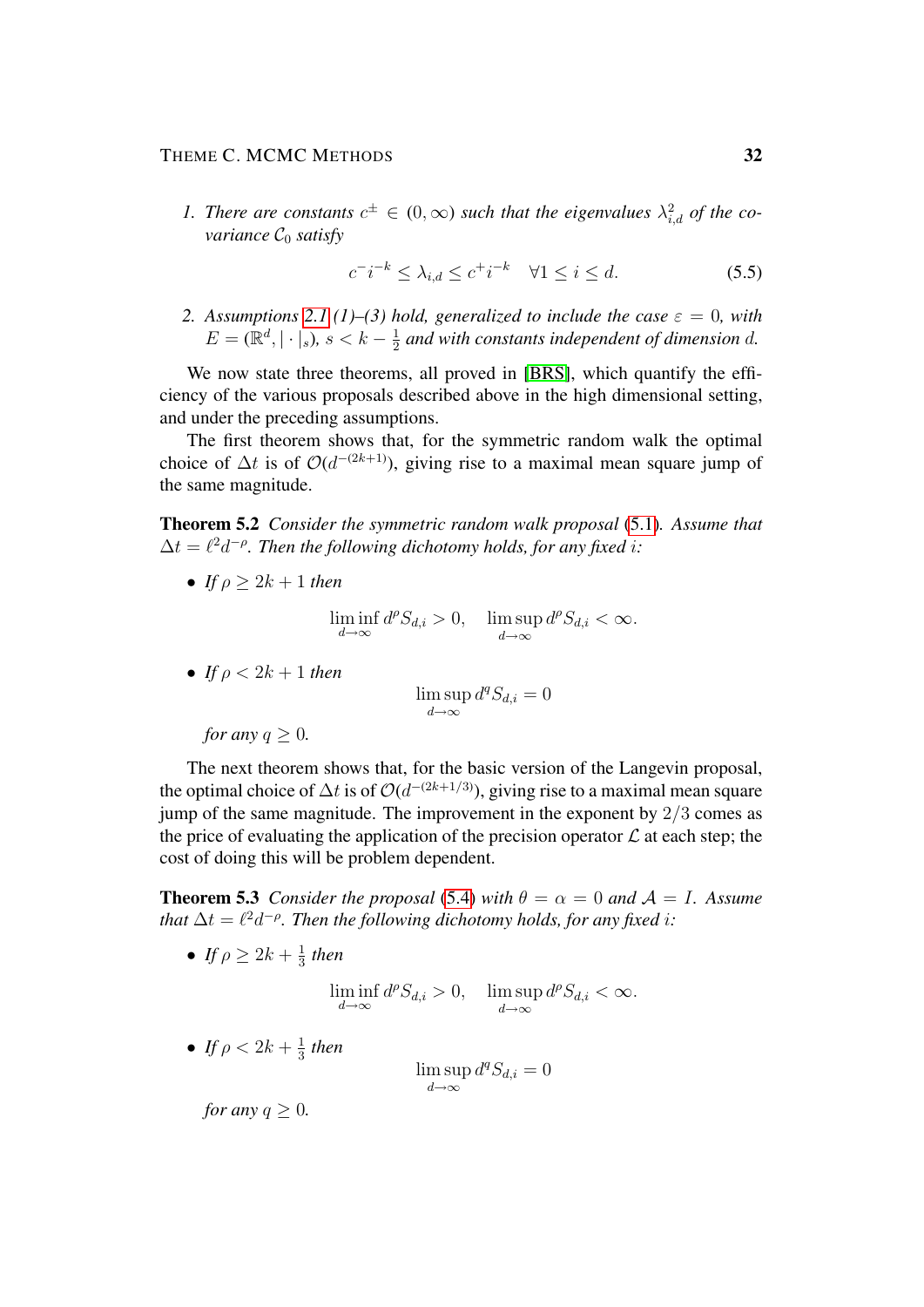1. *There are constants* $c^{\pm} \in (0,\infty)$ *such that the eigenvalues* $\lambda_{i,d}^2$ *of the covariance* $\mathcal{C}_0$ *satisfy*

$$c^- i^{-k} \le \lambda_{i,d} \le c^+ i^{-k} \quad \forall 1 \le i \le d. \tag{5.5}$$

2. *Assumptions 2.1 (1)–(3) hold, generalized to include the case* $\varepsilon = 0$*, with* $E = (\mathbb{R}^d, |\cdot|_s)$*,* $s < k - \frac{1}{2}$ *and with constants independent of dimension* $d$*.*

We now state three theorems, all proved in [BRS], which quantify the efficiency of the various proposals described above in the high dimensional setting, and under the preceding assumptions.

The first theorem shows that, for the symmetric random walk the optimal choice of $\Delta t$ is of $\mathcal{O}(d^{-(2k+1)})$, giving rise to a maximal mean square jump of the same magnitude.

**Theorem 5.2** *Consider the symmetric random walk proposal (5.1). Assume that* $\Delta t = \ell^2 d^{-\rho}$*. Then the following dichotomy holds, for any fixed* $i$*:*

- *If* $\rho \ge 2k+1$ *then*

$$\liminf_{d\to\infty} d^{\rho} S_{d,i} > 0, \quad \limsup_{d\to\infty} d^{\rho} S_{d,i} < \infty.$$

- *If* $\rho < 2k+1$ *then*

$$\limsup_{d\to\infty} d^{q} S_{d,i} = 0$$

  *for any* $q \ge 0$*.*

The next theorem shows that, for the basic version of the Langevin proposal, the optimal choice of $\Delta t$ is of $\mathcal{O}(d^{-(2k+1/3)})$, giving rise to a maximal mean square jump of the same magnitude. The improvement in the exponent by $2/3$ comes as the price of evaluating the application of the precision operator $\mathcal{L}$ at each step; the cost of doing this will be problem dependent.

**Theorem 5.3** *Consider the proposal (5.4) with* $\theta = \alpha = 0$ *and* $\mathcal{A} = I$*. Assume that* $\Delta t = \ell^2 d^{-\rho}$*. Then the following dichotomy holds, for any fixed* $i$*:*

- *If* $\rho \ge 2k + \frac{1}{3}$ *then*

$$\liminf_{d\to\infty} d^{\rho} S_{d,i} > 0, \quad \limsup_{d\to\infty} d^{\rho} S_{d,i} < \infty.$$

- *If* $\rho < 2k + \frac{1}{3}$ *then*

$$\limsup_{d\to\infty} d^{q} S_{d,i} = 0$$

  *for any* $q \ge 0$*.*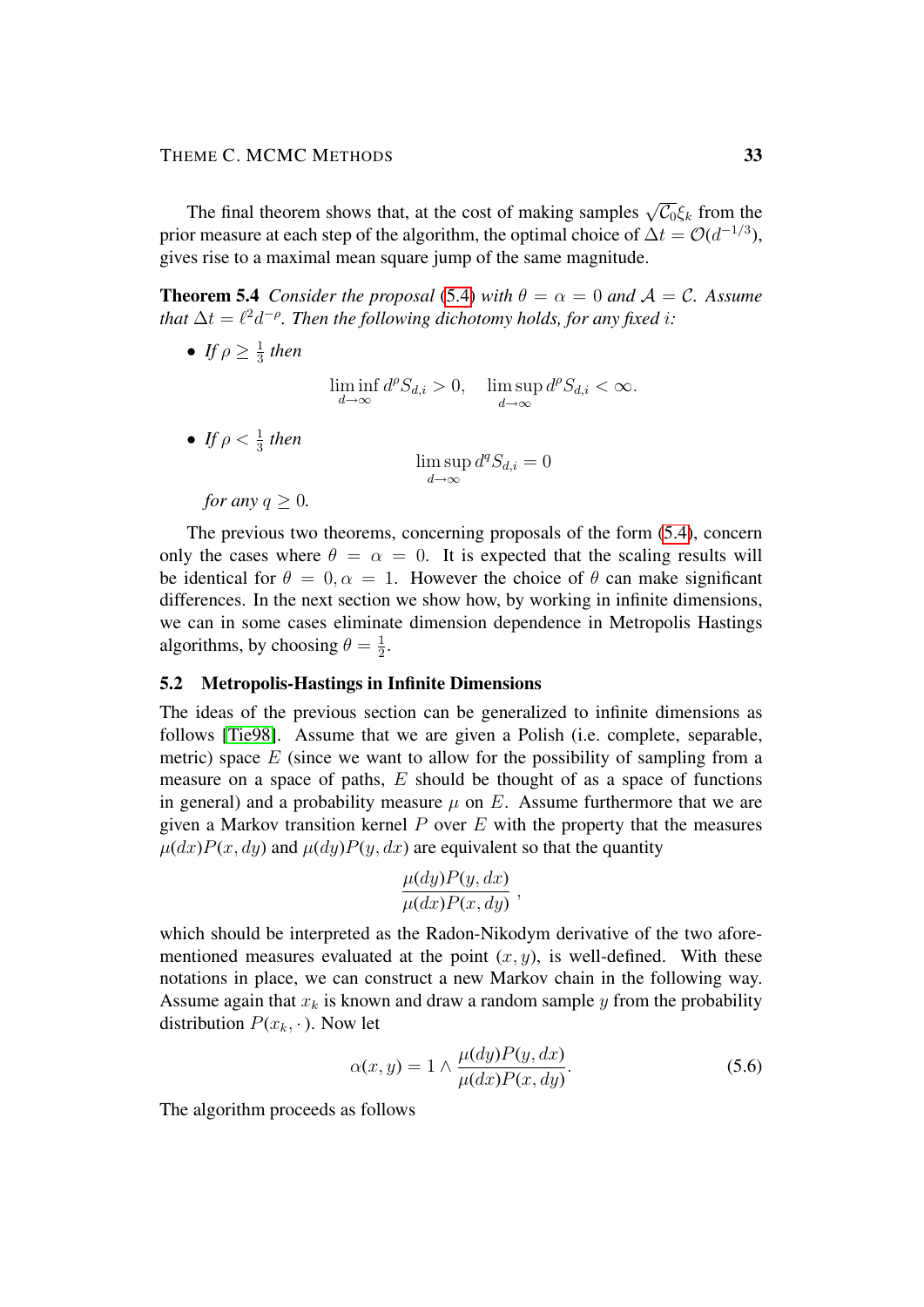The final theorem shows that, at the cost of making samples $\sqrt{\mathcal{C}_0}\xi_k$ from the prior measure at each step of the algorithm, the optimal choice of $\Delta t = \mathcal{O}(d^{-1/3})$, gives rise to a maximal mean square jump of the same magnitude.

**Theorem 5.4** *Consider the proposal (5.4) with $\theta = \alpha = 0$ and $\mathcal{A} = \mathcal{C}$. Assume that $\Delta t = \ell^2 d^{-\rho}$. Then the following dichotomy holds, for any fixed $i$:*

- *If $\rho \geq \frac{1}{3}$ then*

$$\liminf_{d\to\infty} d^{\rho} S_{d,i} > 0, \quad \limsup_{d\to\infty} d^{\rho} S_{d,i} < \infty.$$

- *If $\rho < \frac{1}{3}$ then*

$$\limsup_{d\to\infty} d^{q} S_{d,i} = 0$$

  *for any $q \geq 0$.*

The previous two theorems, concerning proposals of the form (5.4), concern only the cases where $\theta = \alpha = 0$. It is expected that the scaling results will be identical for $\theta = 0, \alpha = 1$. However the choice of $\theta$ can make significant differences. In the next section we show how, by working in infinite dimensions, we can in some cases eliminate dimension dependence in Metropolis Hastings algorithms, by choosing $\theta = \frac{1}{2}$.

## 5.2 Metropolis-Hastings in Infinite Dimensions

The ideas of the previous section can be generalized to infinite dimensions as follows [Tie98]. Assume that we are given a Polish (i.e. complete, separable, metric) space $E$ (since we want to allow for the possibility of sampling from a measure on a space of paths, $E$ should be thought of as a space of functions in general) and a probability measure $\mu$ on $E$. Assume furthermore that we are given a Markov transition kernel $P$ over $E$ with the property that the measures $\mu(dx)P(x,dy)$ and $\mu(dy)P(y,dx)$ are equivalent so that the quantity

$$\frac{\mu(dy)P(y,dx)}{\mu(dx)P(x,dy)}\,,$$

which should be interpreted as the Radon-Nikodym derivative of the two aforementioned measures evaluated at the point $(x,y)$, is well-defined. With these notations in place, we can construct a new Markov chain in the following way. Assume again that $x_k$ is known and draw a random sample $y$ from the probability distribution $P(x_k,\cdot)$. Now let

$$\alpha(x,y) = 1 \wedge \frac{\mu(dy)P(y,dx)}{\mu(dx)P(x,dy)}. \tag{5.6}$$

The algorithm proceeds as follows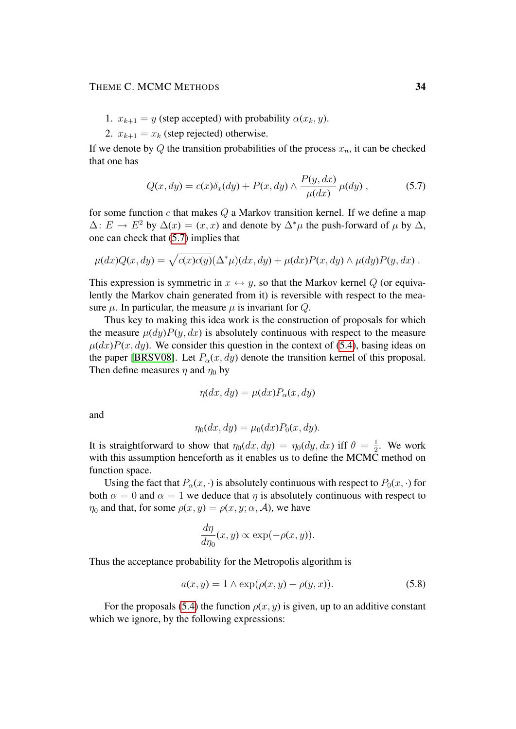1. $x_{k+1} = y$ (step accepted) with probability $\alpha(x_k, y)$.
2. $x_{k+1} = x_k$ (step rejected) otherwise.

If we denote by $Q$ the transition probabilities of the process $x_n$, it can be checked that one has

$$Q(x, dy) = c(x)\delta_x(dy) + P(x, dy) \wedge \frac{P(y, dx)}{\mu(dx)} \mu(dy) , \tag{5.7}$$

for some function $c$ that makes $Q$ a Markov transition kernel. If we define a map $\Delta \colon E \to E^2$ by $\Delta(x) = (x, x)$ and denote by $\Delta^*\mu$ the push-forward of $\mu$ by $\Delta$, one can check that (5.7) implies that

$$\mu(dx)Q(x, dy) = \sqrt{c(x)c(y)}(\Delta^*\mu)(dx, dy) + \mu(dx)P(x, dy) \wedge \mu(dy)P(y, dx) .$$

This expression is symmetric in $x \leftrightarrow y$, so that the Markov kernel $Q$ (or equivalently the Markov chain generated from it) is reversible with respect to the measure $\mu$. In particular, the measure $\mu$ is invariant for $Q$.

Thus key to making this idea work is the construction of proposals for which the measure $\mu(dy)P(y, dx)$ is absolutely continuous with respect to the measure $\mu(dx)P(x, dy)$. We consider this question in the context of (5.4), basing ideas on the paper [BRSV08]. Let $P_\alpha(x, dy)$ denote the transition kernel of this proposal. Then define measures $\eta$ and $\eta_0$ by

$$\eta(dx, dy) = \mu(dx)P_\alpha(x, dy)$$

and

$$\eta_0(dx, dy) = \mu_0(dx)P_0(x, dy).$$

It is straightforward to show that $\eta_0(dx, dy) = \eta_0(dy, dx)$ iff $\theta = \frac{1}{2}$. We work with this assumption henceforth as it enables us to define the MCMC method on function space.

Using the fact that $P_\alpha(x, \cdot)$ is absolutely continuous with respect to $P_0(x, \cdot)$ for both $\alpha = 0$ and $\alpha = 1$ we deduce that $\eta$ is absolutely continuous with respect to $\eta_0$ and that, for some $\rho(x, y) = \rho(x, y; \alpha, \mathcal{A})$, we have

$$\frac{d\eta}{d\eta_0}(x, y) \propto \exp(-\rho(x, y)).$$

Thus the acceptance probability for the Metropolis algorithm is

$$a(x, y) = 1 \wedge \exp(\rho(x, y) - \rho(y, x)). \tag{5.8}$$

For the proposals (5.4) the function $\rho(x, y)$ is given, up to an additive constant which we ignore, by the following expressions: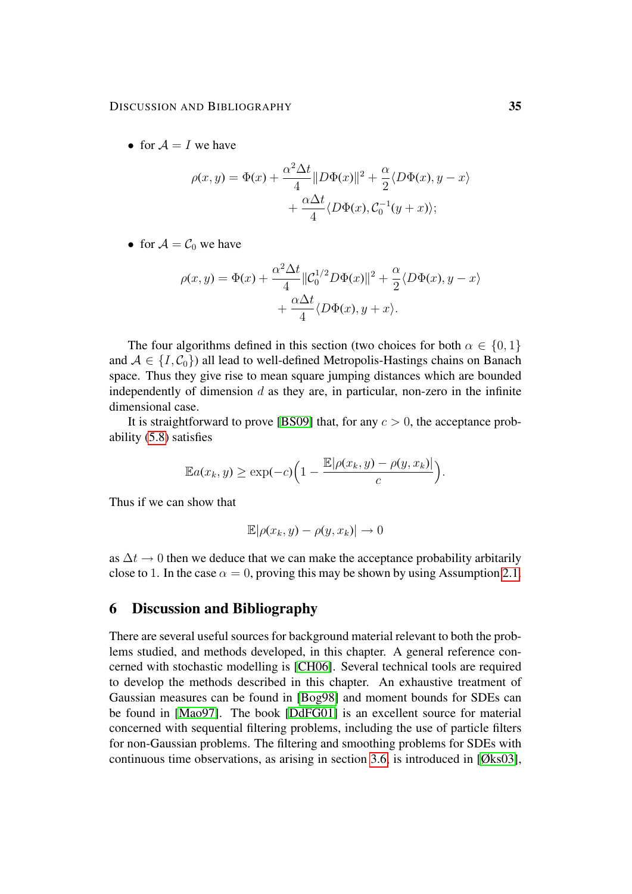- for $\mathcal{A} = I$ we have

$$\rho(x, y) = \Phi(x) + \frac{\alpha^2 \Delta t}{4}\|D\Phi(x)\|^2 + \frac{\alpha}{2}\langle D\Phi(x), y - x\rangle + \frac{\alpha \Delta t}{4}\langle D\Phi(x), \mathcal{C}_0^{-1}(y + x)\rangle;$$

- for $\mathcal{A} = \mathcal{C}_0$ we have

$$\rho(x, y) = \Phi(x) + \frac{\alpha^2 \Delta t}{4}\|\mathcal{C}_0^{1/2} D\Phi(x)\|^2 + \frac{\alpha}{2}\langle D\Phi(x), y - x\rangle + \frac{\alpha \Delta t}{4}\langle D\Phi(x), y + x\rangle.$$

The four algorithms defined in this section (two choices for both $\alpha \in \{0, 1\}$ and $\mathcal{A} \in \{I, \mathcal{C}_0\}$) all lead to well-defined Metropolis-Hastings chains on Banach space. Thus they give rise to mean square jumping distances which are bounded independently of dimension $d$ as they are, in particular, non-zero in the infinite dimensional case.

It is straightforward to prove [BS09] that, for any $c > 0$, the acceptance probability (5.8) satisfies

$$\mathbb{E}a(x_k, y) \geq \exp(-c)\Big(1 - \frac{\mathbb{E}|\rho(x_k, y) - \rho(y, x_k)|}{c}\Big).$$

Thus if we can show that

$$\mathbb{E}|\rho(x_k, y) - \rho(y, x_k)| \to 0$$

as $\Delta t \to 0$ then we deduce that we can make the acceptance probability arbitarily close to 1. In the case $\alpha = 0$, proving this may be shown by using Assumption 2.1.

## 6 Discussion and Bibliography

There are several useful sources for background material relevant to both the problems studied, and methods developed, in this chapter. A general reference concerned with stochastic modelling is [CH06]. Several technical tools are required to develop the methods described in this chapter. An exhaustive treatment of Gaussian measures can be found in [Bog98] and moment bounds for SDEs can be found in [Mao97]. The book [DdFG01] is an excellent source for material concerned with sequential filtering problems, including the use of particle filters for non-Gaussian problems. The filtering and smoothing problems for SDEs with continuous time observations, as arising in section 3.6, is introduced in [Øks03],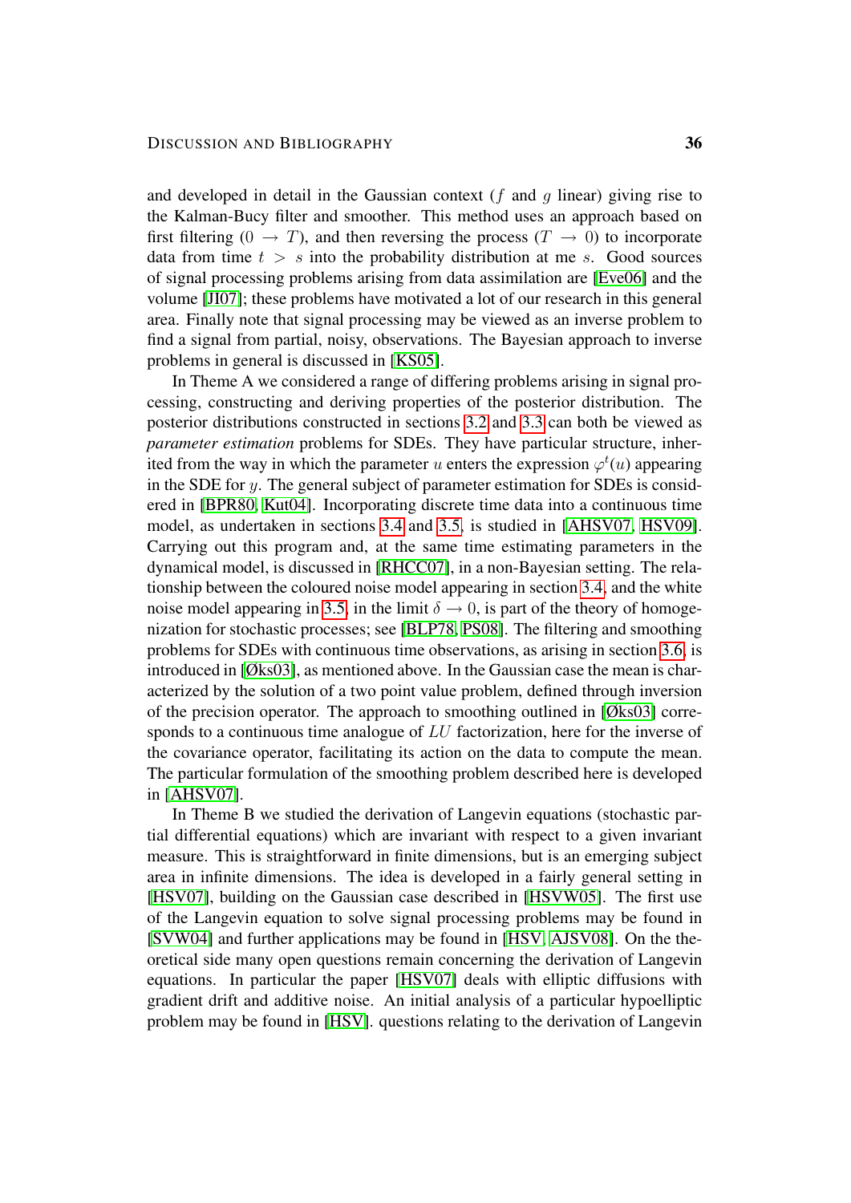and developed in detail in the Gaussian context ($f$ and $g$ linear) giving rise to the Kalman-Bucy filter and smoother. This method uses an approach based on first filtering ($0 \to T$), and then reversing the process ($T \to 0$) to incorporate data from time $t > s$ into the probability distribution at me $s$. Good sources of signal processing problems arising from data assimilation are [Eve06] and the volume [JI07]; these problems have motivated a lot of our research in this general area. Finally note that signal processing may be viewed as an inverse problem to find a signal from partial, noisy, observations. The Bayesian approach to inverse problems in general is discussed in [KS05].

In Theme A we considered a range of differing problems arising in signal processing, constructing and deriving properties of the posterior distribution. The posterior distributions constructed in sections 3.2 and 3.3 can both be viewed as *parameter estimation* problems for SDEs. They have particular structure, inherited from the way in which the parameter $u$ enters the expression $\varphi^t(u)$ appearing in the SDE for $y$. The general subject of parameter estimation for SDEs is considered in [BPR80, Kut04]. Incorporating discrete time data into a continuous time model, as undertaken in sections 3.4 and 3.5, is studied in [AHSV07, HSV09]. Carrying out this program and, at the same time estimating parameters in the dynamical model, is discussed in [RHCC07], in a non-Bayesian setting. The relationship between the coloured noise model appearing in section 3.4, and the white noise model appearing in 3.5, in the limit $\delta \to 0$, is part of the theory of homogenization for stochastic processes; see [BLP78, PS08]. The filtering and smoothing problems for SDEs with continuous time observations, as arising in section 3.6, is introduced in [Øks03], as mentioned above. In the Gaussian case the mean is characterized by the solution of a two point value problem, defined through inversion of the precision operator. The approach to smoothing outlined in [Øks03] corresponds to a continuous time analogue of $LU$ factorization, here for the inverse of the covariance operator, facilitating its action on the data to compute the mean. The particular formulation of the smoothing problem described here is developed in [AHSV07].

In Theme B we studied the derivation of Langevin equations (stochastic partial differential equations) which are invariant with respect to a given invariant measure. This is straightforward in finite dimensions, but is an emerging subject area in infinite dimensions. The idea is developed in a fairly general setting in [HSV07], building on the Gaussian case described in [HSVW05]. The first use of the Langevin equation to solve signal processing problems may be found in [SVW04] and further applications may be found in [HSV, AJSV08]. On the theoretical side many open questions remain concerning the derivation of Langevin equations. In particular the paper [HSV07] deals with elliptic diffusions with gradient drift and additive noise. An initial analysis of a particular hypoelliptic problem may be found in [HSV]. questions relating to the derivation of Langevin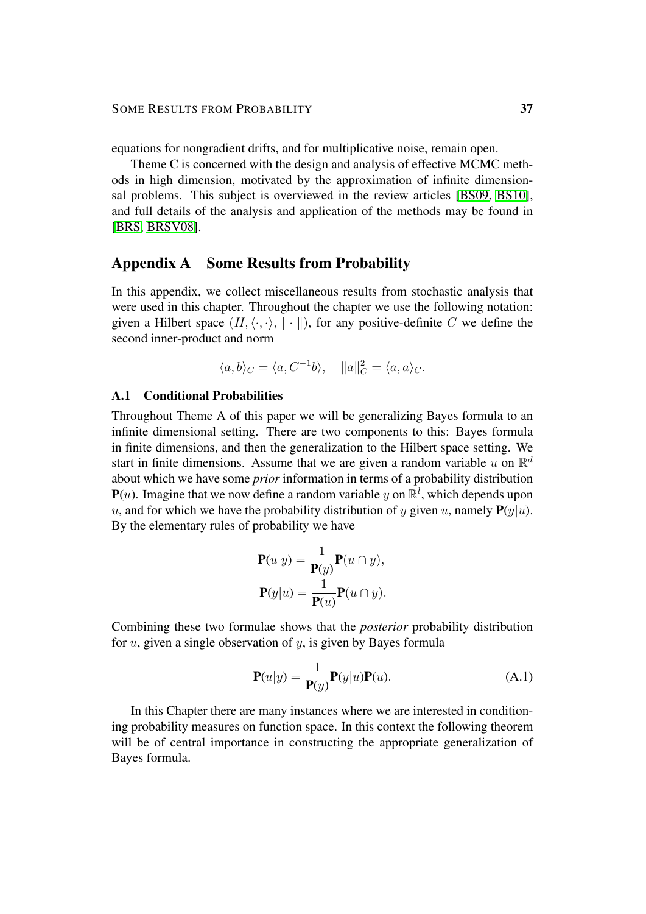equations for nongradient drifts, and for multiplicative noise, remain open.

Theme C is concerned with the design and analysis of effective MCMC methods in high dimension, motivated by the approximation of infinite dimensionsal problems. This subject is overviewed in the review articles [BS09, BS10], and full details of the analysis and application of the methods may be found in [BRS, BRSV08].

## Appendix A Some Results from Probability

In this appendix, we collect miscellaneous results from stochastic analysis that were used in this chapter. Throughout the chapter we use the following notation: given a Hilbert space $(H, \langle \cdot, \cdot \rangle, \| \cdot \|)$, for any positive-definite $C$ we define the second inner-product and norm

$$\langle a, b \rangle_C = \langle a, C^{-1} b \rangle, \quad \|a\|_C^2 = \langle a, a \rangle_C.$$

### A.1 Conditional Probabilities

Throughout Theme A of this paper we will be generalizing Bayes formula to an infinite dimensional setting. There are two components to this: Bayes formula in finite dimensions, and then the generalization to the Hilbert space setting. We start in finite dimensions. Assume that we are given a random variable $u$ on $\mathbb{R}^d$ about which we have some *prior* information in terms of a probability distribution $\mathbf{P}(u)$. Imagine that we now define a random variable $y$ on $\mathbb{R}^l$, which depends upon $u$, and for which we have the probability distribution of $y$ given $u$, namely $\mathbf{P}(y|u)$. By the elementary rules of probability we have

$$\mathbf{P}(u|y) = \frac{1}{\mathbf{P}(y)} \mathbf{P}(u \cap y),$$
$$\mathbf{P}(y|u) = \frac{1}{\mathbf{P}(u)} \mathbf{P}(u \cap y).$$

Combining these two formulae shows that the *posterior* probability distribution for $u$, given a single observation of $y$, is given by Bayes formula

$$\mathbf{P}(u|y) = \frac{1}{\mathbf{P}(y)} \mathbf{P}(y|u) \mathbf{P}(u). \tag{A.1}$$

In this Chapter there are many instances where we are interested in conditioning probability measures on function space. In this context the following theorem will be of central importance in constructing the appropriate generalization of Bayes formula.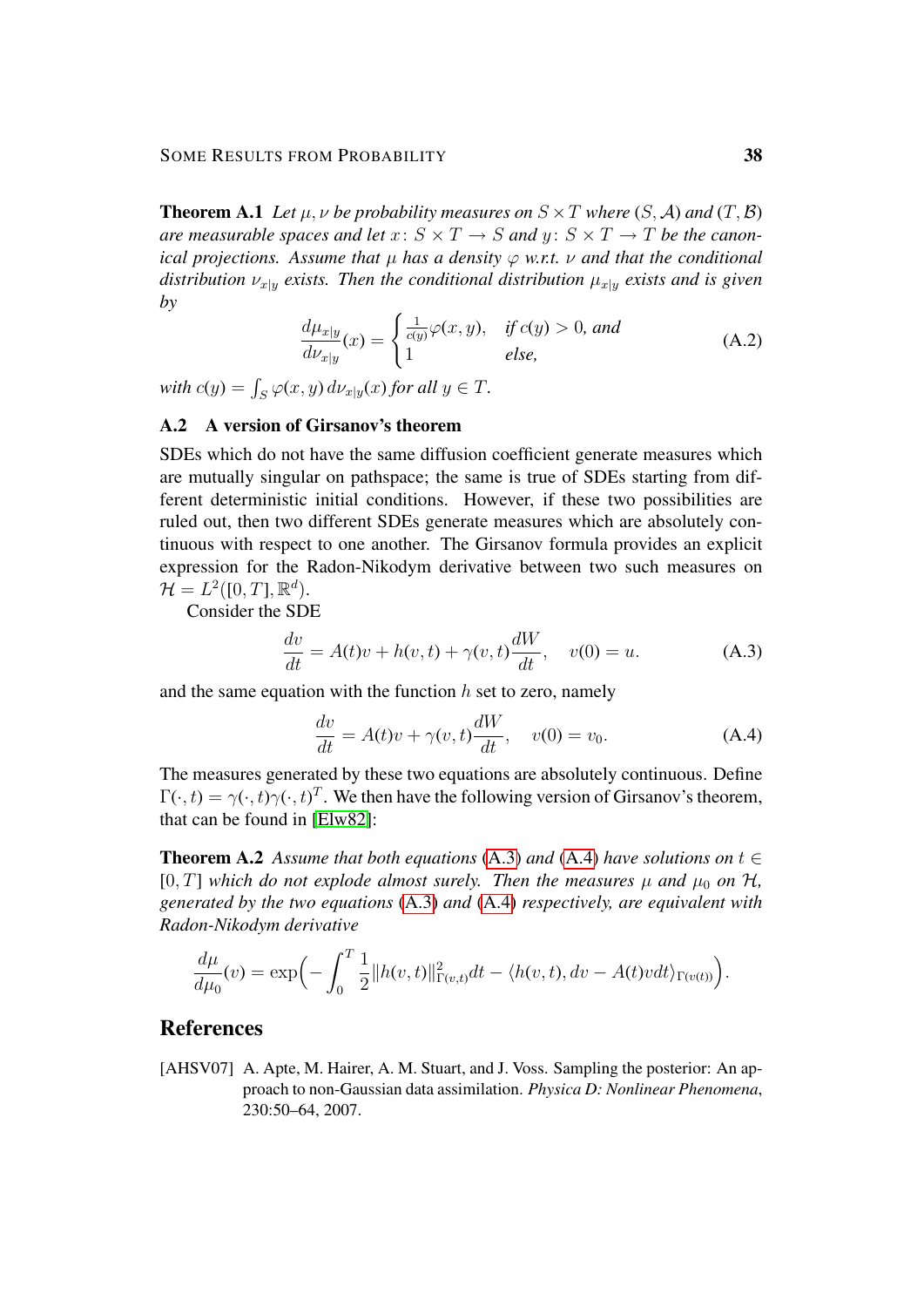**Theorem A.1** *Let $\mu, \nu$ be probability measures on $S \times T$ where $(S, \mathcal{A})$ and $(T, \mathcal{B})$ are measurable spaces and let $x\colon S \times T \to S$ and $y\colon S \times T \to T$ be the canonical projections. Assume that $\mu$ has a density $\varphi$ w.r.t. $\nu$ and that the conditional distribution $\nu_{x|y}$ exists. Then the conditional distribution $\mu_{x|y}$ exists and is given by*

$$\frac{d\mu_{x|y}}{d\nu_{x|y}}(x) = \begin{cases} \frac{1}{c(y)}\varphi(x,y), & \text{if } c(y) > 0\text{, and} \\ 1 & \text{else,} \end{cases} \tag{A.2}$$

*with $c(y) = \int_S \varphi(x,y)\, d\nu_{x|y}(x)$ for all $y \in T$.*

## A.2 A version of Girsanov's theorem

SDEs which do not have the same diffusion coefficient generate measures which are mutually singular on pathspace; the same is true of SDEs starting from different deterministic initial conditions. However, if these two possibilities are ruled out, then two different SDEs generate measures which are absolutely continuous with respect to one another. The Girsanov formula provides an explicit expression for the Radon-Nikodym derivative between two such measures on $\mathcal{H} = L^2([0,T], \mathbb{R}^d)$.

Consider the SDE

$$\frac{dv}{dt} = A(t)v + h(v,t) + \gamma(v,t)\frac{dW}{dt}, \quad v(0) = u. \tag{A.3}$$

and the same equation with the function $h$ set to zero, namely

$$\frac{dv}{dt} = A(t)v + \gamma(v,t)\frac{dW}{dt}, \quad v(0) = v_0. \tag{A.4}$$

The measures generated by these two equations are absolutely continuous. Define $\Gamma(\cdot,t) = \gamma(\cdot,t)\gamma(\cdot,t)^T$. We then have the following version of Girsanov's theorem, that can be found in [Elw82]:

**Theorem A.2** *Assume that both equations (A.3) and (A.4) have solutions on $t \in [0,T]$ which do not explode almost surely. Then the measures $\mu$ and $\mu_0$ on $\mathcal{H}$, generated by the two equations (A.3) and (A.4) respectively, are equivalent with Radon-Nikodym derivative*

$$\frac{d\mu}{d\mu_0}(v) = \exp\Big(-\int_0^T \frac{1}{2}\|h(v,t)\|^2_{\Gamma(v,t)}dt - \langle h(v,t), dv - A(t)v dt\rangle_{\Gamma(v(t))}\Big).$$

# References

[AHSV07] A. Apte, M. Hairer, A. M. Stuart, and J. Voss. Sampling the posterior: An approach to non-Gaussian data assimilation. *Physica D: Nonlinear Phenomena*, 230:50–64, 2007.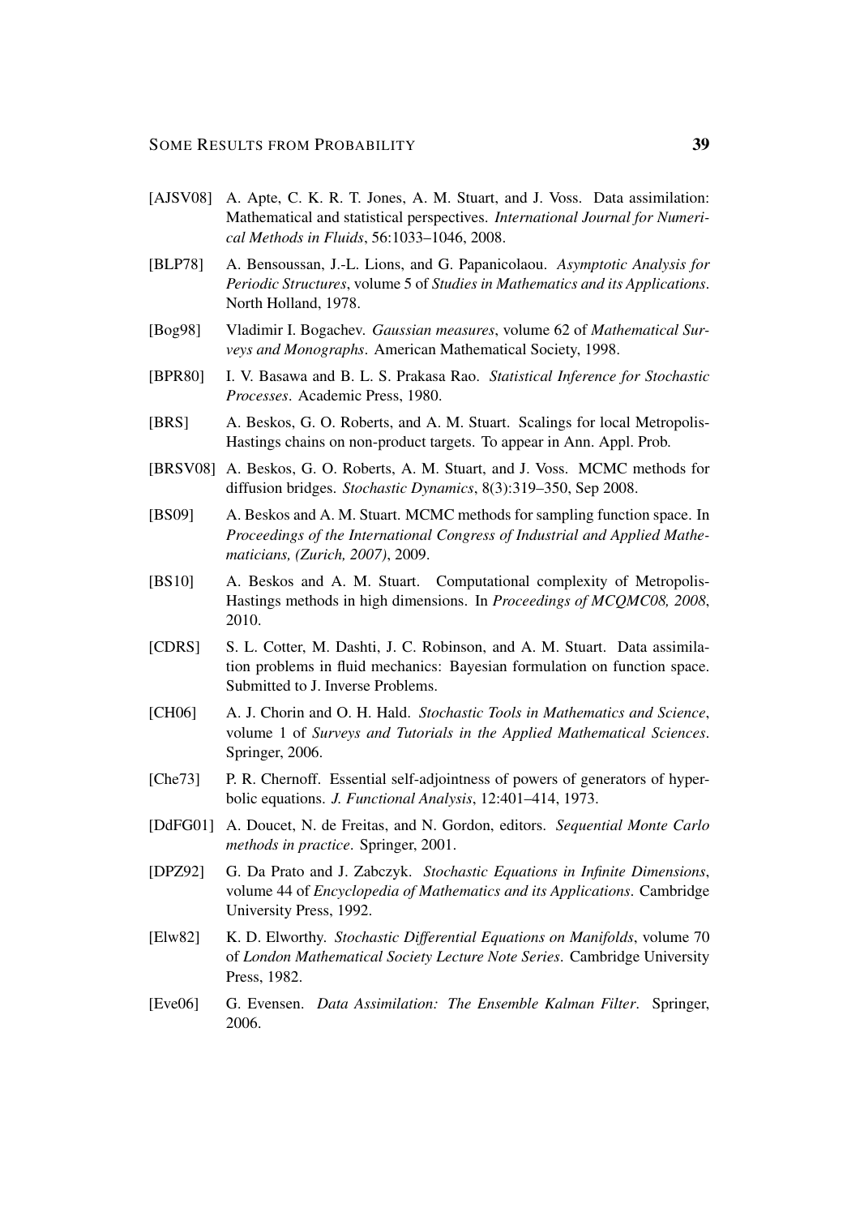[AJSV08] A. Apte, C. K. R. T. Jones, A. M. Stuart, and J. Voss. Data assimilation: Mathematical and statistical perspectives. *International Journal for Numerical Methods in Fluids*, 56:1033–1046, 2008.

[BLP78] A. Bensoussan, J.-L. Lions, and G. Papanicolaou. *Asymptotic Analysis for Periodic Structures*, volume 5 of *Studies in Mathematics and its Applications*. North Holland, 1978.

[Bog98] Vladimir I. Bogachev. *Gaussian measures*, volume 62 of *Mathematical Surveys and Monographs*. American Mathematical Society, 1998.

[BPR80] I. V. Basawa and B. L. S. Prakasa Rao. *Statistical Inference for Stochastic Processes*. Academic Press, 1980.

[BRS] A. Beskos, G. O. Roberts, and A. M. Stuart. Scalings for local Metropolis-Hastings chains on non-product targets. To appear in Ann. Appl. Prob.

[BRSV08] A. Beskos, G. O. Roberts, A. M. Stuart, and J. Voss. MCMC methods for diffusion bridges. *Stochastic Dynamics*, 8(3):319–350, Sep 2008.

[BS09] A. Beskos and A. M. Stuart. MCMC methods for sampling function space. In *Proceedings of the International Congress of Industrial and Applied Mathematicians, (Zurich, 2007)*, 2009.

[BS10] A. Beskos and A. M. Stuart. Computational complexity of Metropolis-Hastings methods in high dimensions. In *Proceedings of MCQMC08, 2008*, 2010.

[CDRS] S. L. Cotter, M. Dashti, J. C. Robinson, and A. M. Stuart. Data assimilation problems in fluid mechanics: Bayesian formulation on function space. Submitted to J. Inverse Problems.

[CH06] A. J. Chorin and O. H. Hald. *Stochastic Tools in Mathematics and Science*, volume 1 of *Surveys and Tutorials in the Applied Mathematical Sciences*. Springer, 2006.

[Che73] P. R. Chernoff. Essential self-adjointness of powers of generators of hyperbolic equations. *J. Functional Analysis*, 12:401–414, 1973.

[DdFG01] A. Doucet, N. de Freitas, and N. Gordon, editors. *Sequential Monte Carlo methods in practice*. Springer, 2001.

[DPZ92] G. Da Prato and J. Zabczyk. *Stochastic Equations in Infinite Dimensions*, volume 44 of *Encyclopedia of Mathematics and its Applications*. Cambridge University Press, 1992.

[Elw82] K. D. Elworthy. *Stochastic Differential Equations on Manifolds*, volume 70 of *London Mathematical Society Lecture Note Series*. Cambridge University Press, 1982.

[Eve06] G. Evensen. *Data Assimilation: The Ensemble Kalman Filter*. Springer, 2006.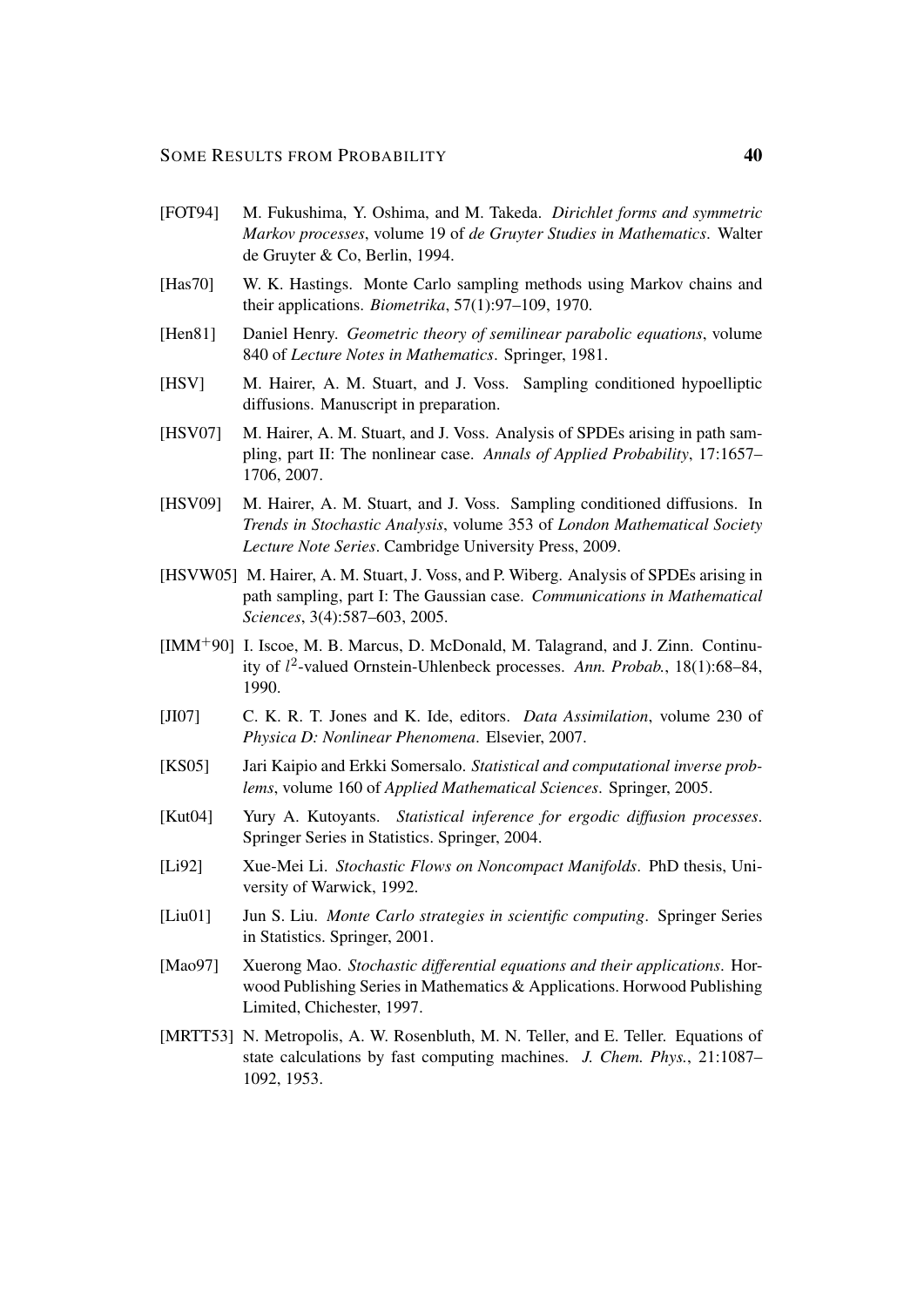[FOT94] M. Fukushima, Y. Oshima, and M. Takeda. *Dirichlet forms and symmetric Markov processes*, volume 19 of *de Gruyter Studies in Mathematics*. Walter de Gruyter & Co, Berlin, 1994.

[Has70] W. K. Hastings. Monte Carlo sampling methods using Markov chains and their applications. *Biometrika*, 57(1):97–109, 1970.

[Hen81] Daniel Henry. *Geometric theory of semilinear parabolic equations*, volume 840 of *Lecture Notes in Mathematics*. Springer, 1981.

[HSV] M. Hairer, A. M. Stuart, and J. Voss. Sampling conditioned hypoelliptic diffusions. Manuscript in preparation.

[HSV07] M. Hairer, A. M. Stuart, and J. Voss. Analysis of SPDEs arising in path sampling, part II: The nonlinear case. *Annals of Applied Probability*, 17:1657–1706, 2007.

[HSV09] M. Hairer, A. M. Stuart, and J. Voss. Sampling conditioned diffusions. In *Trends in Stochastic Analysis*, volume 353 of *London Mathematical Society Lecture Note Series*. Cambridge University Press, 2009.

[HSVW05] M. Hairer, A. M. Stuart, J. Voss, and P. Wiberg. Analysis of SPDEs arising in path sampling, part I: The Gaussian case. *Communications in Mathematical Sciences*, 3(4):587–603, 2005.

[IMM$^+$90] I. Iscoe, M. B. Marcus, D. McDonald, M. Talagrand, and J. Zinn. Continuity of $l^2$-valued Ornstein-Uhlenbeck processes. *Ann. Probab.*, 18(1):68–84, 1990.

[JI07] C. K. R. T. Jones and K. Ide, editors. *Data Assimilation*, volume 230 of *Physica D: Nonlinear Phenomena*. Elsevier, 2007.

[KS05] Jari Kaipio and Erkki Somersalo. *Statistical and computational inverse problems*, volume 160 of *Applied Mathematical Sciences*. Springer, 2005.

[Kut04] Yury A. Kutoyants. *Statistical inference for ergodic diffusion processes*. Springer Series in Statistics. Springer, 2004.

[Li92] Xue-Mei Li. *Stochastic Flows on Noncompact Manifolds*. PhD thesis, University of Warwick, 1992.

[Liu01] Jun S. Liu. *Monte Carlo strategies in scientific computing*. Springer Series in Statistics. Springer, 2001.

[Mao97] Xuerong Mao. *Stochastic differential equations and their applications*. Horwood Publishing Series in Mathematics & Applications. Horwood Publishing Limited, Chichester, 1997.

[MRTT53] N. Metropolis, A. W. Rosenbluth, M. N. Teller, and E. Teller. Equations of state calculations by fast computing machines. *J. Chem. Phys.*, 21:1087–1092, 1953.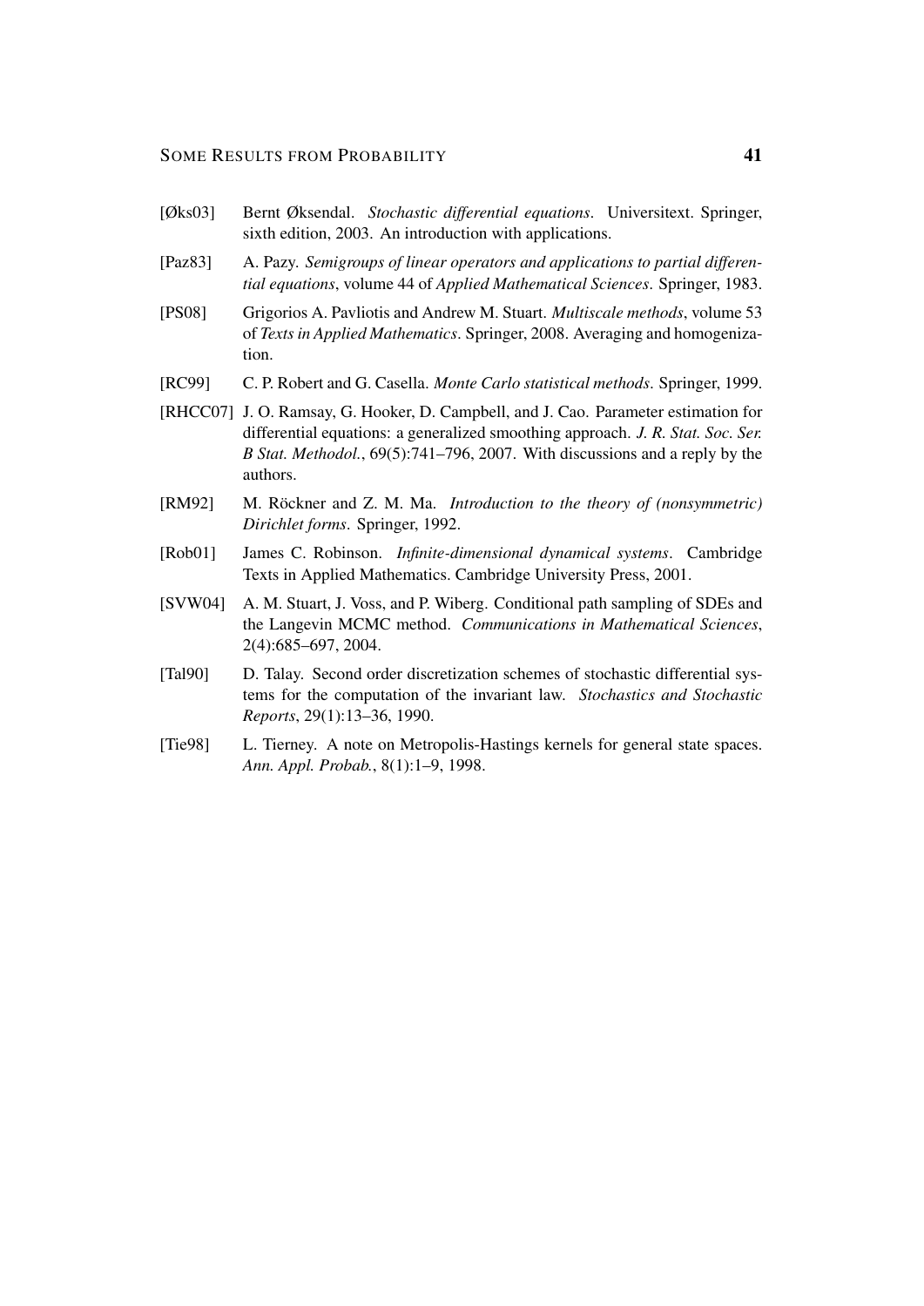[Øks03] Bernt Øksendal. *Stochastic differential equations*. Universitext. Springer, sixth edition, 2003. An introduction with applications.

[Paz83] A. Pazy. *Semigroups of linear operators and applications to partial differential equations*, volume 44 of *Applied Mathematical Sciences*. Springer, 1983.

[PS08] Grigorios A. Pavliotis and Andrew M. Stuart. *Multiscale methods*, volume 53 of *Texts in Applied Mathematics*. Springer, 2008. Averaging and homogenization.

[RC99] C. P. Robert and G. Casella. *Monte Carlo statistical methods*. Springer, 1999.

[RHCC07] J. O. Ramsay, G. Hooker, D. Campbell, and J. Cao. Parameter estimation for differential equations: a generalized smoothing approach. *J. R. Stat. Soc. Ser. B Stat. Methodol.*, 69(5):741–796, 2007. With discussions and a reply by the authors.

[RM92] M. Röckner and Z. M. Ma. *Introduction to the theory of (nonsymmetric) Dirichlet forms*. Springer, 1992.

[Rob01] James C. Robinson. *Infinite-dimensional dynamical systems*. Cambridge Texts in Applied Mathematics. Cambridge University Press, 2001.

[SVW04] A. M. Stuart, J. Voss, and P. Wiberg. Conditional path sampling of SDEs and the Langevin MCMC method. *Communications in Mathematical Sciences*, 2(4):685–697, 2004.

[Tal90] D. Talay. Second order discretization schemes of stochastic differential systems for the computation of the invariant law. *Stochastics and Stochastic Reports*, 29(1):13–36, 1990.

[Tie98] L. Tierney. A note on Metropolis-Hastings kernels for general state spaces. *Ann. Appl. Probab.*, 8(1):1–9, 1998.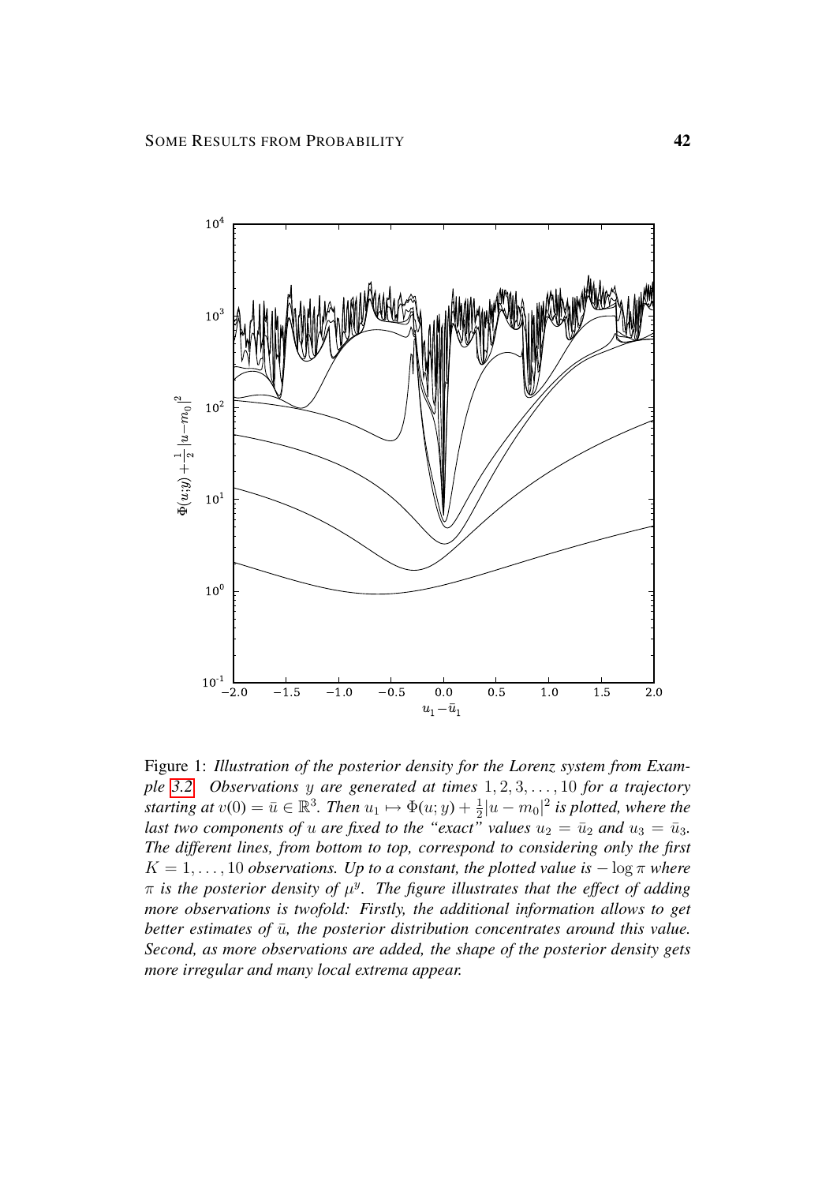Figure 1: *Illustration of the posterior density for the Lorenz system from Example 3.2. Observations $y$ are generated at times $1, 2, 3, \ldots, 10$ for a trajectory starting at $v(0) = \bar{u} \in \mathbb{R}^3$. Then $u_1 \mapsto \Phi(u; y) + \frac{1}{2}|u - m_0|^2$ is plotted, where the last two components of $u$ are fixed to the "exact" values $u_2 = \bar{u}_2$ and $u_3 = \bar{u}_3$. The different lines, from bottom to top, correspond to considering only the first $K = 1, \ldots, 10$ observations. Up to a constant, the plotted value is $-\log \pi$ where $\pi$ is the posterior density of $\mu^y$. The figure illustrates that the effect of adding more observations is twofold: Firstly, the additional information allows to get better estimates of $\bar{u}$, the posterior distribution concentrates around this value. Second, as more observations are added, the shape of the posterior density gets more irregular and many local extrema appear.*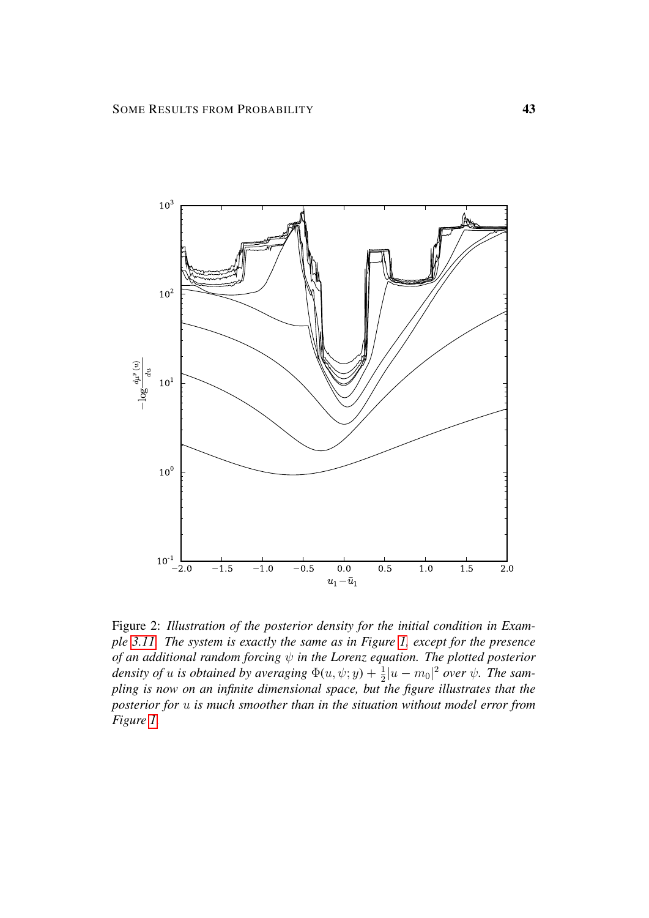$10^3$

$10^2$

$10^1$

$10^0$

$10^{-1}$

$-\log \frac{d\mu^y(u)}{du}$

−2.0 −1.5 −1.0 −0.5 0.0 0.5 1.0 1.5 2.0

$u_1 - \bar{u}_1$

Figure 2: *Illustration of the posterior density for the initial condition in Example 3.11. The system is exactly the same as in Figure 1, except for the presence of an additional random forcing $\psi$ in the Lorenz equation. The plotted posterior density of $u$ is obtained by averaging $\Phi(u, \psi; y) + \frac{1}{2}|u - m_0|^2$ over $\psi$. The sampling is now on an infinite dimensional space, but the figure illustrates that the posterior for $u$ is much smoother than in the situation without model error from Figure 1.*